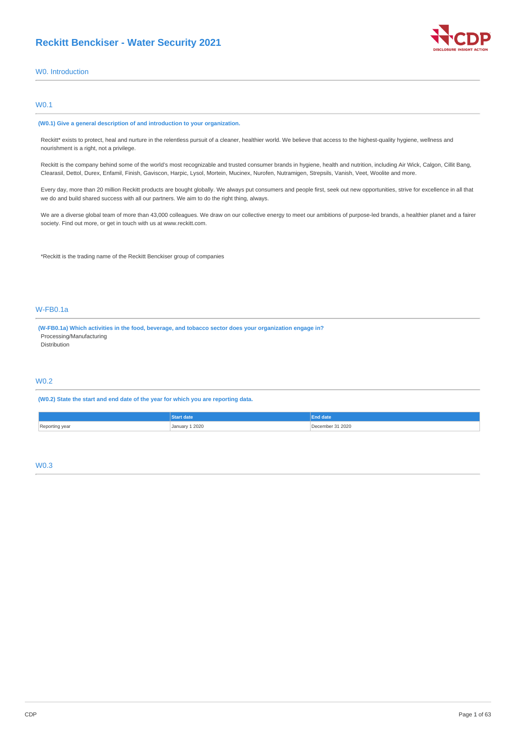# Reckitt Benckiser - Water Security 2021

## W0. Introduction

### W0.1

**(W0.1) Give a general description of and introduction to your organization.**

Reckitt* exists to protect, heal and nurture in the relentless pursuit of a cleaner, healthier world. We believe that access to the highest-quality hygiene, wellness and nourishment is a right, not a privilege.

Reckitt is the company behind some of the world's most recognizable and trusted consumer brands in hygiene, health and nutrition, including Air Wick, Calgon, Cillit Bang, Clearasil, Dettol, Durex, Enfamil, Finish, Gaviscon, Harpic, Lysol, Mortein, Mucinex, Nurofen, Nutramigen, Strepsils, Vanish, Veet, Woolite and more.

Every day, more than 20 million Reckitt products are bought globally. We always put consumers and people first, seek out new opportunities, strive for excellence in all that we do and build shared success with all our partners. We aim to do the right thing, always.

We are a diverse global team of more than 43,000 colleagues. We draw on our collective energy to meet our ambitions of purpose-led brands, a healthier planet and a fairer society. Find out more, or get in touch with us at www.reckitt.com.

*Reckitt is the trading name of the Reckitt Benckiser group of companies

### W-FB0.1a

**(W-FB0.1a) Which activities in the food, beverage, and tobacco sector does your organization engage in?**

Processing/Manufacturing
Distribution

### W0.2

**(W0.2) State the start and end date of the year for which you are reporting data.**

| | Start date | End date |
|---|---|---|
| Reporting year | January 1 2020 | December 31 2020 |

### W0.3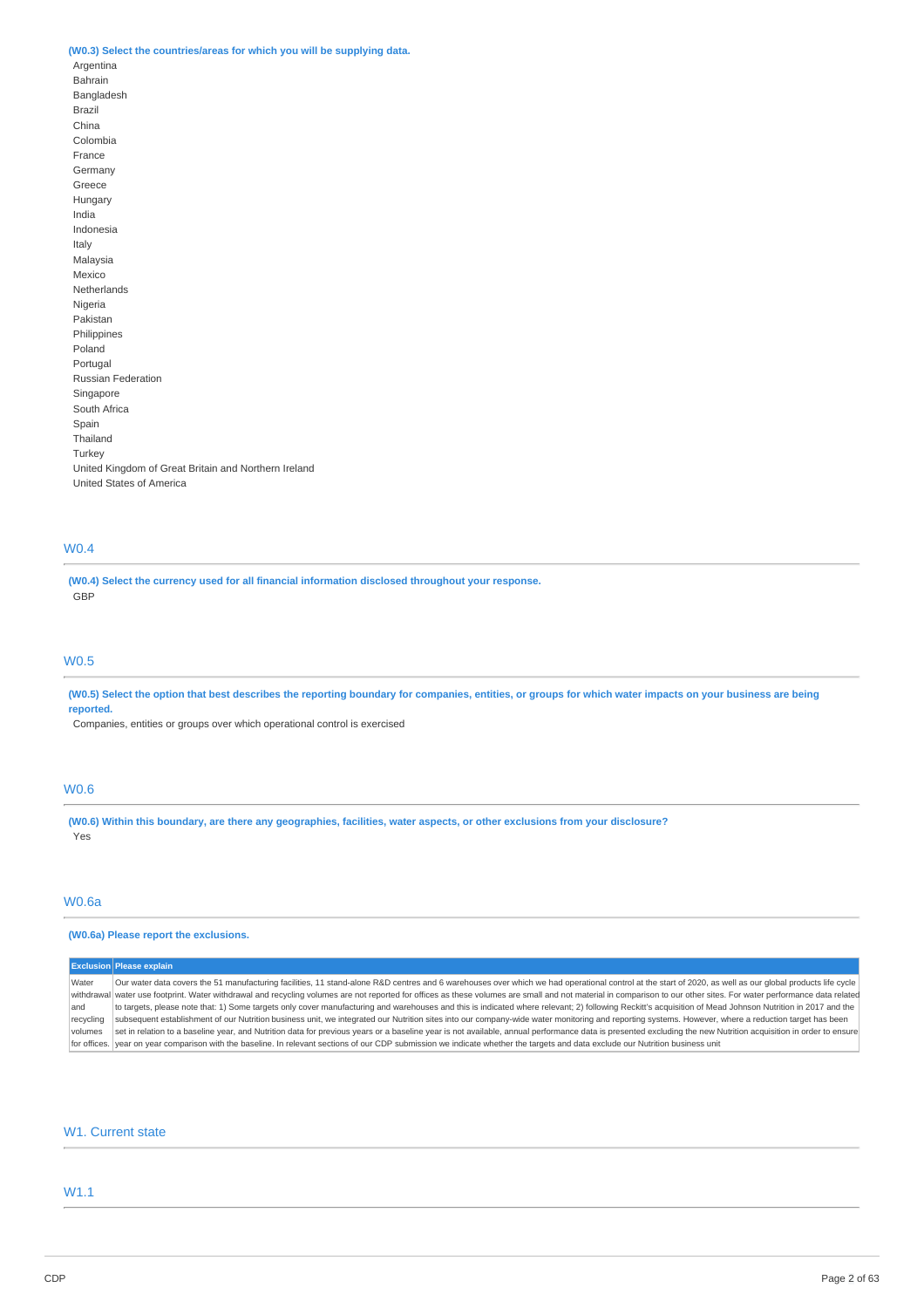**(W0.3) Select the countries/areas for which you will be supplying data.**

Argentina
Bahrain
Bangladesh
Brazil
China
Colombia
France
Germany
Greece
Hungary
India
Indonesia
Italy
Malaysia
Mexico
Netherlands
Nigeria
Pakistan
Philippines
Poland
Portugal
Russian Federation
Singapore
South Africa
Spain
Thailand
Turkey
United Kingdom of Great Britain and Northern Ireland
United States of America

## W0.4

**(W0.4) Select the currency used for all financial information disclosed throughout your response.**

GBP

## W0.5

**(W0.5) Select the option that best describes the reporting boundary for companies, entities, or groups for which water impacts on your business are being reported.**

Companies, entities or groups over which operational control is exercised

## W0.6

**(W0.6) Within this boundary, are there any geographies, facilities, water aspects, or other exclusions from your disclosure?**

Yes

## W0.6a

**(W0.6a) Please report the exclusions.**

| Exclusion | Please explain |
|---|---|
| Water withdrawal and recycling volumes for offices. | Our water data covers the 51 manufacturing facilities, 11 stand-alone R&D centres and 6 warehouses over which we had operational control at the start of 2020, as well as our global products life cycle water use footprint. Water withdrawal and recycling volumes are not reported for offices as these volumes are small and not material in comparison to our other sites. For water performance data related to targets, please note that: 1) Some targets only cover manufacturing and warehouses and this is indicated where relevant; 2) following Reckitt's acquisition of Mead Johnson Nutrition in 2017 and the subsequent establishment of our Nutrition business unit, we integrated our Nutrition sites into our company-wide water monitoring and reporting systems. However, where a reduction target has been set in relation to a baseline year, and Nutrition data for previous years or a baseline year is not available, annual performance data is presented excluding the new Nutrition acquisition in order to ensure year on year comparison with the baseline. In relevant sections of our CDP submission we indicate whether the targets and data exclude our Nutrition business unit |

## W1. Current state

## W1.1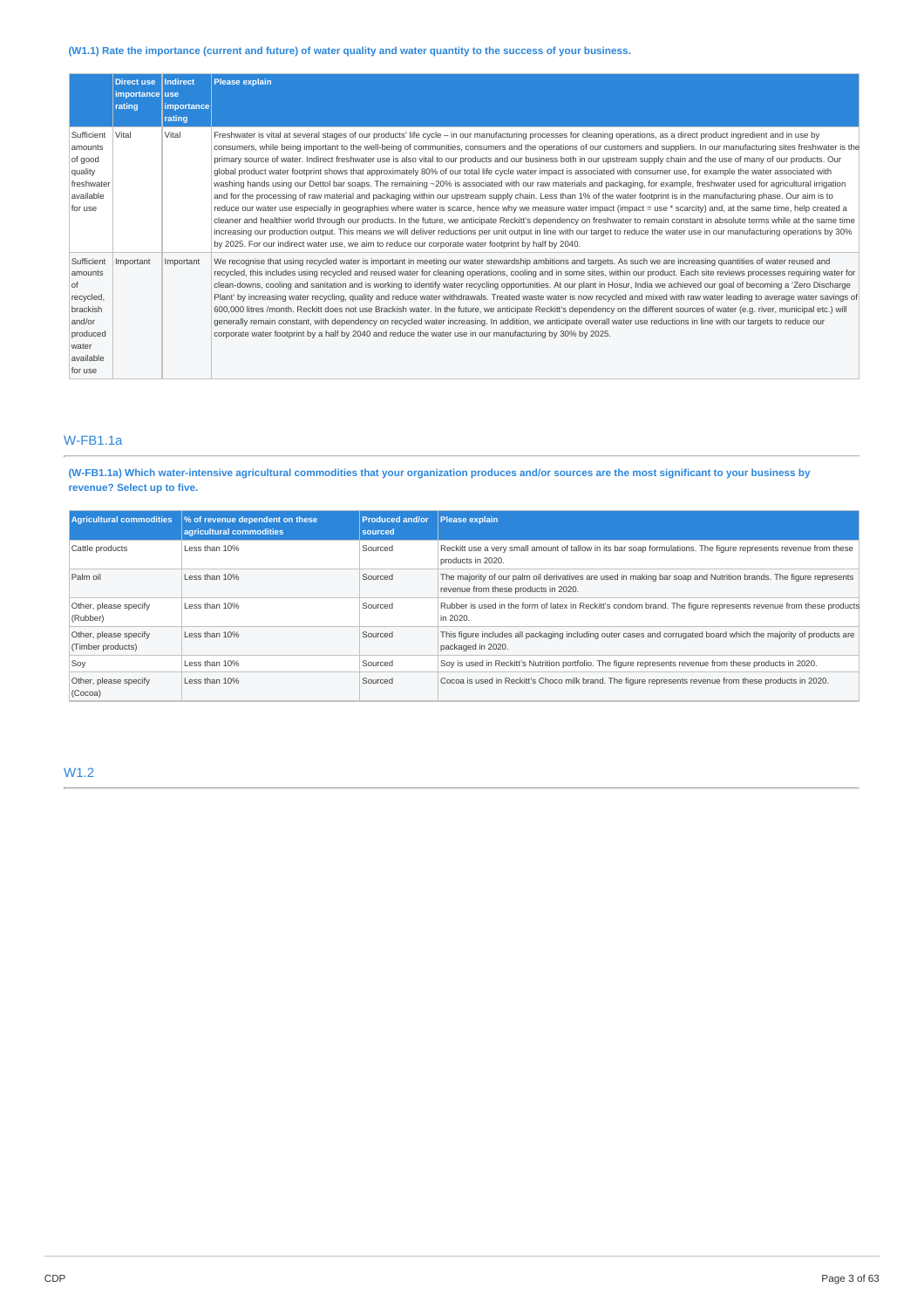**(W1.1) Rate the importance (current and future) of water quality and water quantity to the success of your business.**

| | Direct use importance rating | Indirect use importance rating | Please explain |
|---|---|---|---|
| Sufficient amounts of good quality freshwater available for use | Vital | Vital | Freshwater is vital at several stages of our products' life cycle – in our manufacturing processes for cleaning operations, as a direct product ingredient and in use by consumers, while being important to the well-being of communities, consumers and the operations of our customers and suppliers. In our manufacturing sites freshwater is the primary source of water. Indirect freshwater use is also vital to our products and our business both in our upstream supply chain and the use of many of our products. Our global product water footprint shows that approximately 80% of our total life cycle water impact is associated with consumer use, for example the water associated with washing hands using our Dettol bar soaps. The remaining ~20% is associated with our raw materials and packaging, for example, freshwater used for agricultural irrigation and for the processing of raw material and packaging within our upstream supply chain. Less than 1% of the water footprint is in the manufacturing phase. Our aim is to reduce our water use especially in geographies where water is scarce, hence why we measure water impact (impact = use * scarcity) and, at the same time, help created a cleaner and healthier world through our products. In the future, we anticipate Reckitt's dependency on freshwater to remain constant in absolute terms while at the same time increasing our production output. This means we will deliver reductions per unit output in line with our target to reduce the water use in our manufacturing operations by 30% by 2025. For our indirect water use, we aim to reduce our corporate water footprint by half by 2040. |
| Sufficient amounts of recycled, brackish and/or produced water available for use | Important | Important | We recognise that using recycled water is important in meeting our water stewardship ambitions and targets. As such we are increasing quantities of water reused and recycled, this includes using recycled and reused water for cleaning operations, cooling and in some sites, within our product. Each site reviews processes requiring water for clean-downs, cooling and sanitation and is working to identify water recycling opportunities. At our plant in Hosur, India we achieved our goal of becoming a 'Zero Discharge Plant' by increasing water recycling, quality and reduce water withdrawals. Treated waste water is now recycled and mixed with raw water leading to average water savings of 600,000 litres /month. Reckitt does not use Brackish water. In the future, we anticipate Reckitt's dependency on the different sources of water (e.g. river, municipal etc.) will generally remain constant, with dependency on recycled water increasing. In addition, we anticipate overall water use reductions in line with our targets to reduce our corporate water footprint by a half by 2040 and reduce the water use in our manufacturing by 30% by 2025. |

## W-FB1.1a

**(W-FB1.1a) Which water-intensive agricultural commodities that your organization produces and/or sources are the most significant to your business by revenue? Select up to five.**

| Agricultural commodities | % of revenue dependent on these agricultural commodities | Produced and/or sourced | Please explain |
|---|---|---|---|
| Cattle products | Less than 10% | Sourced | Reckitt use a very small amount of tallow in its bar soap formulations. The figure represents revenue from these products in 2020. |
| Palm oil | Less than 10% | Sourced | The majority of our palm oil derivatives are used in making bar soap and Nutrition brands. The figure represents revenue from these products in 2020. |
| Other, please specify (Rubber) | Less than 10% | Sourced | Rubber is used in the form of latex in Reckitt's condom brand. The figure represents revenue from these products in 2020. |
| Other, please specify (Timber products) | Less than 10% | Sourced | This figure includes all packaging including outer cases and corrugated board which the majority of products are packaged in 2020. |
| Soy | Less than 10% | Sourced | Soy is used in Reckitt's Nutrition portfolio. The figure represents revenue from these products in 2020. |
| Other, please specify (Cocoa) | Less than 10% | Sourced | Cocoa is used in Reckitt's Choco milk brand. The figure represents revenue from these products in 2020. |

## W1.2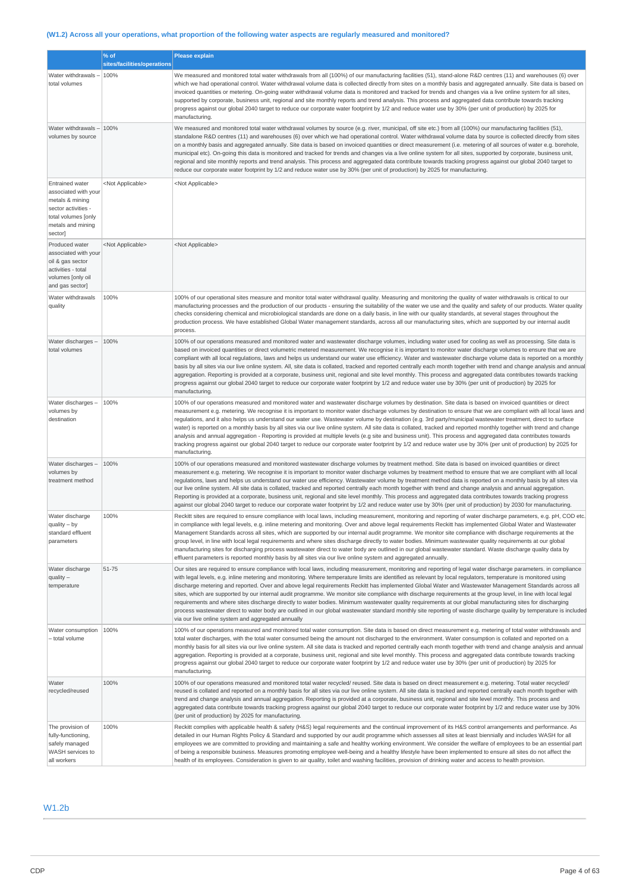### (W1.2) Across all your operations, what proportion of the following water aspects are regularly measured and monitored?

| | % of sites/facilities/operations | Please explain |
|---|---|---|
| Water withdrawals – total volumes | 100% | We measured and monitored total water withdrawals from all (100%) of our manufacturing facilities (51), stand-alone R&D centres (11) and warehouses (6) over which we had operational control. Water withdrawal volume data is collected directly from sites on a monthly basis and aggregated annually. Site data is based on invoiced quantities or metering. On-going water withdrawal volume data is monitored and tracked for trends and changes via a live online system for all sites, supported by corporate, business unit, regional and site monthly reports and trend analysis. This process and aggregated data contribute towards tracking progress against our global 2040 target to reduce our corporate water footprint by 1/2 and reduce water use by 30% (per unit of production) by 2025 for manufacturing. |
| Water withdrawals – volumes by source | 100% | We measured and monitored total water withdrawal volumes by source (e.g. river, municipal, off site etc.) from all (100%) our manufacturing facilities (51), standalone R&D centres (11) and warehouses (6) over which we had operational control. Water withdrawal volume data by source is collected directly from sites on a monthly basis and aggregated annually. Site data is based on invoiced quantities or direct measurement (i.e. metering of all sources of water e.g. borehole, municipal etc). On-going this data is monitored and tracked for trends and changes via a live online system for all sites, supported by corporate, business unit, regional and site monthly reports and trend analysis. This process and aggregated data contribute towards tracking progress against our global 2040 target to reduce our corporate water footprint by 1/2 and reduce water use by 30% (per unit of production) by 2025 for manufacturing. |
| Entrained water associated with your metals & mining sector activities - total volumes [only metals and mining sector] | <Not Applicable> | <Not Applicable> |
| Produced water associated with your oil & gas sector activities - total volumes [only oil and gas sector] | <Not Applicable> | <Not Applicable> |
| Water withdrawals quality | 100% | 100% of our operational sites measure and monitor total water withdrawal quality. Measuring and monitoring the quality of water withdrawals is critical to our manufacturing processes and the production of our products - ensuring the suitability of the water we use and the quality and safety of our products. Water quality checks considering chemical and microbiological standards are done on a daily basis, in line with our quality standards, at several stages throughout the production process. We have established Global Water management standards, across all our manufacturing sites, which are supported by our internal audit process. |
| Water discharges – total volumes | 100% | 100% of our operations measured and monitored water and wastewater discharge volumes, including water used for cooling as well as processing. Site data is based on invoiced quantities or direct volumetric metered measurement. We recognise it is important to monitor water discharge volumes to ensure that we are compliant with all local regulations, laws and helps us understand our water use efficiency. Water and wastewater discharge volume data is reported on a monthly basis by all sites via our live online system. All, site data is collated, tracked and reported centrally each month together with trend and change analysis and annual aggregation. Reporting is provided at a corporate, business unit, regional and site level monthly. This process and aggregated data contributes towards tracking progress against our global 2040 target to reduce our corporate water footprint by 1/2 and reduce water use by 30% (per unit of production) by 2025 for manufacturing. |
| Water discharges – volumes by destination | 100% | 100% of our operations measured and monitored water and wastewater discharge volumes by destination. Site data is based on invoiced quantities or direct measurement e.g. metering. We recognise it is important to monitor water discharge volumes by destination to ensure that we are compliant with all local laws and regulations, and it also helps us understand our water use. Wastewater volume by destination (e.g. 3rd party/municipal wastewater treatment, direct to surface water) is reported on a monthly basis by all sites via our live online system. All site data is collated, tracked and reported monthly together with trend and change analysis and annual aggregation - Reporting is provided at multiple levels (e.g site and business unit). This process and aggregated data contributes towards tracking progress against our global 2040 target to reduce our corporate water footprint by 1/2 and reduce water use by 30% (per unit of production) by 2025 for manufacturing. |
| Water discharges – volumes by treatment method | 100% | 100% of our operations measured and monitored wastewater discharge volumes by treatment method. Site data is based on invoiced quantities or direct measurement e.g. metering. We recognise it is important to monitor water discharge volumes by treatment method to ensure that we are compliant with all local regulations, laws and helps us understand our water use efficiency. Wastewater volume by treatment method data is reported on a monthly basis by all sites via our live online system. All site data is collated, tracked and reported centrally each month together with trend and change analysis and annual aggregation. Reporting is provided at a corporate, business unit, regional and site level monthly. This process and aggregated data contributes towards tracking progress against our global 2040 target to reduce our corporate water footprint by 1/2 and reduce water use by 30% (per unit of production) by 2030 for manufacturing. |
| Water discharge quality – by standard effluent parameters | 100% | Reckitt sites are required to ensure compliance with local laws, including measurement, monitoring and reporting of water discharge parameters, e.g. pH, COD etc. in compliance with legal levels, e.g. inline metering and monitoring. Over and above legal requirements Reckitt has implemented Global Water and Wastewater Management Standards across all sites, which are supported by our internal audit programme. We monitor site compliance with discharge requirements at the group level, in line with local legal requirements and where sites discharge directly to water bodies. Minimum wastewater quality requirements at our global manufacturing sites for discharging process wastewater direct to water body are outlined in our global wastewater standard. Waste discharge quality data by effluent parameters is reported monthly basis by all sites via our live online system and aggregated annually. |
| Water discharge quality – temperature | 51-75 | Our sites are required to ensure compliance with local laws, including measurement, monitoring and reporting of legal water discharge parameters. in compliance with legal levels, e.g. inline metering and monitoring. Where temperature limits are identified as relevant by local regulators, temperature is monitored using discharge metering and reported. Over and above legal requirements Reckitt has implemented Global Water and Wastewater Management Standards across all sites, which are supported by our internal audit programme. We monitor site compliance with discharge requirements at the group level, in line with local legal requirements and where sites discharge directly to water bodies. Minimum wastewater quality requirements at our global manufacturing sites for discharging process wastewater direct to water body are outlined in our global wastewater standard monthly site reporting of waste discharge quality by temperature is included via our live online system and aggregated annually |
| Water consumption – total volume | 100% | 100% of our operations measured and monitored total water consumption. Site data is based on direct measurement e.g. metering of total water withdrawals and total water discharges, with the total water consumed being the amount not discharged to the environment. Water consumption is collated and reported on a monthly basis for all sites via our live online system. All site data is tracked and reported centrally each month together with trend and change analysis and annual aggregation. Reporting is provided at a corporate, business unit, regional and site level monthly. This process and aggregated data contribute towards tracking progress against our global 2040 target to reduce our corporate water footprint by 1/2 and reduce water use by 30% (per unit of production) by 2025 for manufacturing. |
| Water recycled/reused | 100% | 100% of our operations measured and monitored total water recycled/ reused. Site data is based on direct measurement e.g. metering. Total water recycled/ reused is collated and reported on a monthly basis for all sites via our live online system. All site data is tracked and reported centrally each month together with trend and change analysis and annual aggregation. Reporting is provided at a corporate, business unit, regional and site level monthly. This process and aggregated data contribute towards tracking progress against our global 2040 target to reduce our corporate water footprint by 1/2 and reduce water use by 30% (per unit of production) by 2025 for manufacturing. |
| The provision of fully-functioning, safely managed WASH services to all workers | 100% | Reckitt complies with applicable health & safety (H&S) legal requirements and the continual improvement of its H&S control arrangements and performance. As detailed in our Human Rights Policy & Standard and supported by our audit programme which assesses all sites at least biennially and includes WASH for all employees we are committed to providing and maintaining a safe and healthy working environment. We consider the welfare of employees to be an essential part of being a responsible business. Measures promoting employee well-being and a healthy lifestyle have been implemented to ensure all sites do not affect the health of its employees. Consideration is given to air quality, toilet and washing facilities, provision of drinking water and access to health provision. |

## W1.2b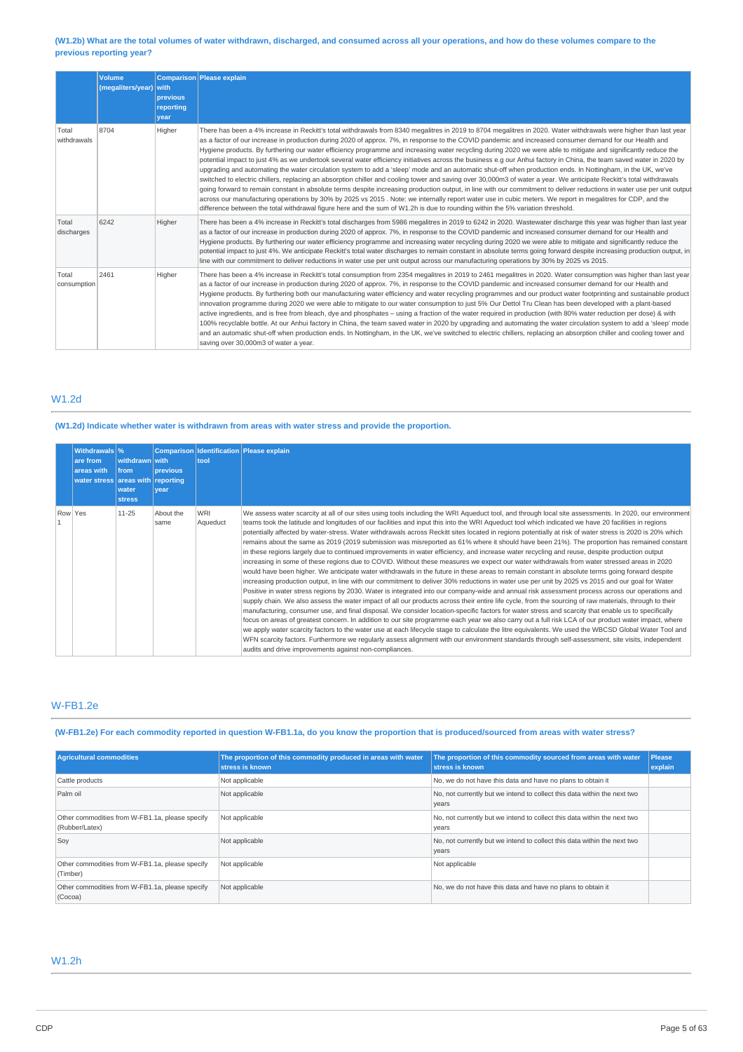**(W1.2b) What are the total volumes of water withdrawn, discharged, and consumed across all your operations, and how do these volumes compare to the previous reporting year?**

| | Volume (megaliters/year) | Comparison with previous reporting year | Please explain |
|---|---|---|---|
| Total withdrawals | 8704 | Higher | There has been a 4% increase in Reckitt's total withdrawals from 8340 megalitres in 2019 to 8704 megalitres in 2020. Water withdrawals were higher than last year as a factor of our increase in production during 2020 of approx. 7%, in response to the COVID pandemic and increased consumer demand for our Health and Hygiene products. By furthering our water efficiency programme and increasing water recycling during 2020 we were able to mitigate and significantly reduce the potential impact to just 4% as we undertook several water efficiency initiatives across the business e.g our Anhui factory in China, the team saved water in 2020 by upgrading and automating the water circulation system to add a 'sleep' mode and an automatic shut-off when production ends. In Nottingham, in the UK, we've switched to electric chillers, replacing an absorption chiller and cooling tower and saving over 30,000m3 of water a year. We anticipate Reckitt's total withdrawals going forward to remain constant in absolute terms despite increasing production output, in line with our commitment to deliver reductions in water use per unit output across our manufacturing operations by 30% by 2025 vs 2015 . Note: we internally report water use in cubic meters. We report in megalitres for CDP, and the difference between the total withdrawal figure here and the sum of W1.2h is due to rounding within the 5% variation threshold. |
| Total discharges | 6242 | Higher | There has been a 4% increase in Reckitt's total discharges from 5986 megalitres in 2019 to 6242 in 2020. Wastewater discharge this year was higher than last year as a factor of our increase in production during 2020 of approx. 7%, in response to the COVID pandemic and increased consumer demand for our Health and Hygiene products. By furthering our water efficiency programme and increasing water recycling during 2020 we were able to mitigate and significantly reduce the potential impact to just 4%. We anticipate Reckitt's total water discharges to remain constant in absolute terms going forward despite increasing production output, in line with our commitment to deliver reductions in water use per unit output across our manufacturing operations by 30% by 2025 vs 2015. |
| Total consumption | 2461 | Higher | There has been a 4% increase in Reckitt's total consumption from 2354 megalitres in 2019 to 2461 megalitres in 2020. Water consumption was higher than last year as a factor of our increase in production during 2020 of approx. 7%, in response to the COVID pandemic and increased consumer demand for our Health and Hygiene products. By furthering both our manufacturing water efficiency and water recycling programmes and our product water footprinting and sustainable product innovation programme during 2020 we were able to mitigate to our water consumption to just 5% Our Dettol Tru Clean has been developed with a plant-based active ingredients, and is free from bleach, dye and phosphates – using a fraction of the water required in production (with 80% water reduction per dose) & with 100% recyclable bottle. At our Anhui factory in China, the team saved water in 2020 by upgrading and automating the water circulation system to add a 'sleep' mode and an automatic shut-off when production ends. In Nottingham, in the UK, we've switched to electric chillers, replacing an absorption chiller and cooling tower and saving over 30,000m3 of water a year. |

## W1.2d

**(W1.2d) Indicate whether water is withdrawn from areas with water stress and provide the proportion.**

| | Withdrawals are from areas with water stress | % withdrawn from areas with water stress | Comparison with previous reporting year | Identification tool | Please explain |
|---|---|---|---|---|---|
| Row 1 | Yes | 11-25 | About the same | WRI Aqueduct | We assess water scarcity at all of our sites using tools including the WRI Aqueduct tool, and through local site assessments. In 2020, our environment teams took the latitude and longitudes of our facilities and input this into the WRI Aqueduct tool which indicated we have 20 facilities in regions potentially affected by water-stress. Water withdrawals across Reckitt sites located in regions potentially at risk of water stress is 2020 is 20% which remains about the same as 2019 (2019 submission was misreported as 61% where it should have been 21%). The proportion has remained constant in these regions largely due to continued improvements in water efficiency, and increase water recycling and reuse, despite production output increasing in some of these regions due to COVID. Without these measures we expect our water withdrawals from water stressed areas in 2020 would have been higher. We anticipate water withdrawals in the future in these areas to remain constant in absolute terms going forward despite increasing production output, in line with our commitment to deliver 30% reductions in water use per unit by 2025 vs 2015 and our goal for Water Positive in water stress regions by 2030. Water is integrated into our company-wide and annual risk assessment process across our operations and supply chain. We also assess the water impact of all our products across their entire life cycle, from the sourcing of raw materials, through to their manufacturing, consumer use, and final disposal. We consider location-specific factors for water stress and scarcity that enable us to specifically focus on areas of greatest concern. In addition to our site programme each year we also carry out a full risk LCA of our product water impact, where we apply water scarcity factors to the water use at each lifecycle stage to calculate the litre equivalents. We used the WBCSD Global Water Tool and WFN scarcity factors. Furthermore we regularly assess alignment with our environment standards through self-assessment, site visits, independent audits and drive improvements against non-compliances. |

## W-FB1.2e

**(W-FB1.2e) For each commodity reported in question W-FB1.1a, do you know the proportion that is produced/sourced from areas with water stress?**

| Agricultural commodities | The proportion of this commodity produced in areas with water stress is known | The proportion of this commodity sourced from areas with water stress is known | Please explain |
|---|---|---|---|
| Cattle products | Not applicable | No, we do not have this data and have no plans to obtain it | |
| Palm oil | Not applicable | No, not currently but we intend to collect this data within the next two years | |
| Other commodities from W-FB1.1a, please specify (Rubber/Latex) | Not applicable | No, not currently but we intend to collect this data within the next two years | |
| Soy | Not applicable | No, not currently but we intend to collect this data within the next two years | |
| Other commodities from W-FB1.1a, please specify (Timber) | Not applicable | Not applicable | |
| Other commodities from W-FB1.1a, please specify (Cocoa) | Not applicable | No, we do not have this data and have no plans to obtain it | |

## W1.2h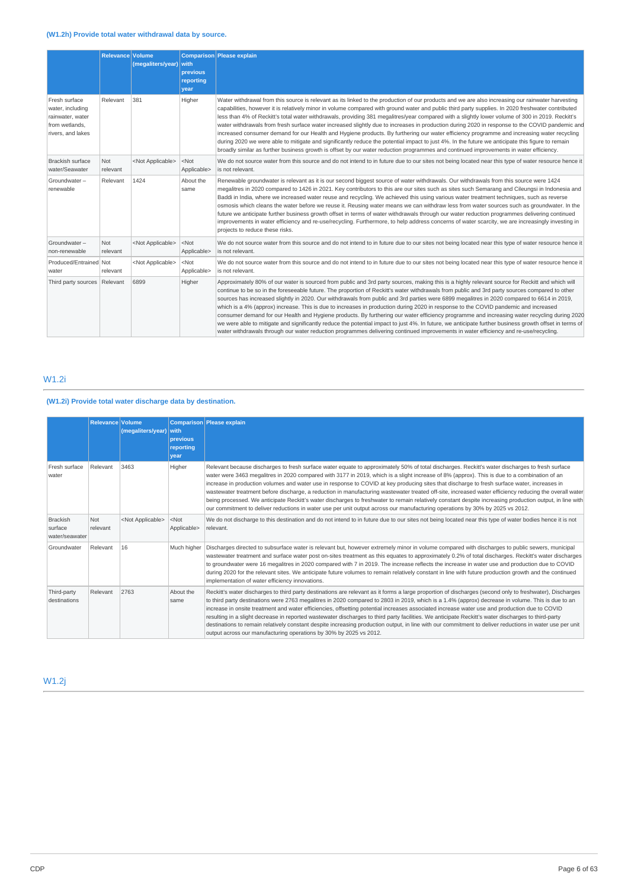**(W1.2h) Provide total water withdrawal data by source.**

| | Relevance | Volume (megaliters/year) | Comparison with previous reporting year | Please explain |
|---|---|---|---|---|
| Fresh surface water, including rainwater, water from wetlands, rivers, and lakes | Relevant | 381 | Higher | Water withdrawal from this source is relevant as its linked to the production of our products and we are also increasing our rainwater harvesting capabilities, however it is relatively minor in volume compared with ground water and public third party supplies. In 2020 freshwater contributed less than 4% of Reckitt's total water withdrawals, providing 381 megalitres/year compared with a slightly lower volume of 300 in 2019. Reckitt's water withdrawals from fresh surface water increased slightly due to increases in production during 2020 in response to the COVID pandemic and increased consumer demand for our Health and Hygiene products. By furthering our water efficiency programme and increasing water recycling during 2020 we were able to mitigate and significantly reduce the potential impact to just 4%. In the future we anticipate this figure to remain broadly similar as further business growth is offset by our water reduction programmes and continued improvements in water efficiency. |
| Brackish surface water/Seawater | Not relevant | <Not Applicable> | <Not Applicable> | We do not source water from this source and do not intend to in future due to our sites not being located near this type of water resource hence it is not relevant. |
| Groundwater – renewable | Relevant | 1424 | About the same | Renewable groundwater is relevant as it is our second biggest source of water withdrawals. Our withdrawals from this source were 1424 megalitres in 2020 compared to 1426 in 2021. Key contributors to this are our sites such as sites such Semarang and Cileungsi in Indonesia and Baddi in India, where we increased water reuse and recycling. We achieved this using various water treatment techniques, such as reverse osmosis which cleans the water before we reuse it. Reusing water means we can withdraw less from water sources such as groundwater. In the future we anticipate further business growth offset in terms of water withdrawals through our water reduction programmes delivering continued improvements in water efficiency and re-use/recycling. Furthermore, to help address concerns of water scarcity, we are increasingly investing in projects to reduce these risks. |
| Groundwater – non-renewable | Not relevant | <Not Applicable> | <Not Applicable> | We do not source water from this source and do not intend to in future due to our sites not being located near this type of water resource hence it is not relevant. |
| Produced/Entrained water | Not relevant | <Not Applicable> | <Not Applicable> | We do not source water from this source and do not intend to in future due to our sites not being located near this type of water resource hence it is not relevant. |
| Third party sources | Relevant | 6899 | Higher | Approximately 80% of our water is sourced from public and 3rd party sources, making this is a highly relevant source for Reckitt and which will continue to be so in the foreseeable future. The proportion of Reckitt's water withdrawals from public and 3rd party sources compared to other sources has increased slightly in 2020. Our withdrawals from public and 3rd parties were 6899 megalitres in 2020 compared to 6614 in 2019, which is a 4% (approx) increase. This is due to increases in production during 2020 in response to the COVID pandemic and increased consumer demand for our Health and Hygiene products. By furthering our water efficiency programme and increasing water recycling during 2020 we were able to mitigate and significantly reduce the potential impact to just 4%. In future, we anticipate further business growth offset in terms of water withdrawals through our water reduction programmes delivering continued improvements in water efficiency and re-use/recycling. |

## W1.2i

**(W1.2i) Provide total water discharge data by destination.**

| | Relevance | Volume (megaliters/year) | Comparison with previous reporting year | Please explain |
|---|---|---|---|---|
| Fresh surface water | Relevant | 3463 | Higher | Relevant because discharges to fresh surface water equate to approximately 50% of total discharges. Reckitt's water discharges to fresh surface water were 3463 megalitres in 2020 compared with 3177 in 2019, which is a slight increase of 8% (approx). This is due to a combination of an increase in production volumes and water use in response to COVID at key producing sites that discharge to fresh surface water, increases in wastewater treatment before discharge, a reduction in manufacturing wastewater treated off-site, increased water efficiency reducing the overall water being processed. We anticipate Reckitt's water discharges to freshwater to remain relatively constant despite increasing production output, in line with our commitment to deliver reductions in water use per unit output across our manufacturing operations by 30% by 2025 vs 2012. |
| Brackish surface water/seawater | Not relevant | <Not Applicable> | <Not Applicable> | We do not discharge to this destination and do not intend to in future due to our sites not being located near this type of water bodies hence it is not relevant. |
| Groundwater | Relevant | 16 | Much higher | Discharges directed to subsurface water is relevant but, however extremely minor in volume compared with discharges to public sewers, municipal wastewater treatment and surface water post on-sites treatment as this equates to approximately 0.2% of total discharges. Reckitt's water discharges to groundwater were 16 megalitres in 2020 compared with 7 in 2019. The increase reflects the increase in water use and production due to COVID during 2020 for the relevant sites. We anticipate future volumes to remain relatively constant in line with future production growth and the continued implementation of water efficiency innovations. |
| Third-party destinations | Relevant | 2763 | About the same | Reckitt's water discharges to third party destinations are relevant as it forms a large proportion of discharges (second only to freshwater), Discharges to third party destinations were 2763 megalitres in 2020 compared to 2803 in 2019, which is a 1.4% (approx) decrease in volume. This is due to an increase in onsite treatment and water efficiencies, offsetting potential increases associated increase water use and production due to COVID resulting in a slight decrease in reported wastewater discharges to third party facilities. We anticipate Reckitt's water discharges to third-party destinations to remain relatively constant despite increasing production output, in line with our commitment to deliver reductions in water use per unit output across our manufacturing operations by 30% by 2025 vs 2012. |

## W1.2j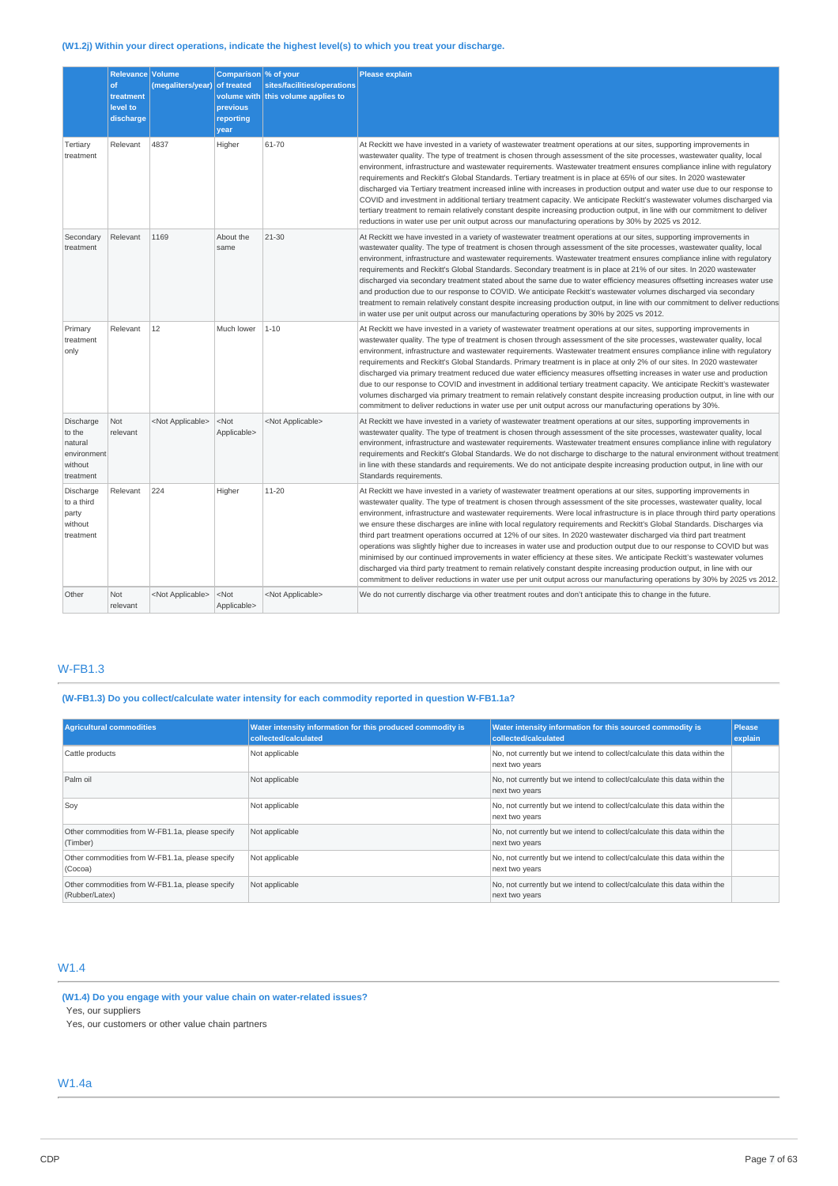### (W1.2j) Within your direct operations, indicate the highest level(s) to which you treat your discharge.

| | Relevance of treatment level to discharge | Volume (megaliters/year) | Comparison of treated volume with previous reporting year | % of your sites/facilities/operations this volume applies to | Please explain |
|---|---|---|---|---|---|
| Tertiary treatment | Relevant | 4837 | Higher | 61-70 | At Reckitt we have invested in a variety of wastewater treatment operations at our sites, supporting improvements in wastewater quality. The type of treatment is chosen through assessment of the site processes, wastewater quality, local environment, infrastructure and wastewater requirements. Wastewater treatment ensures compliance inline with regulatory requirements and Reckitt's Global Standards. Tertiary treatment is in place at 65% of our sites. In 2020 wastewater discharged via Tertiary treatment increased inline with increases in production output and water use due to our response to COVID and investment in additional tertiary treatment capacity. We anticipate Reckitt's wastewater volumes discharged via tertiary treatment to remain relatively constant despite increasing production output, in line with our commitment to deliver reductions in water use per unit output across our manufacturing operations by 30% by 2025 vs 2012. |
| Secondary treatment | Relevant | 1169 | About the same | 21-30 | At Reckitt we have invested in a variety of wastewater treatment operations at our sites, supporting improvements in wastewater quality. The type of treatment is chosen through assessment of the site processes, wastewater quality, local environment, infrastructure and wastewater requirements. Wastewater treatment ensures compliance inline with regulatory requirements and Reckitt's Global Standards. Secondary treatment is in place at 21% of our sites. In 2020 wastewater discharged via secondary treatment stated about the same due to water efficiency measures offsetting increases water use and production due to our response to COVID. We anticipate Reckitt's wastewater volumes discharged via secondary treatment to remain relatively constant despite increasing production output, in line with our commitment to deliver reductions in water use per unit output across our manufacturing operations by 30% by 2025 vs 2012. |
| Primary treatment only | Relevant | 12 | Much lower | 1-10 | At Reckitt we have invested in a variety of wastewater treatment operations at our sites, supporting improvements in wastewater quality. The type of treatment is chosen through assessment of the site processes, wastewater quality, local environment, infrastructure and wastewater requirements. Wastewater treatment ensures compliance inline with regulatory requirements and Reckitt's Global Standards. Primary treatment is in place at only 2% of our sites. In 2020 wastewater discharged via primary treatment reduced due water efficiency measures offsetting increases in water use and production due to our response to COVID and investment in additional tertiary treatment capacity. We anticipate Reckitt's wastewater volumes discharged via primary treatment to remain relatively constant despite increasing production output, in line with our commitment to deliver reductions in water use per unit output across our manufacturing operations by 30%. |
| Discharge to the natural environment without treatment | Not relevant | <Not Applicable> | <Not Applicable> | <Not Applicable> | At Reckitt we have invested in a variety of wastewater treatment operations at our sites, supporting improvements in wastewater quality. The type of treatment is chosen through assessment of the site processes, wastewater quality, local environment, infrastructure and wastewater requirements. Wastewater treatment ensures compliance inline with regulatory requirements and Reckitt's Global Standards. We do not discharge to discharge to the natural environment without treatment in line with these standards and requirements. We do not anticipate despite increasing production output, in line with our Standards requirements. |
| Discharge to a third party without treatment | Relevant | 224 | Higher | 11-20 | At Reckitt we have invested in a variety of wastewater treatment operations at our sites, supporting improvements in wastewater quality. The type of treatment is chosen through assessment of the site processes, wastewater quality, local environment, infrastructure and wastewater requirements. Were local infrastructure is in place through third party operations we ensure these discharges are inline with local regulatory requirements and Reckitt's Global Standards. Discharges via third part treatment operations occurred at 12% of our sites. In 2020 wastewater discharged via third part treatment operations was slightly higher due to increases in water use and production output due to our response to COVID but was minimised by our continued improvements in water efficiency at these sites. We anticipate Reckitt's wastewater volumes discharged via third party treatment to remain relatively constant despite increasing production output, in line with our commitment to deliver reductions in water use per unit output across our manufacturing operations by 30% by 2025 vs 2012. |
| Other | Not relevant | <Not Applicable> | <Not Applicable> | <Not Applicable> | We do not currently discharge via other treatment routes and don't anticipate this to change in the future. |

## W-FB1.3

### (W-FB1.3) Do you collect/calculate water intensity for each commodity reported in question W-FB1.1a?

| Agricultural commodities | Water intensity information for this produced commodity is collected/calculated | Water intensity information for this sourced commodity is collected/calculated | Please explain |
|---|---|---|---|
| Cattle products | Not applicable | No, not currently but we intend to collect/calculate this data within the next two years | |
| Palm oil | Not applicable | No, not currently but we intend to collect/calculate this data within the next two years | |
| Soy | Not applicable | No, not currently but we intend to collect/calculate this data within the next two years | |
| Other commodities from W-FB1.1a, please specify (Timber) | Not applicable | No, not currently but we intend to collect/calculate this data within the next two years | |
| Other commodities from W-FB1.1a, please specify (Cocoa) | Not applicable | No, not currently but we intend to collect/calculate this data within the next two years | |
| Other commodities from W-FB1.1a, please specify (Rubber/Latex) | Not applicable | No, not currently but we intend to collect/calculate this data within the next two years | |

## W1.4

### (W1.4) Do you engage with your value chain on water-related issues?

Yes, our suppliers

Yes, our customers or other value chain partners

## W1.4a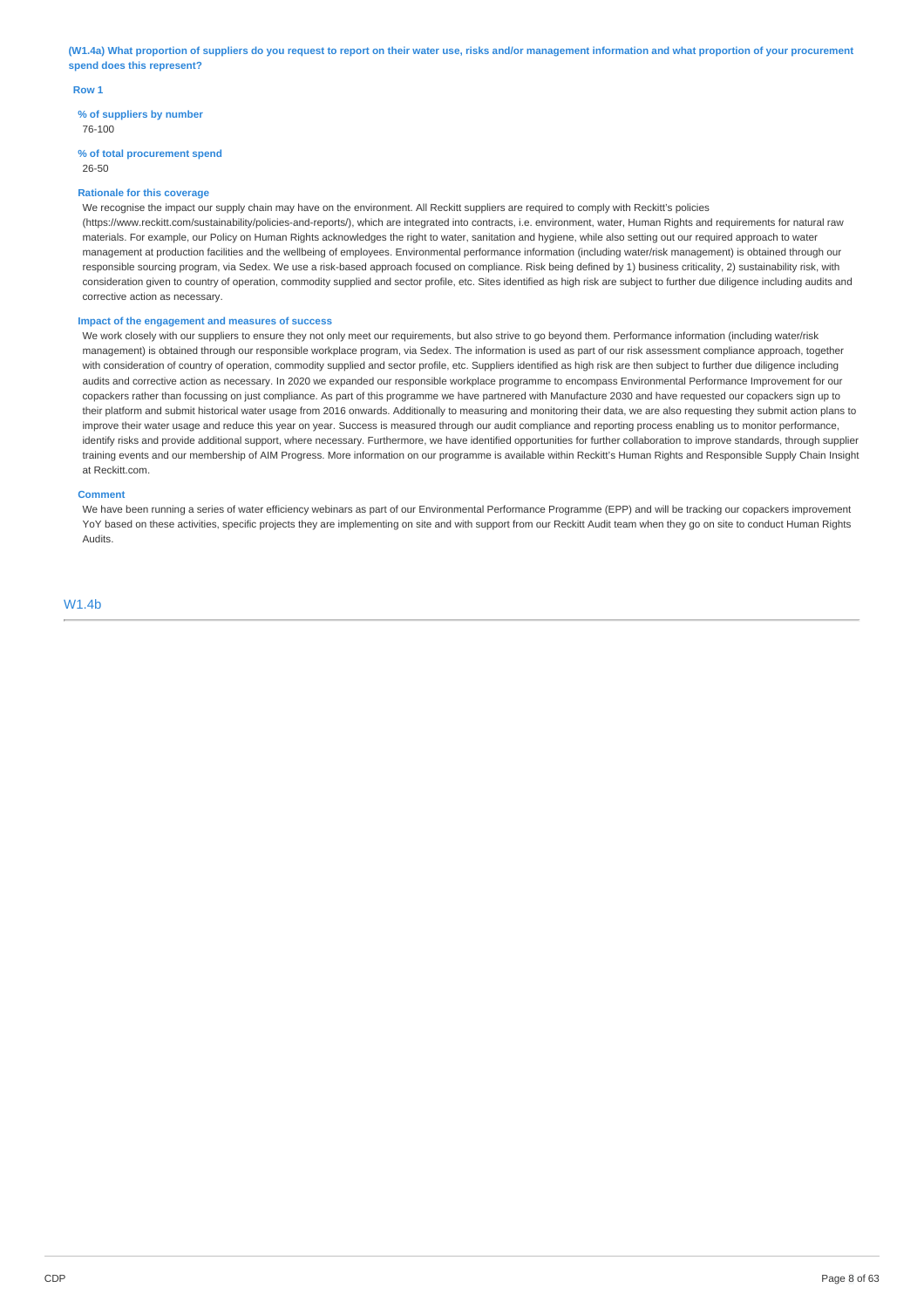**(W1.4a) What proportion of suppliers do you request to report on their water use, risks and/or management information and what proportion of your procurement spend does this represent?**

**Row 1**

**% of suppliers by number**

76-100

**% of total procurement spend**

26-50

**Rationale for this coverage**

We recognise the impact our supply chain may have on the environment. All Reckitt suppliers are required to comply with Reckitt's policies (https://www.reckitt.com/sustainability/policies-and-reports/), which are integrated into contracts, i.e. environment, water, Human Rights and requirements for natural raw materials. For example, our Policy on Human Rights acknowledges the right to water, sanitation and hygiene, while also setting out our required approach to water management at production facilities and the wellbeing of employees. Environmental performance information (including water/risk management) is obtained through our responsible sourcing program, via Sedex. We use a risk-based approach focused on compliance. Risk being defined by 1) business criticality, 2) sustainability risk, with consideration given to country of operation, commodity supplied and sector profile, etc. Sites identified as high risk are subject to further due diligence including audits and corrective action as necessary.

**Impact of the engagement and measures of success**

We work closely with our suppliers to ensure they not only meet our requirements, but also strive to go beyond them. Performance information (including water/risk management) is obtained through our responsible workplace program, via Sedex. The information is used as part of our risk assessment compliance approach, together with consideration of country of operation, commodity supplied and sector profile, etc. Suppliers identified as high risk are then subject to further due diligence including audits and corrective action as necessary. In 2020 we expanded our responsible workplace programme to encompass Environmental Performance Improvement for our copackers rather than focussing on just compliance. As part of this programme we have partnered with Manufacture 2030 and have requested our copackers sign up to their platform and submit historical water usage from 2016 onwards. Additionally to measuring and monitoring their data, we are also requesting they submit action plans to improve their water usage and reduce this year on year. Success is measured through our audit compliance and reporting process enabling us to monitor performance, identify risks and provide additional support, where necessary. Furthermore, we have identified opportunities for further collaboration to improve standards, through supplier training events and our membership of AIM Progress. More information on our programme is available within Reckitt's Human Rights and Responsible Supply Chain Insight at Reckitt.com.

**Comment**

We have been running a series of water efficiency webinars as part of our Environmental Performance Programme (EPP) and will be tracking our copackers improvement YoY based on these activities, specific projects they are implementing on site and with support from our Reckitt Audit team when they go on site to conduct Human Rights Audits.

## W1.4b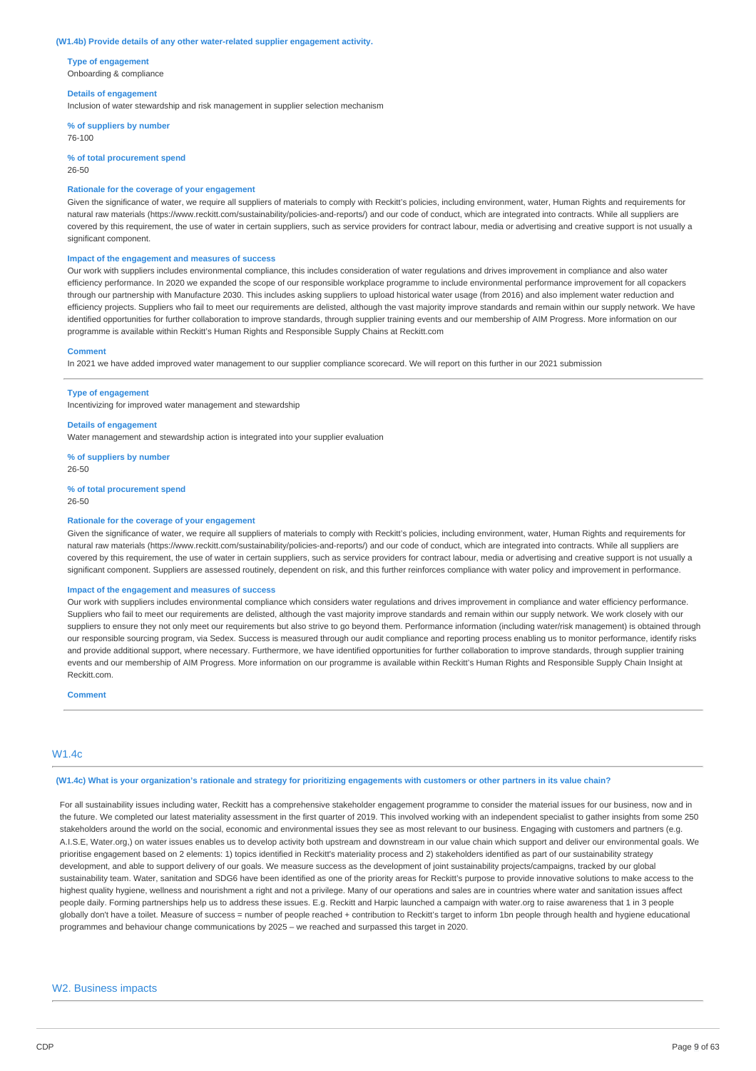**(W1.4b) Provide details of any other water-related supplier engagement activity.**

**Type of engagement**
Onboarding & compliance

**Details of engagement**
Inclusion of water stewardship and risk management in supplier selection mechanism

**% of suppliers by number**
76-100

**% of total procurement spend**
26-50

**Rationale for the coverage of your engagement**
Given the significance of water, we require all suppliers of materials to comply with Reckitt's policies, including environment, water, Human Rights and requirements for natural raw materials (https://www.reckitt.com/sustainability/policies-and-reports/) and our code of conduct, which are integrated into contracts. While all suppliers are covered by this requirement, the use of water in certain suppliers, such as service providers for contract labour, media or advertising and creative support is not usually a significant component.

**Impact of the engagement and measures of success**
Our work with suppliers includes environmental compliance, this includes consideration of water regulations and drives improvement in compliance and also water efficiency performance. In 2020 we expanded the scope of our responsible workplace programme to include environmental performance improvement for all copackers through our partnership with Manufacture 2030. This includes asking suppliers to upload historical water usage (from 2016) and also implement water reduction and efficiency projects. Suppliers who fail to meet our requirements are delisted, although the vast majority improve standards and remain within our supply network. We have identified opportunities for further collaboration to improve standards, through supplier training events and our membership of AIM Progress. More information on our programme is available within Reckitt's Human Rights and Responsible Supply Chains at Reckitt.com

**Comment**
In 2021 we have added improved water management to our supplier compliance scorecard. We will report on this further in our 2021 submission

---

**Type of engagement**
Incentivizing for improved water management and stewardship

**Details of engagement**
Water management and stewardship action is integrated into your supplier evaluation

**% of suppliers by number**
26-50

**% of total procurement spend**
26-50

**Rationale for the coverage of your engagement**
Given the significance of water, we require all suppliers of materials to comply with Reckitt's policies, including environment, water, Human Rights and requirements for natural raw materials (https://www.reckitt.com/sustainability/policies-and-reports/) and our code of conduct, which are integrated into contracts. While all suppliers are covered by this requirement, the use of water in certain suppliers, such as service providers for contract labour, media or advertising and creative support is not usually a significant component. Suppliers are assessed routinely, dependent on risk, and this further reinforces compliance with water policy and improvement in performance.

**Impact of the engagement and measures of success**
Our work with suppliers includes environmental compliance which considers water regulations and drives improvement in compliance and water efficiency performance. Suppliers who fail to meet our requirements are delisted, although the vast majority improve standards and remain within our supply network. We work closely with our suppliers to ensure they not only meet our requirements but also strive to go beyond them. Performance information (including water/risk management) is obtained through our responsible sourcing program, via Sedex. Success is measured through our audit compliance and reporting process enabling us to monitor performance, identify risks and provide additional support, where necessary. Furthermore, we have identified opportunities for further collaboration to improve standards, through supplier training events and our membership of AIM Progress. More information on our programme is available within Reckitt's Human Rights and Responsible Supply Chain Insight at Reckitt.com.

**Comment**

---

## W1.4c

**(W1.4c) What is your organization's rationale and strategy for prioritizing engagements with customers or other partners in its value chain?**

For all sustainability issues including water, Reckitt has a comprehensive stakeholder engagement programme to consider the material issues for our business, now and in the future. We completed our latest materiality assessment in the first quarter of 2019. This involved working with an independent specialist to gather insights from some 250 stakeholders around the world on the social, economic and environmental issues they see as most relevant to our business. Engaging with customers and partners (e.g. A.I.S.E, Water.org,) on water issues enables us to develop activity both upstream and downstream in our value chain which support and deliver our environmental goals. We prioritise engagement based on 2 elements: 1) topics identified in Reckitt's materiality process and 2) stakeholders identified as part of our sustainability strategy development, and able to support delivery of our goals. We measure success as the development of joint sustainability projects/campaigns, tracked by our global sustainability team. Water, sanitation and SDG6 have been identified as one of the priority areas for Reckitt's purpose to provide innovative solutions to make access to the highest quality hygiene, wellness and nourishment a right and not a privilege. Many of our operations and sales are in countries where water and sanitation issues affect people daily. Forming partnerships help us to address these issues. E.g. Reckitt and Harpic launched a campaign with water.org to raise awareness that 1 in 3 people globally don't have a toilet. Measure of success = number of people reached + contribution to Reckitt's target to inform 1bn people through health and hygiene educational programmes and behaviour change communications by 2025 – we reached and surpassed this target in 2020.

## W2. Business impacts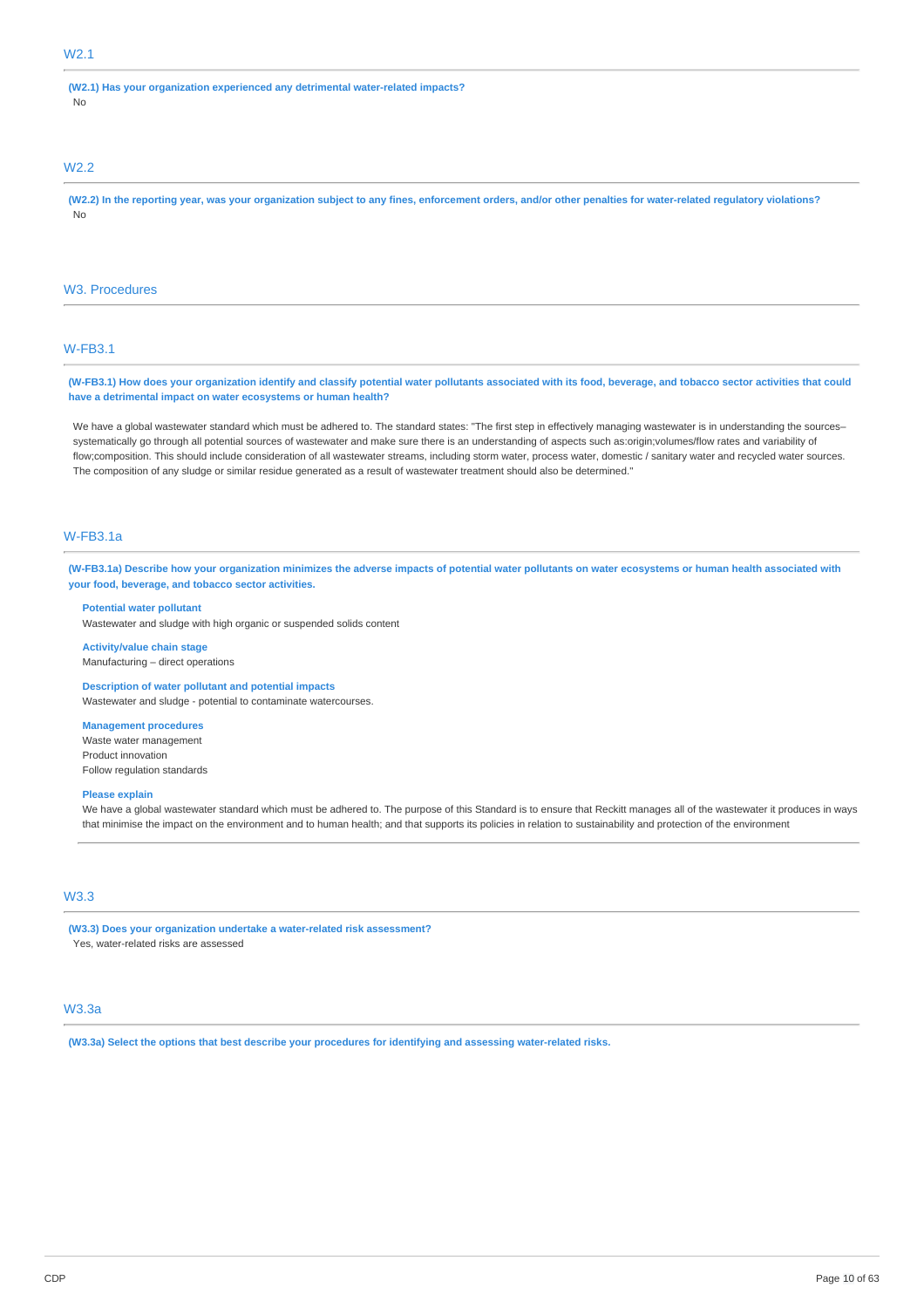## W2.1

**(W2.1) Has your organization experienced any detrimental water-related impacts?**

No

## W2.2

**(W2.2) In the reporting year, was your organization subject to any fines, enforcement orders, and/or other penalties for water-related regulatory violations?**

No

# W3. Procedures

## W-FB3.1

**(W-FB3.1) How does your organization identify and classify potential water pollutants associated with its food, beverage, and tobacco sector activities that could have a detrimental impact on water ecosystems or human health?**

We have a global wastewater standard which must be adhered to. The standard states: "The first step in effectively managing wastewater is in understanding the sources–systematically go through all potential sources of wastewater and make sure there is an understanding of aspects such as:origin;volumes/flow rates and variability of flow;composition. This should include consideration of all wastewater streams, including storm water, process water, domestic / sanitary water and recycled water sources. The composition of any sludge or similar residue generated as a result of wastewater treatment should also be determined."

## W-FB3.1a

**(W-FB3.1a) Describe how your organization minimizes the adverse impacts of potential water pollutants on water ecosystems or human health associated with your food, beverage, and tobacco sector activities.**

**Potential water pollutant**

Wastewater and sludge with high organic or suspended solids content

**Activity/value chain stage**

Manufacturing – direct operations

**Description of water pollutant and potential impacts**

Wastewater and sludge - potential to contaminate watercourses.

**Management procedures**

Waste water management
Product innovation
Follow regulation standards

**Please explain**

We have a global wastewater standard which must be adhered to. The purpose of this Standard is to ensure that Reckitt manages all of the wastewater it produces in ways that minimise the impact on the environment and to human health; and that supports its policies in relation to sustainability and protection of the environment

## W3.3

**(W3.3) Does your organization undertake a water-related risk assessment?**

Yes, water-related risks are assessed

## W3.3a

**(W3.3a) Select the options that best describe your procedures for identifying and assessing water-related risks.**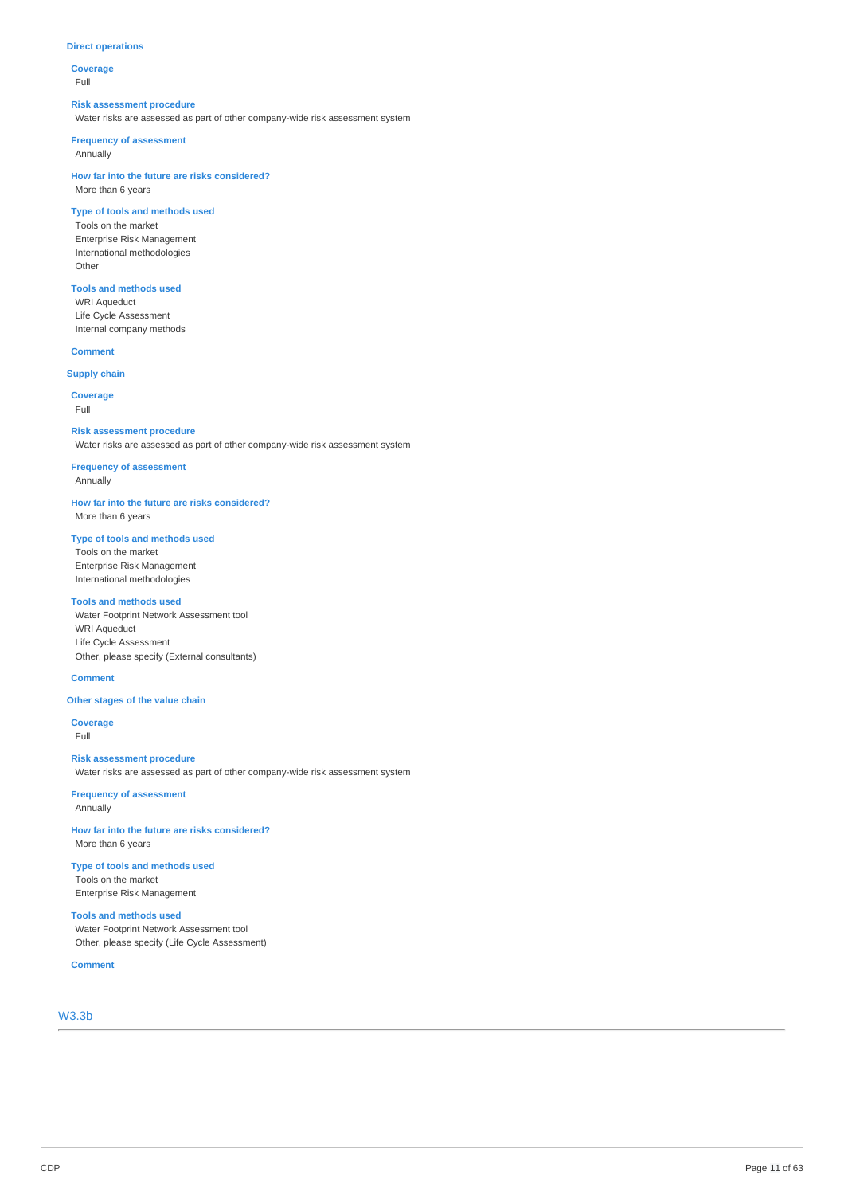**Direct operations**

**Coverage**
Full

**Risk assessment procedure**
Water risks are assessed as part of other company-wide risk assessment system

**Frequency of assessment**
Annually

**How far into the future are risks considered?**
More than 6 years

**Type of tools and methods used**
Tools on the market
Enterprise Risk Management
International methodologies
Other

**Tools and methods used**
WRI Aqueduct
Life Cycle Assessment
Internal company methods

**Comment**

**Supply chain**

**Coverage**
Full

**Risk assessment procedure**
Water risks are assessed as part of other company-wide risk assessment system

**Frequency of assessment**
Annually

**How far into the future are risks considered?**
More than 6 years

**Type of tools and methods used**
Tools on the market
Enterprise Risk Management
International methodologies

**Tools and methods used**
Water Footprint Network Assessment tool
WRI Aqueduct
Life Cycle Assessment
Other, please specify (External consultants)

**Comment**

**Other stages of the value chain**

**Coverage**
Full

**Risk assessment procedure**
Water risks are assessed as part of other company-wide risk assessment system

**Frequency of assessment**
Annually

**How far into the future are risks considered?**
More than 6 years

**Type of tools and methods used**
Tools on the market
Enterprise Risk Management

**Tools and methods used**
Water Footprint Network Assessment tool
Other, please specify (Life Cycle Assessment)

**Comment**

## W3.3b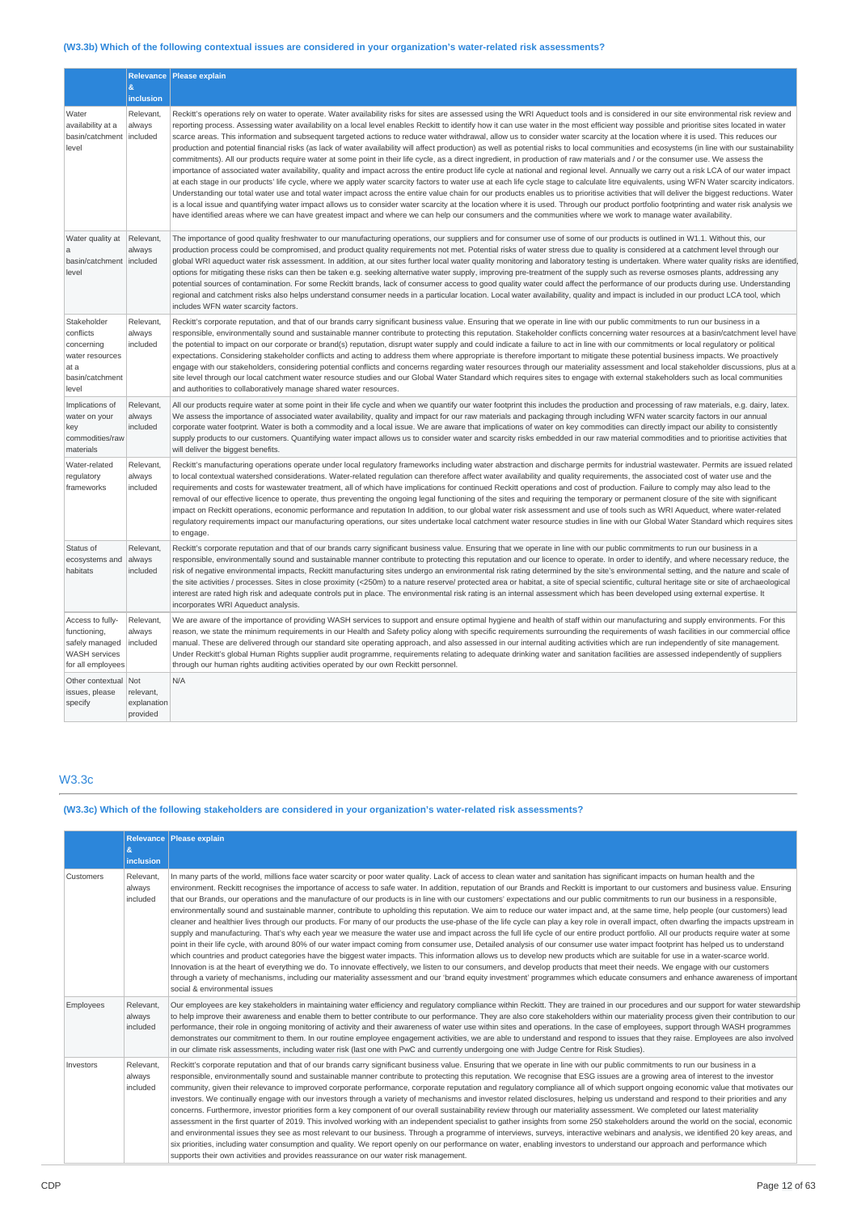### (W3.3b) Which of the following contextual issues are considered in your organization's water-related risk assessments?

| | Relevance & inclusion | Please explain |
|---|---|---|
| Water availability at a basin/catchment level | Relevant, always included | Reckitt's operations rely on water to operate. Water availability risks for sites are assessed using the WRI Aqueduct tools and is considered in our site environmental risk review and reporting process. Assessing water availability on a local level enables Reckitt to identify how it can use water in the most efficient way possible and prioritise sites located in water scarce areas. This information and subsequent targeted actions to reduce water withdrawal, allow us to consider water scarcity at the location where it is used. This reduces our production and potential financial risks (as lack of water availability will affect production) as well as potential risks to local communities and ecosystems (in line with our sustainability commitments). All our products require water at some point in their life cycle, as a direct ingredient, in production of raw materials and / or the consumer use. We assess the importance of associated water availability, quality and impact across the entire product life cycle at national and regional level. Annually we carry out a risk LCA of our water impact at each stage in our products' life cycle, where we apply water scarcity factors to water use at each life cycle stage to calculate litre equivalents, using WFN Water scarcity indicators. Understanding our total water use and total water impact across the entire value chain for our products enables us to prioritise activities that will deliver the biggest reductions. Water is a local issue and quantifying water impact allows us to consider water scarcity at the location where it is used. Through our product portfolio footprinting and water risk analysis we have identified areas where we can have greatest impact and where we can help our consumers and the communities where we work to manage water availability. |
| Water quality at a basin/catchment level | Relevant, always included | The importance of good quality freshwater to our manufacturing operations, our suppliers and for consumer use of some of our products is outlined in W1.1. Without this, our production process could be compromised, and product quality requirements not met. Potential risks of water stress due to quality is considered at a catchment level through our global WRI aqueduct water risk assessment. In addition, at our sites further local water quality monitoring and laboratory testing is undertaken. Where water quality risks are identified, options for mitigating these risks can then be taken e.g. seeking alternative water supply, improving pre-treatment of the supply such as reverse osmoses plants, addressing any potential sources of contamination. For some Reckitt brands, lack of consumer access to good quality water could affect the performance of our products during use. Understanding regional and catchment risks also helps understand consumer needs in a particular location. Local water availability, quality and impact is included in our product LCA tool, which includes WFN water scarcity factors. |
| Stakeholder conflicts concerning water resources at a basin/catchment level | Relevant, always included | Reckitt's corporate reputation, and that of our brands carry significant business value. Ensuring that we operate in line with our public commitments to run our business in a responsible, environmentally sound and sustainable manner contribute to protecting this reputation. Stakeholder conflicts concerning water resources at a basin/catchment level have the potential to impact on our corporate or brand(s) reputation, disrupt water supply and could indicate a failure to act in line with our commitments or local regulatory or political expectations. Considering stakeholder conflicts and acting to address them where appropriate is therefore important to mitigate these potential business impacts. We proactively engage with our stakeholders, considering potential conflicts and concerns regarding water resources through our materiality assessment and local stakeholder discussions, plus at a site level through our local catchment water resource studies and our Global Water Standard which requires sites to engage with external stakeholders such as local communities and authorities to collaboratively manage shared water resources. |
| Implications of water on your key commodities/raw materials | Relevant, always included | All our products require water at some point in their life cycle and when we quantify our water footprint this includes the production and processing of raw materials, e.g. dairy, latex. We assess the importance of associated water availability, quality and impact for our raw materials and packaging through including WFN water scarcity factors in our annual corporate water footprint. Water is both a commodity and a local issue. We are aware that implications of water on key commodities can directly impact our ability to consistently supply products to our customers. Quantifying water impact allows us to consider water and scarcity risks embedded in our raw material commodities and to prioritise activities that will deliver the biggest benefits. |
| Water-related regulatory frameworks | Relevant, always included | Reckitt's manufacturing operations operate under local regulatory frameworks including water abstraction and discharge permits for industrial wastewater. Permits are issued related to local contextual watershed considerations. Water-related regulation can therefore affect water availability and quality requirements, the associated cost of water use and the requirements and costs for wastewater treatment, all of which have implications for continued Reckitt operations and cost of production. Failure to comply may also lead to the removal of our effective licence to operate, thus preventing the ongoing legal functioning of the sites and requiring the temporary or permanent closure of the site with significant impact on Reckitt operations, economic performance and reputation In addition, to our global water risk assessment and use of tools such as WRI Aqueduct, where water-related regulatory requirements impact our manufacturing operations, our sites undertake local catchment water resource studies in line with our Global Water Standard which requires sites to engage. |
| Status of ecosystems and habitats | Relevant, always included | Reckitt's corporate reputation and that of our brands carry significant business value. Ensuring that we operate in line with our public commitments to run our business in a responsible, environmentally sound and sustainable manner contribute to protecting this reputation and our licence to operate. In order to identify, and where necessary reduce, the risk of negative environmental impacts, Reckitt manufacturing sites undergo an environmental risk rating determined by the site's environmental setting, and the nature and scale of the site activities / processes. Sites in close proximity (<250m) to a nature reserve/ protected area or habitat, a site of special scientific, cultural heritage site or site of archaeological interest are rated high risk and adequate controls put in place. The environmental risk rating is an internal assessment which has been developed using external expertise. It incorporates WRI Aqueduct analysis. |
| Access to fully-functioning, safely managed WASH services for all employees | Relevant, always included | We are aware of the importance of providing WASH services to support and ensure optimal hygiene and health of staff within our manufacturing and supply environments. For this reason, we state the minimum requirements in our Health and Safety policy along with specific requirements surrounding the requirements of wash facilities in our commercial office manual. These are delivered through our standard site operating approach, and also assessed in our internal auditing activities which are run independently of site management. Under Reckitt's global Human Rights supplier audit programme, requirements relating to adequate drinking water and sanitation facilities are assessed independently of suppliers through our human rights auditing activities operated by our own Reckitt personnel. |
| Other contextual issues, please specify | Not relevant, explanation provided | N/A |

## W3.3c

### (W3.3c) Which of the following stakeholders are considered in your organization's water-related risk assessments?

| | Relevance & inclusion | Please explain |
|---|---|---|
| Customers | Relevant, always included | In many parts of the world, millions face water scarcity or poor water quality. Lack of access to clean water and sanitation has significant impacts on human health and the environment. Reckitt recognises the importance of access to safe water. In addition, reputation of our Brands and Reckitt is important to our customers and business value. Ensuring that our Brands, our operations and the manufacture of our products is in line with our customers' expectations and our public commitments to run our business in a responsible, environmentally sound and sustainable manner, contribute to upholding this reputation. We aim to reduce our water impact and, at the same time, help people (our customers) lead cleaner and healthier lives through our products. For many of our products the use-phase of the life cycle can play a key role in overall impact, often dwarfing the impacts upstream in supply and manufacturing. That's why each year we measure the water use and impact across the full life cycle of our entire product portfolio. All our products require water at some point in their life cycle, with around 80% of our water impact coming from consumer use, Detailed analysis of our consumer use water impact footprint has helped us to understand which countries and product categories have the biggest water impacts. This information allows us to develop new products which are suitable for use in a water-scarce world. Innovation is at the heart of everything we do. To innovate effectively, we listen to our consumers, and develop products that meet their needs. We engage with our customers through a variety of mechanisms, including our materiality assessment and our 'brand equity investment' programmes which educate consumers and enhance awareness of important social & environmental issues |
| Employees | Relevant, always included | Our employees are key stakeholders in maintaining water efficiency and regulatory compliance within Reckitt. They are trained in our procedures and our support for water stewardship to help improve their awareness and enable them to better contribute to our performance. They are also core stakeholders within our materiality process given their contribution to our performance, their role in ongoing monitoring of activity and their awareness of water use within sites and operations. In the case of employees, support through WASH programmes demonstrates our commitment to them. In our routine employee engagement activities, we are able to understand and respond to issues that they raise. Employees are also involved in our climate risk assessments, including water risk (last one with PwC and currently undergoing one with Judge Centre for Risk Studies). |
| Investors | Relevant, always included | Reckitt's corporate reputation and that of our brands carry significant business value. Ensuring that we operate in line with our public commitments to run our business in a responsible, environmentally sound and sustainable manner contribute to protecting this reputation. We recognise that ESG issues are a growing area of interest to the investor community, given their relevance to improved corporate performance, corporate reputation and regulatory compliance all of which support ongoing economic value that motivates our investors. We continually engage with our investors through a variety of mechanisms and investor related disclosures, helping us understand and respond to their priorities and any concerns. Furthermore, investor priorities form a key component of our overall sustainability review through our materiality assessment. We completed our latest materiality assessment in the first quarter of 2019. This involved working with an independent specialist to gather insights from some 250 stakeholders around the world on the social, economic and environmental issues they see as most relevant to our business. Through a programme of interviews, surveys, interactive webinars and analysis, we identified 20 key areas, and six priorities, including water consumption and quality. We report openly on our performance on water, enabling investors to understand our approach and performance which supports their own activities and provides reassurance on our water risk management. |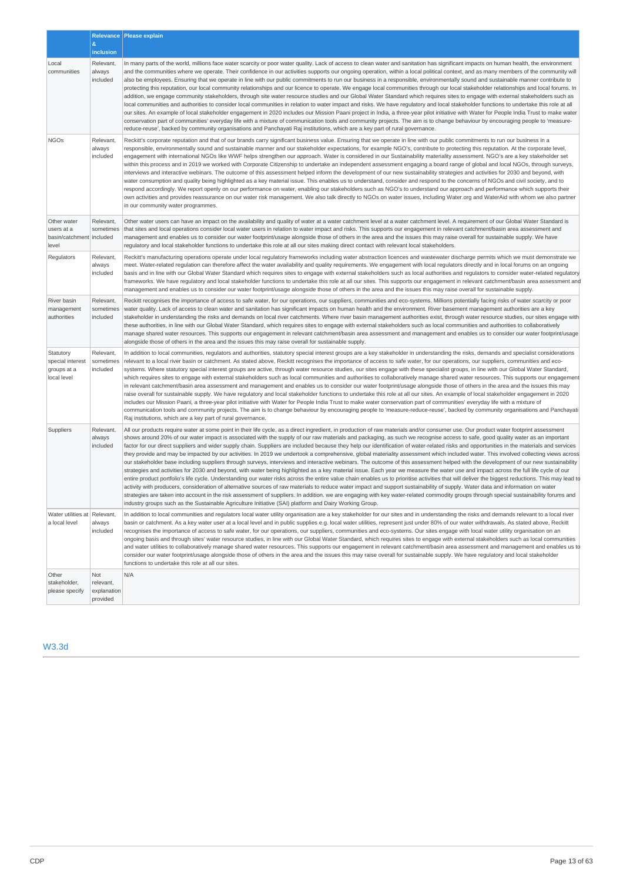|  | Relevance & inclusion | Please explain |
|---|---|---|
| Local communities | Relevant, always included | In many parts of the world, millions face water scarcity or poor water quality. Lack of access to clean water and sanitation has significant impacts on human health, the environment and the communities where we operate. Their confidence in our activities supports our ongoing operation, within a local political context, and as many members of the community will also be employees. Ensuring that we operate in line with our public commitments to run our business in a responsible, environmentally sound and sustainable manner contribute to protecting this reputation, our local community relationships and our licence to operate. We engage local communities through our local stakeholder relationships and local forums. In addition, we engage community stakeholders, through site water resource studies and our Global Water Standard which requires sites to engage with external stakeholders such as local communities and authorities to consider local communities in relation to water impact and risks. We have regulatory and local stakeholder functions to undertake this role at all our sites. An example of local stakeholder engagement in 2020 includes our Mission Paani project in India, a three-year pilot initiative with Water for People India Trust to make water conservation part of communities' everyday life with a mixture of communication tools and community projects. The aim is to change behaviour by encouraging people to 'measure-reduce-reuse', backed by community organisations and Panchayati Raj institutions, which are a key part of rural governance. |
| NGOs | Relevant, always included | Reckitt's corporate reputation and that of our brands carry significant business value. Ensuring that we operate in line with our public commitments to run our business in a responsible, environmentally sound and sustainable manner and our stakeholder expectations, for example NGO's, contribute to protecting this reputation. At the corporate level, engagement with international NGOs like WWF helps strengthen our approach. Water is considered in our Sustainability materiality assessment. NGO's are a key stakeholder set within this process and in 2019 we worked with Corporate Citizenship to undertake an independent assessment engaging a board range of global and local NGOs, through surveys, interviews and interactive webinars. The outcome of this assessment helped inform the development of our new sustainability strategies and activities for 2030 and beyond, with water consumption and quality being highlighted as a key material issue. This enables us to understand, consider and respond to the concerns of NGOs and civil society, and to respond accordingly. We report openly on our performance on water, enabling our stakeholders such as NGO's to understand our approach and performance which supports their own activities and provides reassurance on our water risk management. We also talk directly to NGOs on water issues, including Water.org and WaterAid with whom we also partner in our community water programmes. |
| Other water users at a basin/catchment level | Relevant, sometimes included | Other water users can have an impact on the availability and quality of water at a water catchment level at a water catchment level. A requirement of our Global Water Standard is that sites and local operations consider local water users in relation to water impact and risks. This supports our engagement in relevant catchment/basin area assessment and management and enables us to consider our water footprint/usage alongside those of others in the area and the issues this may raise overall for sustainable supply. We have regulatory and local stakeholder functions to undertake this role at all our sites making direct contact with relevant local stakeholders. |
| Regulators | Relevant, always included | Reckitt's manufacturing operations operate under local regulatory frameworks including water abstraction licences and wastewater discharge permits which we must demonstrate we meet. Water-related regulation can therefore affect the water availability and quality requirements. We engagement with local regulators directly and in local forums on an ongoing basis and in line with our Global Water Standard which requires sites to engage with external stakeholders such as local authorities and regulators to consider water-related regulatory frameworks. We have regulatory and local stakeholder functions to undertake this role at all our sites. This supports our engagement in relevant catchment/basin area assessment and management and enables us to consider our water footprint/usage alongside those of others in the area and the issues this may raise overall for sustainable supply. |
| River basin management authorities | Relevant, sometimes included | Reckitt recognises the importance of access to safe water, for our operations, our suppliers, communities and eco-systems. Millions potentially facing risks of water scarcity or poor water quality. Lack of access to clean water and sanitation has significant impacts on human health and the environment. River basement management authorities are a key stakeholder in understanding the risks and demands on local river catchments. Where river basin management authorities exist, through water resource studies, our sites engage with these authorities, in line with our Global Water Standard, which requires sites to engage with external stakeholders such as local communities and authorities to collaboratively manage shared water resources. This supports our engagement in relevant catchment/basin area assessment and management and enables us to consider our water footprint/usage alongside those of others in the area and the issues this may raise overall for sustainable supply. |
| Statutory special interest groups at a local level | Relevant, sometimes included | In addition to local communities, regulators and authorities, statutory special interest groups are a key stakeholder in understanding the risks, demands and specialist considerations relevant to a local river basin or catchment. As stated above, Reckitt recognises the importance of access to safe water, for our operations, our suppliers, communities and eco-systems. Where statutory special interest groups are active, through water resource studies, our sites engage with these specialist groups, in line with our Global Water Standard, which requires sites to engage with external stakeholders such as local communities and authorities to collaboratively manage shared water resources. This supports our engagement in relevant catchment/basin area assessment and management and enables us to consider our water footprint/usage alongside those of others in the area and the issues this may raise overall for sustainable supply. We have regulatory and local stakeholder functions to undertake this role at all our sites. An example of local stakeholder engagement in 2020 includes our Mission Paani, a three-year pilot initiative with Water for People India Trust to make water conservation part of communities' everyday life with a mixture of communication tools and community projects. The aim is to change behaviour by encouraging people to 'measure-reduce-reuse', backed by community organisations and Panchayati Raj institutions, which are a key part of rural governance. |
| Suppliers | Relevant, always included | All our products require water at some point in their life cycle, as a direct ingredient, in production of raw materials and/or consumer use. Our product water footprint assessment shows around 20% of our water impact is associated with the supply of our raw materials and packaging, as such we recognise access to safe, good quality water as an important factor for our direct suppliers and wider supply chain. Suppliers are included because they help our identification of water-related risks and opportunities in the materials and services they provide and may be impacted by our activities. In 2019 we undertook a comprehensive, global materiality assessment which included water. This involved collecting views across our stakeholder base including suppliers through surveys, interviews and interactive webinars. The outcome of this assessment helped with the development of our new sustainability strategies and activities for 2030 and beyond, with water being highlighted as a key material issue. Each year we measure the water use and impact across the full life cycle of our entire product portfolio's life cycle. Understanding our water risks across the entire value chain enables us to prioritise activities that will deliver the biggest reductions. This may lead to activity with producers, consideration of alternative sources of raw materials to reduce water impact and support sustainability of supply. Water data and information on water strategies are taken into account in the risk assessment of suppliers. In addition. we are engaging with key water-related commodity groups through special sustainability forums and industry groups such as the Sustainable Agriculture Initiative (SAI) platform and Dairy Working Group. |
| Water utilities at a local level | Relevant, always included | In addition to local communities and regulators local water utility organisation are a key stakeholder for our sites and in understanding the risks and demands relevant to a local river basin or catchment. As a key water user at a local level and in public supplies e.g. local water utilities, represent just under 80% of our water withdrawals. As stated above, Reckitt recognises the importance of access to safe water, for our operations, our suppliers, communities and eco-systems. Our sites engage with local water utility organisation on an ongoing basis and through sites' water resource studies, in line with our Global Water Standard, which requires sites to engage with external stakeholders such as local communities and water utilities to collaboratively manage shared water resources. This supports our engagement in relevant catchment/basin area assessment and management and enables us to consider our water footprint/usage alongside those of others in the area and the issues this may raise overall for sustainable supply. We have regulatory and local stakeholder functions to undertake this role at all our sites. |
| Other stakeholder, please specify | Not relevant, explanation provided | N/A |

## W3.3d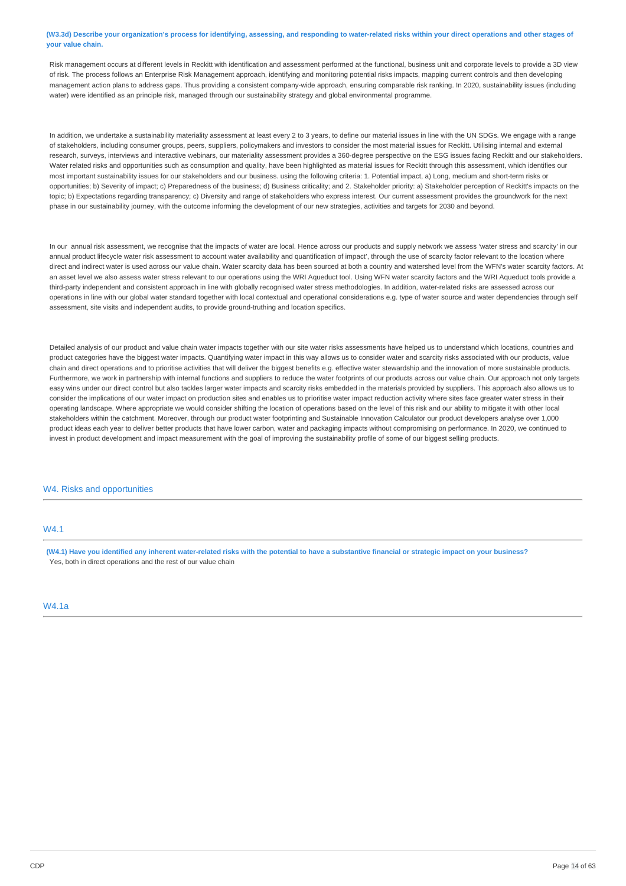**(W3.3d) Describe your organization's process for identifying, assessing, and responding to water-related risks within your direct operations and other stages of your value chain.**

Risk management occurs at different levels in Reckitt with identification and assessment performed at the functional, business unit and corporate levels to provide a 3D view of risk. The process follows an Enterprise Risk Management approach, identifying and monitoring potential risks impacts, mapping current controls and then developing management action plans to address gaps. Thus providing a consistent company-wide approach, ensuring comparable risk ranking. In 2020, sustainability issues (including water) were identified as an principle risk, managed through our sustainability strategy and global environmental programme.

In addition, we undertake a sustainability materiality assessment at least every 2 to 3 years, to define our material issues in line with the UN SDGs. We engage with a range of stakeholders, including consumer groups, peers, suppliers, policymakers and investors to consider the most material issues for Reckitt. Utilising internal and external research, surveys, interviews and interactive webinars, our materiality assessment provides a 360-degree perspective on the ESG issues facing Reckitt and our stakeholders. Water related risks and opportunities such as consumption and quality, have been highlighted as material issues for Reckitt through this assessment, which identifies our most important sustainability issues for our stakeholders and our business. using the following criteria: 1. Potential impact, a) Long, medium and short-term risks or opportunities; b) Severity of impact; c) Preparedness of the business; d) Business criticality; and 2. Stakeholder priority: a) Stakeholder perception of Reckitt's impacts on the topic; b) Expectations regarding transparency; c) Diversity and range of stakeholders who express interest. Our current assessment provides the groundwork for the next phase in our sustainability journey, with the outcome informing the development of our new strategies, activities and targets for 2030 and beyond.

In our annual risk assessment, we recognise that the impacts of water are local. Hence across our products and supply network we assess 'water stress and scarcity' in our annual product lifecycle water risk assessment to account water availability and quantification of impact', through the use of scarcity factor relevant to the location where direct and indirect water is used across our value chain. Water scarcity data has been sourced at both a country and watershed level from the WFN's water scarcity factors. At an asset level we also assess water stress relevant to our operations using the WRI Aqueduct tool. Using WFN water scarcity factors and the WRI Aqueduct tools provide a third-party independent and consistent approach in line with globally recognised water stress methodologies. In addition, water-related risks are assessed across our operations in line with our global water standard together with local contextual and operational considerations e.g. type of water source and water dependencies through self assessment, site visits and independent audits, to provide ground-truthing and location specifics.

Detailed analysis of our product and value chain water impacts together with our site water risks assessments have helped us to understand which locations, countries and product categories have the biggest water impacts. Quantifying water impact in this way allows us to consider water and scarcity risks associated with our products, value chain and direct operations and to prioritise activities that will deliver the biggest benefits e.g. effective water stewardship and the innovation of more sustainable products. Furthermore, we work in partnership with internal functions and suppliers to reduce the water footprints of our products across our value chain. Our approach not only targets easy wins under our direct control but also tackles larger water impacts and scarcity risks embedded in the materials provided by suppliers. This approach also allows us to consider the implications of our water impact on production sites and enables us to prioritise water impact reduction activity where sites face greater water stress in their operating landscape. Where appropriate we would consider shifting the location of operations based on the level of this risk and our ability to mitigate it with other local stakeholders within the catchment. Moreover, through our product water footprinting and Sustainable Innovation Calculator our product developers analyse over 1,000 product ideas each year to deliver better products that have lower carbon, water and packaging impacts without compromising on performance. In 2020, we continued to invest in product development and impact measurement with the goal of improving the sustainability profile of some of our biggest selling products.

## W4. Risks and opportunities

### W4.1

**(W4.1) Have you identified any inherent water-related risks with the potential to have a substantive financial or strategic impact on your business?**

Yes, both in direct operations and the rest of our value chain

### W4.1a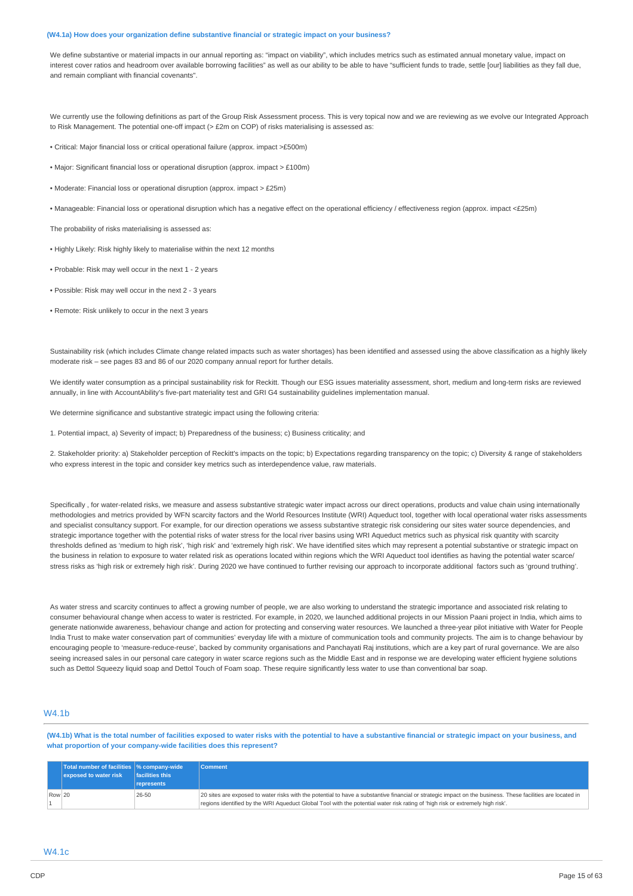### (W4.1a) How does your organization define substantive financial or strategic impact on your business?

We define substantive or material impacts in our annual reporting as: "impact on viability", which includes metrics such as estimated annual monetary value, impact on interest cover ratios and headroom over available borrowing facilities" as well as our ability to be able to have "sufficient funds to trade, settle [our] liabilities as they fall due, and remain compliant with financial covenants".

We currently use the following definitions as part of the Group Risk Assessment process. This is very topical now and we are reviewing as we evolve our Integrated Approach to Risk Management. The potential one-off impact (> £2m on COP) of risks materialising is assessed as:

• Critical: Major financial loss or critical operational failure (approx. impact >£500m)

• Major: Significant financial loss or operational disruption (approx. impact > £100m)

• Moderate: Financial loss or operational disruption (approx. impact > £25m)

• Manageable: Financial loss or operational disruption which has a negative effect on the operational efficiency / effectiveness region (approx. impact <£25m)

The probability of risks materialising is assessed as:

• Highly Likely: Risk highly likely to materialise within the next 12 months

• Probable: Risk may well occur in the next 1 - 2 years

• Possible: Risk may well occur in the next 2 - 3 years

• Remote: Risk unlikely to occur in the next 3 years

Sustainability risk (which includes Climate change related impacts such as water shortages) has been identified and assessed using the above classification as a highly likely moderate risk – see pages 83 and 86 of our 2020 company annual report for further details.

We identify water consumption as a principal sustainability risk for Reckitt. Though our ESG issues materiality assessment, short, medium and long-term risks are reviewed annually, in line with AccountAbility's five-part materiality test and GRI G4 sustainability guidelines implementation manual.

We determine significance and substantive strategic impact using the following criteria:

1. Potential impact, a) Severity of impact; b) Preparedness of the business; c) Business criticality; and

2. Stakeholder priority: a) Stakeholder perception of Reckitt's impacts on the topic; b) Expectations regarding transparency on the topic; c) Diversity & range of stakeholders who express interest in the topic and consider key metrics such as interdependence value, raw materials.

Specifically , for water-related risks, we measure and assess substantive strategic water impact across our direct operations, products and value chain using internationally methodologies and metrics provided by WFN scarcity factors and the World Resources Institute (WRI) Aqueduct tool, together with local operational water risks assessments and specialist consultancy support. For example, for our direction operations we assess substantive strategic risk considering our sites water source dependencies, and strategic importance together with the potential risks of water stress for the local river basins using WRI Aqueduct metrics such as physical risk quantity with scarcity thresholds defined as 'medium to high risk', 'high risk' and 'extremely high risk'. We have identified sites which may represent a potential substantive or strategic impact on the business in relation to exposure to water related risk as operations located within regions which the WRI Aqueduct tool identifies as having the potential water scarce/ stress risks as 'high risk or extremely high risk'. During 2020 we have continued to further revising our approach to incorporate additional factors such as 'ground truthing'.

As water stress and scarcity continues to affect a growing number of people, we are also working to understand the strategic importance and associated risk relating to consumer behavioural change when access to water is restricted. For example, in 2020, we launched additional projects in our Mission Paani project in India, which aims to generate nationwide awareness, behaviour change and action for protecting and conserving water resources. We launched a three-year pilot initiative with Water for People India Trust to make water conservation part of communities' everyday life with a mixture of communication tools and community projects. The aim is to change behaviour by encouraging people to 'measure-reduce-reuse', backed by community organisations and Panchayati Raj institutions, which are a key part of rural governance. We are also seeing increased sales in our personal care category in water scarce regions such as the Middle East and in response we are developing water efficient hygiene solutions such as Dettol Squeezy liquid soap and Dettol Touch of Foam soap. These require significantly less water to use than conventional bar soap.

## W4.1b

### (W4.1b) What is the total number of facilities exposed to water risks with the potential to have a substantive financial or strategic impact on your business, and what proportion of your company-wide facilities does this represent?

| | Total number of facilities exposed to water risk | % company-wide facilities this represents | Comment |
|---|---|---|---|
| Row 1 | 20 | 26-50 | 20 sites are exposed to water risks with the potential to have a substantive financial or strategic impact on the business. These facilities are located in regions identified by the WRI Aqueduct Global Tool with the potential water risk rating of 'high risk or extremely high risk'. |

## W4.1c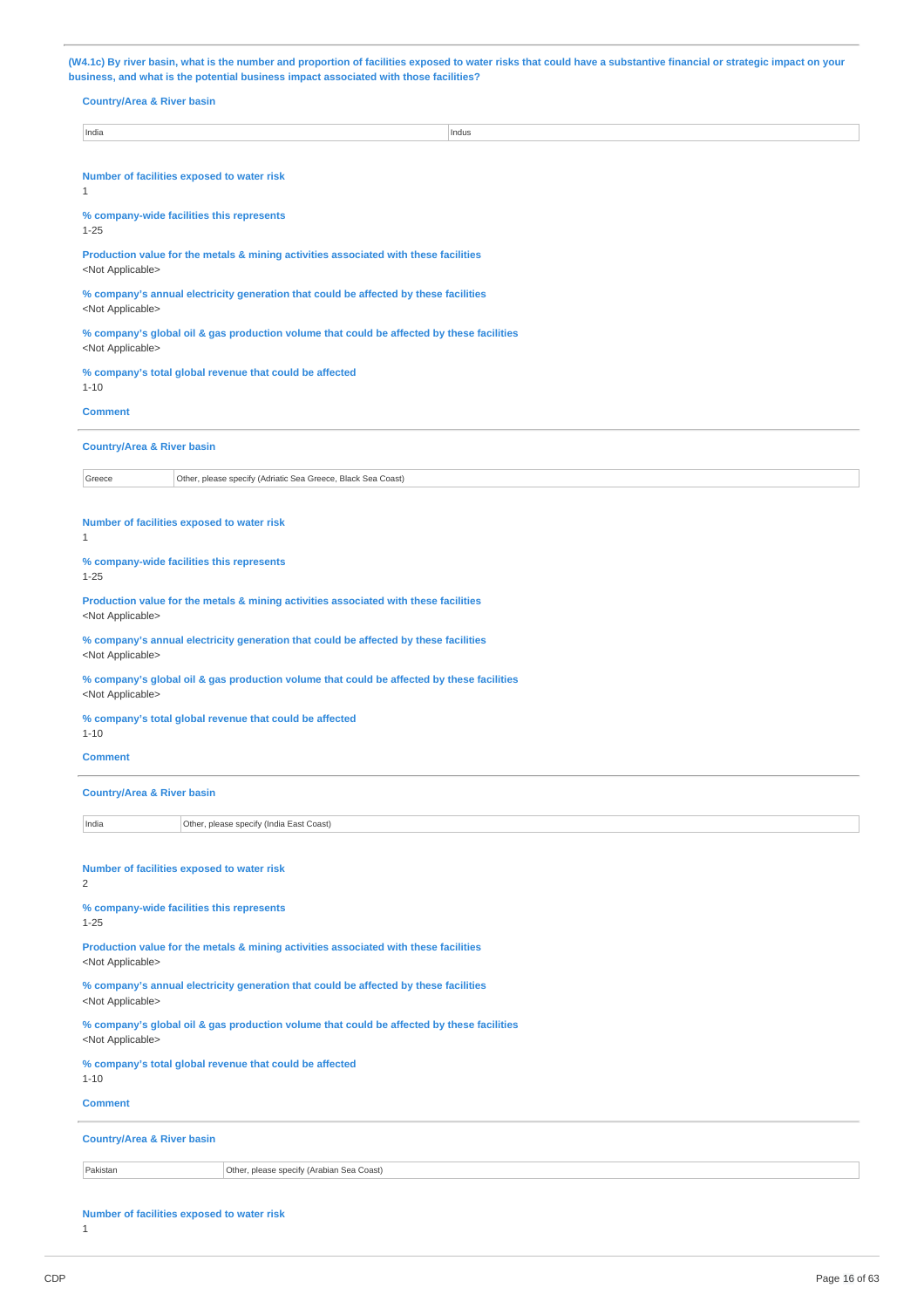**(W4.1c) By river basin, what is the number and proportion of facilities exposed to water risks that could have a substantive financial or strategic impact on your business, and what is the potential business impact associated with those facilities?**

**Country/Area & River basin**

| India | Indus |
|---|---|

**Number of facilities exposed to water risk**
1

**% company-wide facilities this represents**
1-25

**Production value for the metals & mining activities associated with these facilities**
<Not Applicable>

**% company's annual electricity generation that could be affected by these facilities**
<Not Applicable>

**% company's global oil & gas production volume that could be affected by these facilities**
<Not Applicable>

**% company's total global revenue that could be affected**
1-10

**Comment**

---

**Country/Area & River basin**

| Greece | Other, please specify (Adriatic Sea Greece, Black Sea Coast) |
|---|---|

**Number of facilities exposed to water risk**
1

**% company-wide facilities this represents**
1-25

**Production value for the metals & mining activities associated with these facilities**
<Not Applicable>

**% company's annual electricity generation that could be affected by these facilities**
<Not Applicable>

**% company's global oil & gas production volume that could be affected by these facilities**
<Not Applicable>

**% company's total global revenue that could be affected**
1-10

**Comment**

---

**Country/Area & River basin**

| India | Other, please specify (India East Coast) |
|---|---|

**Number of facilities exposed to water risk**
2

**% company-wide facilities this represents**
1-25

**Production value for the metals & mining activities associated with these facilities**
<Not Applicable>

**% company's annual electricity generation that could be affected by these facilities**
<Not Applicable>

**% company's global oil & gas production volume that could be affected by these facilities**
<Not Applicable>

**% company's total global revenue that could be affected**
1-10

**Comment**

---

**Country/Area & River basin**

| Pakistan | Other, please specify (Arabian Sea Coast) |
|---|---|

**Number of facilities exposed to water risk**
1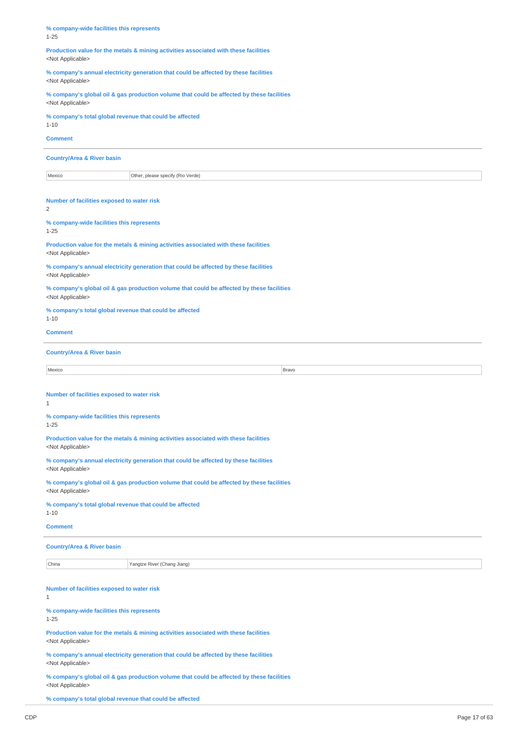**% company-wide facilities this represents**
1-25

**Production value for the metals & mining activities associated with these facilities**
<Not Applicable>

**% company's annual electricity generation that could be affected by these facilities**
<Not Applicable>

**% company's global oil & gas production volume that could be affected by these facilities**
<Not Applicable>

**% company's total global revenue that could be affected**
1-10

**Comment**

---

**Country/Area & River basin**

| Mexico | Other, please specify (Rio Verde) |
|---|---|

**Number of facilities exposed to water risk**
2

**% company-wide facilities this represents**
1-25

**Production value for the metals & mining activities associated with these facilities**
<Not Applicable>

**% company's annual electricity generation that could be affected by these facilities**
<Not Applicable>

**% company's global oil & gas production volume that could be affected by these facilities**
<Not Applicable>

**% company's total global revenue that could be affected**
1-10

**Comment**

---

**Country/Area & River basin**

| Mexico | Bravo |
|---|---|

**Number of facilities exposed to water risk**
1

**% company-wide facilities this represents**
1-25

**Production value for the metals & mining activities associated with these facilities**
<Not Applicable>

**% company's annual electricity generation that could be affected by these facilities**
<Not Applicable>

**% company's global oil & gas production volume that could be affected by these facilities**
<Not Applicable>

**% company's total global revenue that could be affected**
1-10

**Comment**

---

**Country/Area & River basin**

| China | Yangtze River (Chang Jiang) |
|---|---|

**Number of facilities exposed to water risk**
1

**% company-wide facilities this represents**
1-25

**Production value for the metals & mining activities associated with these facilities**
<Not Applicable>

**% company's annual electricity generation that could be affected by these facilities**
<Not Applicable>

**% company's global oil & gas production volume that could be affected by these facilities**
<Not Applicable>

**% company's total global revenue that could be affected**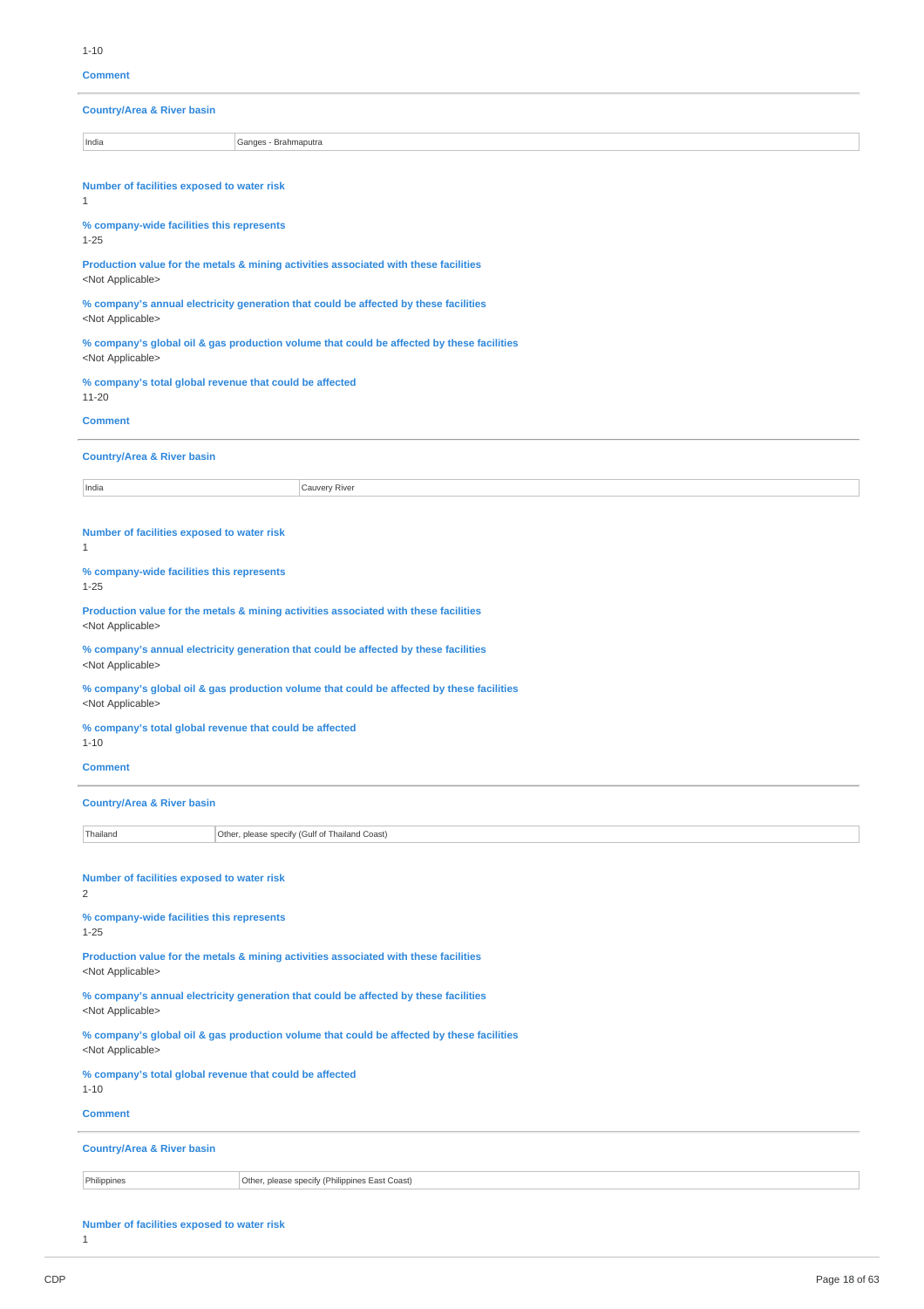1-10

**Comment**

**Country/Area & River basin**

| India | Ganges - Brahmaputra |
|---|---|

**Number of facilities exposed to water risk**
1

**% company-wide facilities this represents**
1-25

**Production value for the metals & mining activities associated with these facilities**
<Not Applicable>

**% company's annual electricity generation that could be affected by these facilities**
<Not Applicable>

**% company's global oil & gas production volume that could be affected by these facilities**
<Not Applicable>

**% company's total global revenue that could be affected**
11-20

**Comment**

**Country/Area & River basin**

| India | Cauvery River |
|---|---|

**Number of facilities exposed to water risk**
1

**% company-wide facilities this represents**
1-25

**Production value for the metals & mining activities associated with these facilities**
<Not Applicable>

**% company's annual electricity generation that could be affected by these facilities**
<Not Applicable>

**% company's global oil & gas production volume that could be affected by these facilities**
<Not Applicable>

**% company's total global revenue that could be affected**
1-10

**Comment**

**Country/Area & River basin**

| Thailand | Other, please specify (Gulf of Thailand Coast) |
|---|---|

**Number of facilities exposed to water risk**
2

**% company-wide facilities this represents**
1-25

**Production value for the metals & mining activities associated with these facilities**
<Not Applicable>

**% company's annual electricity generation that could be affected by these facilities**
<Not Applicable>

**% company's global oil & gas production volume that could be affected by these facilities**
<Not Applicable>

**% company's total global revenue that could be affected**
1-10

**Comment**

**Country/Area & River basin**

| Philippines | Other, please specify (Philippines East Coast) |
|---|---|

**Number of facilities exposed to water risk**
1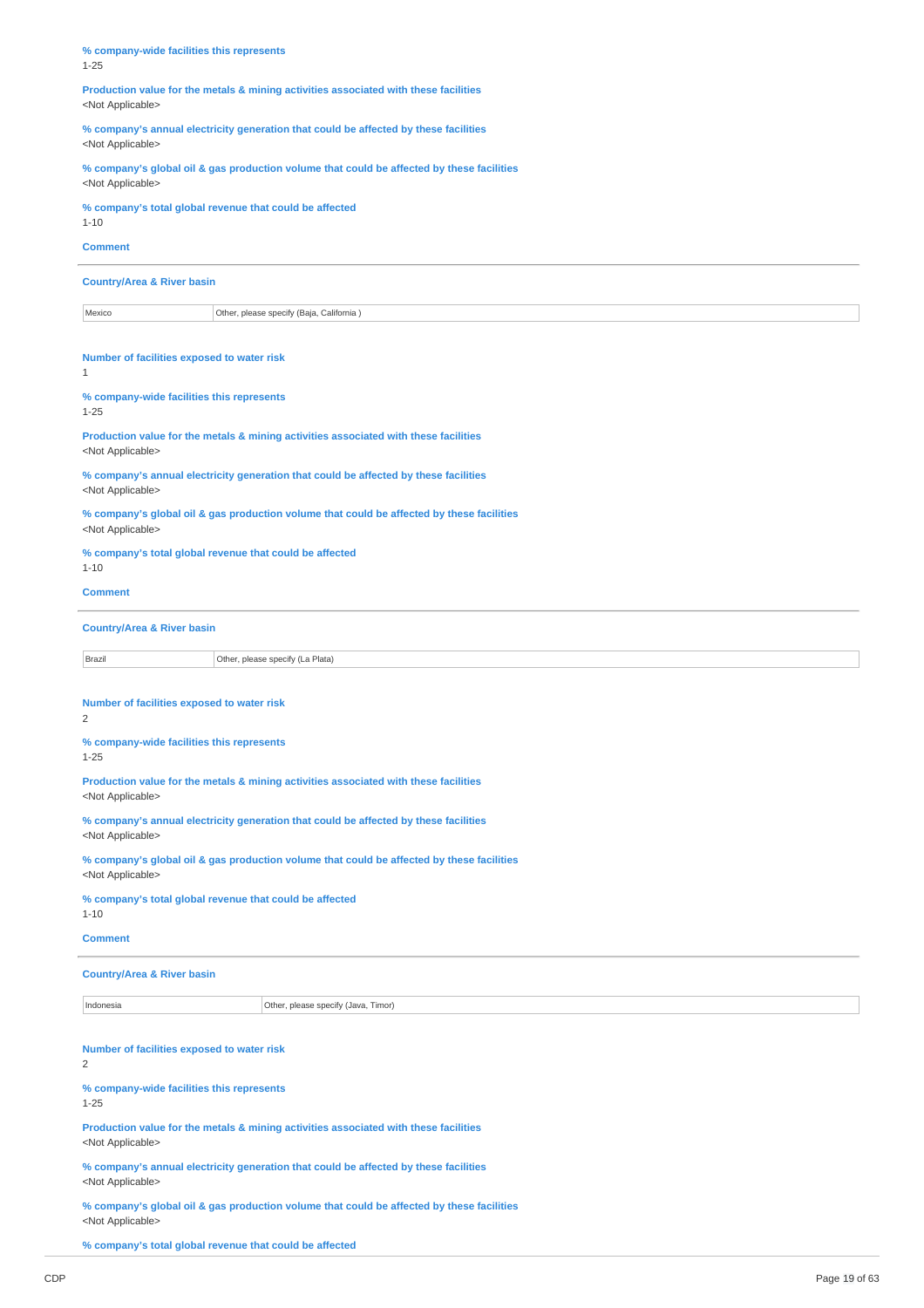**% company-wide facilities this represents**
1-25

**Production value for the metals & mining activities associated with these facilities**
<Not Applicable>

**% company's annual electricity generation that could be affected by these facilities**
<Not Applicable>

**% company's global oil & gas production volume that could be affected by these facilities**
<Not Applicable>

**% company's total global revenue that could be affected**
1-10

**Comment**

---

**Country/Area & River basin**

| Mexico | Other, please specify (Baja, California ) |
|---|---|

**Number of facilities exposed to water risk**
1

**% company-wide facilities this represents**
1-25

**Production value for the metals & mining activities associated with these facilities**
<Not Applicable>

**% company's annual electricity generation that could be affected by these facilities**
<Not Applicable>

**% company's global oil & gas production volume that could be affected by these facilities**
<Not Applicable>

**% company's total global revenue that could be affected**
1-10

**Comment**

---

**Country/Area & River basin**

| Brazil | Other, please specify (La Plata) |
|---|---|

**Number of facilities exposed to water risk**
2

**% company-wide facilities this represents**
1-25

**Production value for the metals & mining activities associated with these facilities**
<Not Applicable>

**% company's annual electricity generation that could be affected by these facilities**
<Not Applicable>

**% company's global oil & gas production volume that could be affected by these facilities**
<Not Applicable>

**% company's total global revenue that could be affected**
1-10

**Comment**

---

**Country/Area & River basin**

| Indonesia | Other, please specify (Java, Timor) |
|---|---|

**Number of facilities exposed to water risk**
2

**% company-wide facilities this represents**
1-25

**Production value for the metals & mining activities associated with these facilities**
<Not Applicable>

**% company's annual electricity generation that could be affected by these facilities**
<Not Applicable>

**% company's global oil & gas production volume that could be affected by these facilities**
<Not Applicable>

**% company's total global revenue that could be affected**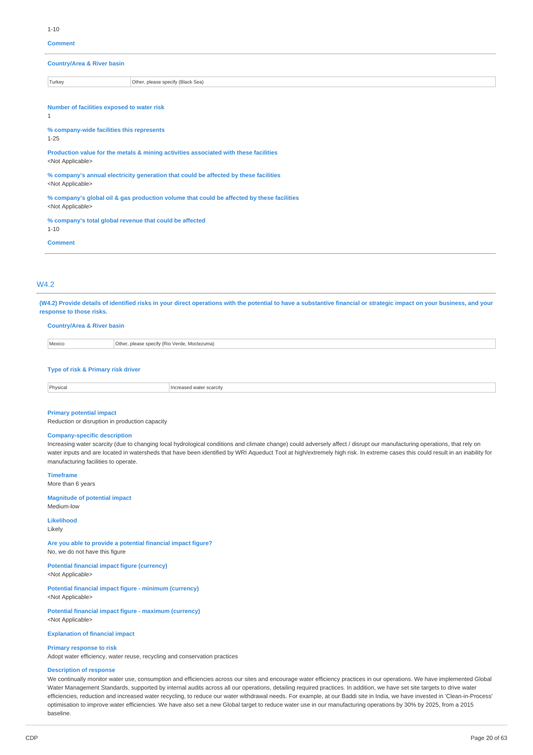1-10

**Comment**

---

**Country/Area & River basin**

| Turkey | Other, please specify (Black Sea) |
|---|---|

**Number of facilities exposed to water risk**

1

**% company-wide facilities this represents**

1-25

**Production value for the metals & mining activities associated with these facilities**

<Not Applicable>

**% company's annual electricity generation that could be affected by these facilities**

<Not Applicable>

**% company's global oil & gas production volume that could be affected by these facilities**

<Not Applicable>

**% company's total global revenue that could be affected**

1-10

**Comment**

---

## W4.2

**(W4.2) Provide details of identified risks in your direct operations with the potential to have a substantive financial or strategic impact on your business, and your response to those risks.**

**Country/Area & River basin**

| Mexico | Other, please specify (Rio Verde, Moctezuma) |
|---|---|

**Type of risk & Primary risk driver**

| Physical | Increased water scarcity |
|---|---|

**Primary potential impact**

Reduction or disruption in production capacity

**Company-specific description**

Increasing water scarcity (due to changing local hydrological conditions and climate change) could adversely affect / disrupt our manufacturing operations, that rely on water inputs and are located in watersheds that have been identified by WRI Aqueduct Tool at high/extremely high risk. In extreme cases this could result in an inability for manufacturing facilities to operate.

**Timeframe**

More than 6 years

**Magnitude of potential impact**

Medium-low

**Likelihood**

Likely

**Are you able to provide a potential financial impact figure?**

No, we do not have this figure

**Potential financial impact figure (currency)**

<Not Applicable>

**Potential financial impact figure - minimum (currency)**

<Not Applicable>

**Potential financial impact figure - maximum (currency)**

<Not Applicable>

**Explanation of financial impact**

**Primary response to risk**

Adopt water efficiency, water reuse, recycling and conservation practices

**Description of response**

We continually monitor water use, consumption and efficiencies across our sites and encourage water efficiency practices in our operations. We have implemented Global Water Management Standards, supported by internal audits across all our operations, detailing required practices. In addition, we have set site targets to drive water efficiencies, reduction and increased water recycling, to reduce our water withdrawal needs. For example, at our Baddi site in India, we have invested in 'Clean-in-Process' optimisation to improve water efficiencies. We have also set a new Global target to reduce water use in our manufacturing operations by 30% by 2025, from a 2015 baseline.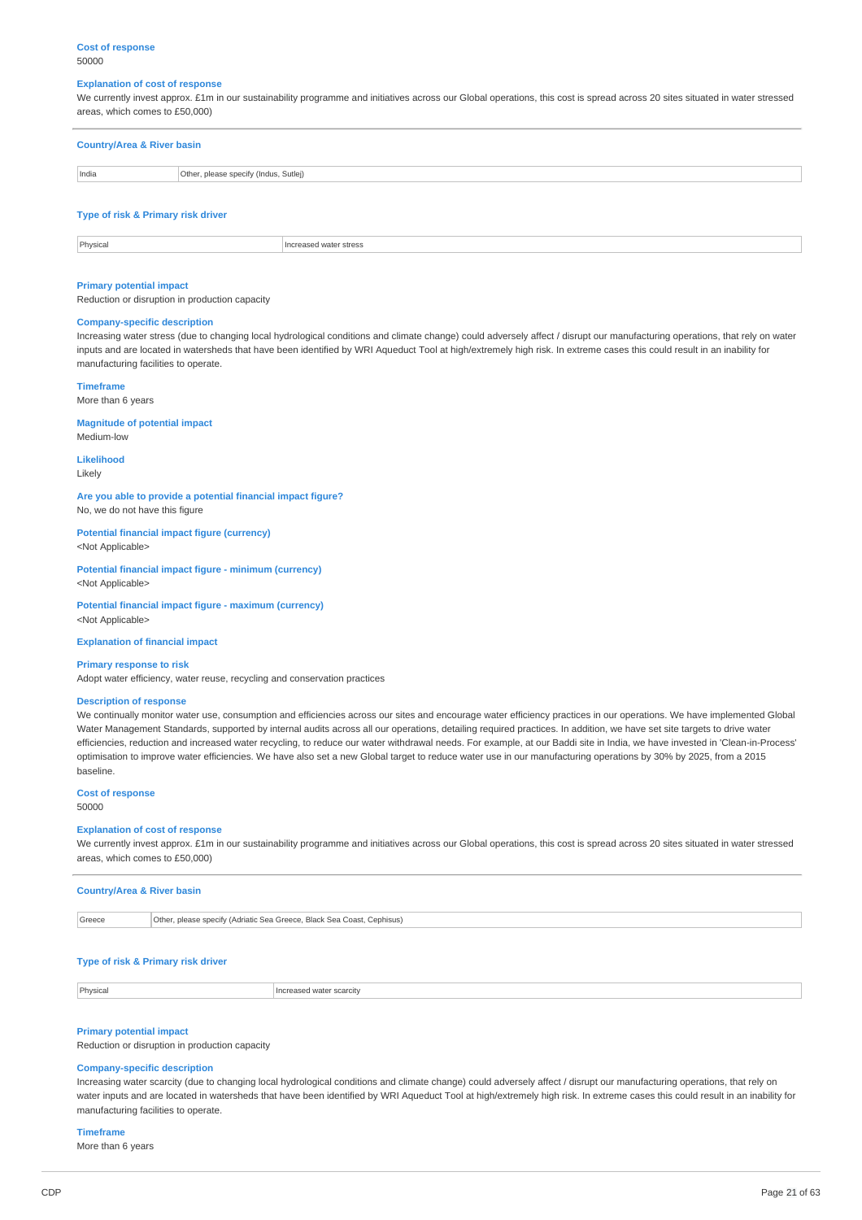**Cost of response**
50000

**Explanation of cost of response**
We currently invest approx. £1m in our sustainability programme and initiatives across our Global operations, this cost is spread across 20 sites situated in water stressed areas, which comes to £50,000)

---

**Country/Area & River basin**

| India | Other, please specify (Indus, Sutlej) |
|---|---|

**Type of risk & Primary risk driver**

| Physical | Increased water stress |
|---|---|

**Primary potential impact**
Reduction or disruption in production capacity

**Company-specific description**
Increasing water stress (due to changing local hydrological conditions and climate change) could adversely affect / disrupt our manufacturing operations, that rely on water inputs and are located in watersheds that have been identified by WRI Aqueduct Tool at high/extremely high risk. In extreme cases this could result in an inability for manufacturing facilities to operate.

**Timeframe**
More than 6 years

**Magnitude of potential impact**
Medium-low

**Likelihood**
Likely

**Are you able to provide a potential financial impact figure?**
No, we do not have this figure

**Potential financial impact figure (currency)**
<Not Applicable>

**Potential financial impact figure - minimum (currency)**
<Not Applicable>

**Potential financial impact figure - maximum (currency)**
<Not Applicable>

**Explanation of financial impact**

**Primary response to risk**
Adopt water efficiency, water reuse, recycling and conservation practices

**Description of response**
We continually monitor water use, consumption and efficiencies across our sites and encourage water efficiency practices in our operations. We have implemented Global Water Management Standards, supported by internal audits across all our operations, detailing required practices. In addition, we have set site targets to drive water efficiencies, reduction and increased water recycling, to reduce our water withdrawal needs. For example, at our Baddi site in India, we have invested in 'Clean-in-Process' optimisation to improve water efficiencies. We have also set a new Global target to reduce water use in our manufacturing operations by 30% by 2025, from a 2015 baseline.

**Cost of response**
50000

**Explanation of cost of response**
We currently invest approx. £1m in our sustainability programme and initiatives across our Global operations, this cost is spread across 20 sites situated in water stressed areas, which comes to £50,000)

---

**Country/Area & River basin**

| Greece | Other, please specify (Adriatic Sea Greece, Black Sea Coast, Cephisus) |
|---|---|

**Type of risk & Primary risk driver**

| Physical | Increased water scarcity |
|---|---|

**Primary potential impact**
Reduction or disruption in production capacity

**Company-specific description**
Increasing water scarcity (due to changing local hydrological conditions and climate change) could adversely affect / disrupt our manufacturing operations, that rely on water inputs and are located in watersheds that have been identified by WRI Aqueduct Tool at high/extremely high risk. In extreme cases this could result in an inability for manufacturing facilities to operate.

**Timeframe**
More than 6 years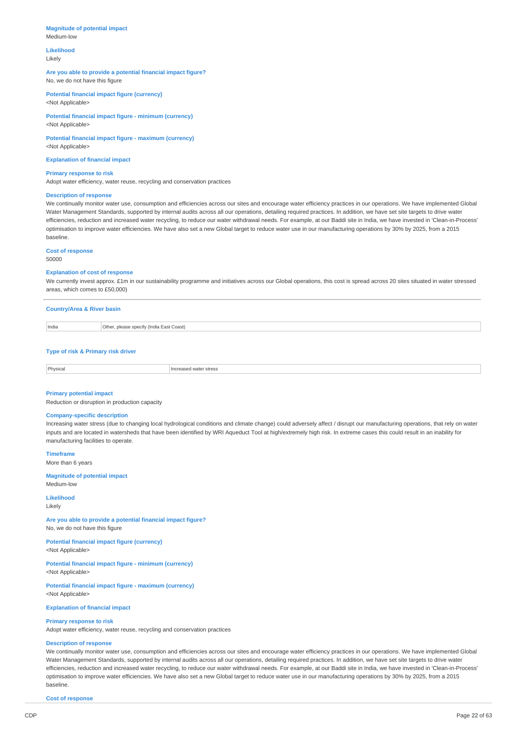**Magnitude of potential impact**
Medium-low

**Likelihood**
Likely

**Are you able to provide a potential financial impact figure?**
No, we do not have this figure

**Potential financial impact figure (currency)**
<Not Applicable>

**Potential financial impact figure - minimum (currency)**
<Not Applicable>

**Potential financial impact figure - maximum (currency)**
<Not Applicable>

**Explanation of financial impact**

**Primary response to risk**
Adopt water efficiency, water reuse, recycling and conservation practices

**Description of response**
We continually monitor water use, consumption and efficiencies across our sites and encourage water efficiency practices in our operations. We have implemented Global Water Management Standards, supported by internal audits across all our operations, detailing required practices. In addition, we have set site targets to drive water efficiencies, reduction and increased water recycling, to reduce our water withdrawal needs. For example, at our Baddi site in India, we have invested in 'Clean-in-Process' optimisation to improve water efficiencies. We have also set a new Global target to reduce water use in our manufacturing operations by 30% by 2025, from a 2015 baseline.

**Cost of response**
50000

**Explanation of cost of response**
We currently invest approx. £1m in our sustainability programme and initiatives across our Global operations, this cost is spread across 20 sites situated in water stressed areas, which comes to £50,000)

---

**Country/Area & River basin**

| India | Other, please specify (India East Coast) |
|---|---|

**Type of risk & Primary risk driver**

| Physical | Increased water stress |
|---|---|

**Primary potential impact**
Reduction or disruption in production capacity

**Company-specific description**
Increasing water stress (due to changing local hydrological conditions and climate change) could adversely affect / disrupt our manufacturing operations, that rely on water inputs and are located in watersheds that have been identified by WRI Aqueduct Tool at high/extremely high risk. In extreme cases this could result in an inability for manufacturing facilities to operate.

**Timeframe**
More than 6 years

**Magnitude of potential impact**
Medium-low

**Likelihood**
Likely

**Are you able to provide a potential financial impact figure?**
No, we do not have this figure

**Potential financial impact figure (currency)**
<Not Applicable>

**Potential financial impact figure - minimum (currency)**
<Not Applicable>

**Potential financial impact figure - maximum (currency)**
<Not Applicable>

**Explanation of financial impact**

**Primary response to risk**
Adopt water efficiency, water reuse, recycling and conservation practices

**Description of response**
We continually monitor water use, consumption and efficiencies across our sites and encourage water efficiency practices in our operations. We have implemented Global Water Management Standards, supported by internal audits across all our operations, detailing required practices. In addition, we have set site targets to drive water efficiencies, reduction and increased water recycling, to reduce our water withdrawal needs. For example, at our Baddi site in India, we have invested in 'Clean-in-Process' optimisation to improve water efficiencies. We have also set a new Global target to reduce water use in our manufacturing operations by 30% by 2025, from a 2015 baseline.

**Cost of response**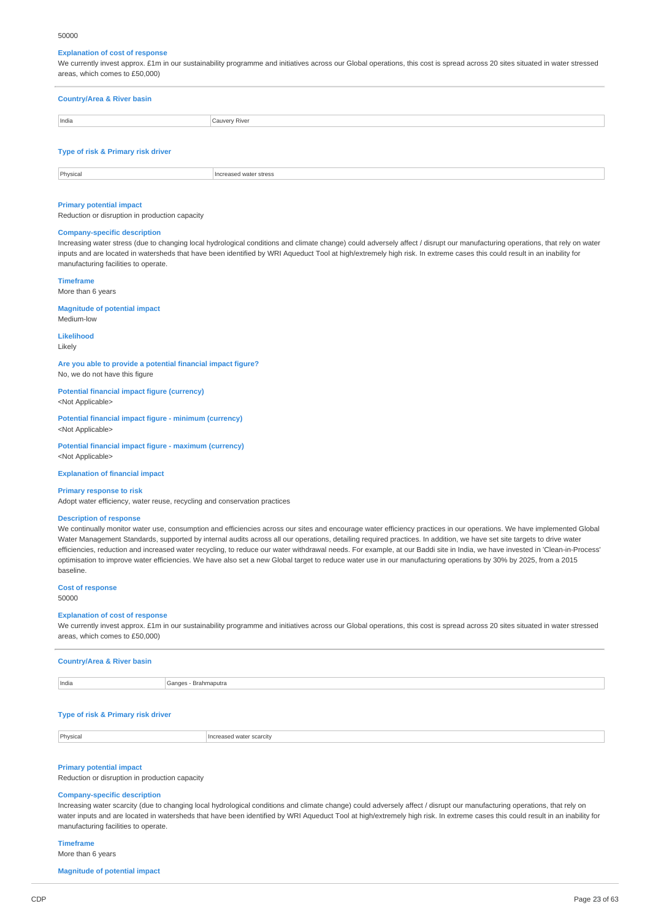50000

**Explanation of cost of response**

We currently invest approx. £1m in our sustainability programme and initiatives across our Global operations, this cost is spread across 20 sites situated in water stressed areas, which comes to £50,000)

**Country/Area & River basin**

| India | Cauvery River |
|---|---|

**Type of risk & Primary risk driver**

| Physical | Increased water stress |
|---|---|

**Primary potential impact**

Reduction or disruption in production capacity

**Company-specific description**

Increasing water stress (due to changing local hydrological conditions and climate change) could adversely affect / disrupt our manufacturing operations, that rely on water inputs and are located in watersheds that have been identified by WRI Aqueduct Tool at high/extremely high risk. In extreme cases this could result in an inability for manufacturing facilities to operate.

**Timeframe**

More than 6 years

**Magnitude of potential impact**

Medium-low

**Likelihood**

Likely

**Are you able to provide a potential financial impact figure?**

No, we do not have this figure

**Potential financial impact figure (currency)**

<Not Applicable>

**Potential financial impact figure - minimum (currency)**

<Not Applicable>

**Potential financial impact figure - maximum (currency)**

<Not Applicable>

**Explanation of financial impact**

**Primary response to risk**

Adopt water efficiency, water reuse, recycling and conservation practices

**Description of response**

We continually monitor water use, consumption and efficiencies across our sites and encourage water efficiency practices in our operations. We have implemented Global Water Management Standards, supported by internal audits across all our operations, detailing required practices. In addition, we have set site targets to drive water efficiencies, reduction and increased water recycling, to reduce our water withdrawal needs. For example, at our Baddi site in India, we have invested in 'Clean-in-Process' optimisation to improve water efficiencies. We have also set a new Global target to reduce water use in our manufacturing operations by 30% by 2025, from a 2015 baseline.

**Cost of response**

50000

**Explanation of cost of response**

We currently invest approx. £1m in our sustainability programme and initiatives across our Global operations, this cost is spread across 20 sites situated in water stressed areas, which comes to £50,000)

**Country/Area & River basin**

| India | Ganges - Brahmaputra |
|---|---|

**Type of risk & Primary risk driver**

| Physical | Increased water scarcity |
|---|---|

**Primary potential impact**

Reduction or disruption in production capacity

**Company-specific description**

Increasing water scarcity (due to changing local hydrological conditions and climate change) could adversely affect / disrupt our manufacturing operations, that rely on water inputs and are located in watersheds that have been identified by WRI Aqueduct Tool at high/extremely high risk. In extreme cases this could result in an inability for manufacturing facilities to operate.

**Timeframe**

More than 6 years

**Magnitude of potential impact**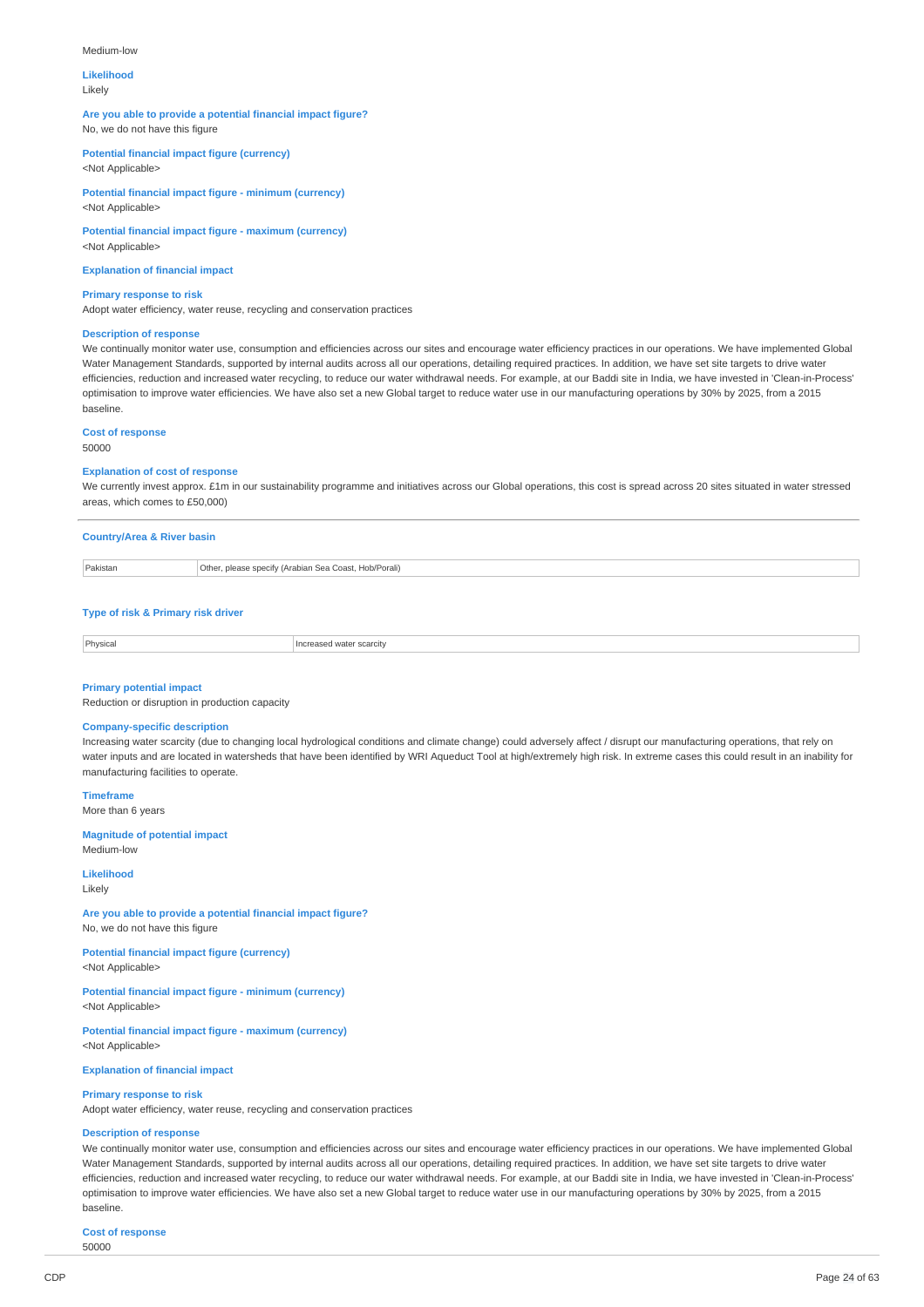Medium-low

**Likelihood**
Likely

**Are you able to provide a potential financial impact figure?**
No, we do not have this figure

**Potential financial impact figure (currency)**
<Not Applicable>

**Potential financial impact figure - minimum (currency)**
<Not Applicable>

**Potential financial impact figure - maximum (currency)**
<Not Applicable>

**Explanation of financial impact**

**Primary response to risk**
Adopt water efficiency, water reuse, recycling and conservation practices

**Description of response**
We continually monitor water use, consumption and efficiencies across our sites and encourage water efficiency practices in our operations. We have implemented Global Water Management Standards, supported by internal audits across all our operations, detailing required practices. In addition, we have set site targets to drive water efficiencies, reduction and increased water recycling, to reduce our water withdrawal needs. For example, at our Baddi site in India, we have invested in 'Clean-in-Process' optimisation to improve water efficiencies. We have also set a new Global target to reduce water use in our manufacturing operations by 30% by 2025, from a 2015 baseline.

**Cost of response**
50000

**Explanation of cost of response**
We currently invest approx. £1m in our sustainability programme and initiatives across our Global operations, this cost is spread across 20 sites situated in water stressed areas, which comes to £50,000)

**Country/Area & River basin**

| | |
|---|---|
| Pakistan | Other, please specify (Arabian Sea Coast, Hob/Porali) |

**Type of risk & Primary risk driver**

| | |
|---|---|
| Physical | Increased water scarcity |

**Primary potential impact**
Reduction or disruption in production capacity

**Company-specific description**
Increasing water scarcity (due to changing local hydrological conditions and climate change) could adversely affect / disrupt our manufacturing operations, that rely on water inputs and are located in watersheds that have been identified by WRI Aqueduct Tool at high/extremely high risk. In extreme cases this could result in an inability for manufacturing facilities to operate.

**Timeframe**
More than 6 years

**Magnitude of potential impact**
Medium-low

**Likelihood**
Likely

**Are you able to provide a potential financial impact figure?**
No, we do not have this figure

**Potential financial impact figure (currency)**
<Not Applicable>

**Potential financial impact figure - minimum (currency)**
<Not Applicable>

**Potential financial impact figure - maximum (currency)**
<Not Applicable>

**Explanation of financial impact**

**Primary response to risk**
Adopt water efficiency, water reuse, recycling and conservation practices

**Description of response**
We continually monitor water use, consumption and efficiencies across our sites and encourage water efficiency practices in our operations. We have implemented Global Water Management Standards, supported by internal audits across all our operations, detailing required practices. In addition, we have set site targets to drive water efficiencies, reduction and increased water recycling, to reduce our water withdrawal needs. For example, at our Baddi site in India, we have invested in 'Clean-in-Process' optimisation to improve water efficiencies. We have also set a new Global target to reduce water use in our manufacturing operations by 30% by 2025, from a 2015 baseline.

**Cost of response**
50000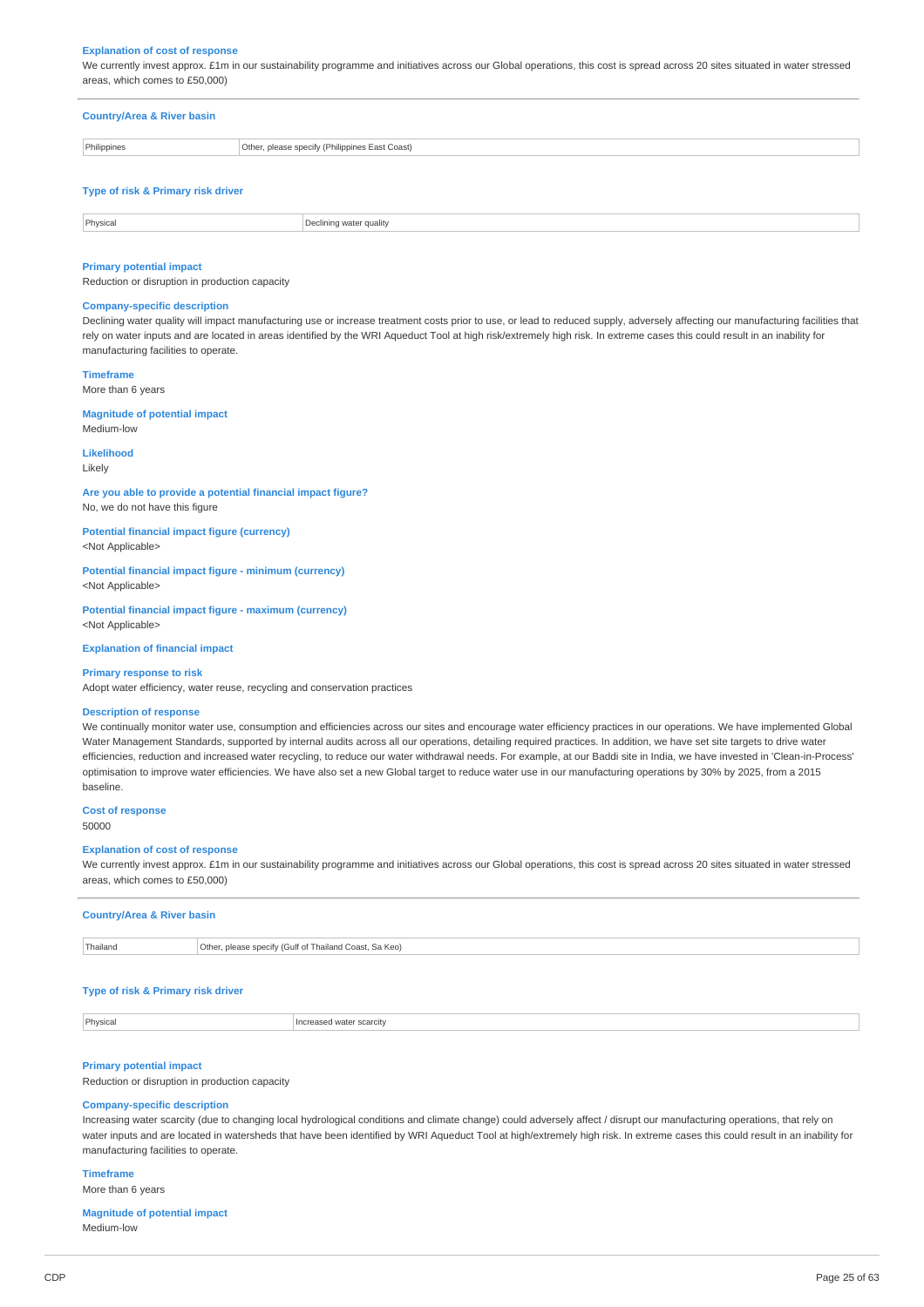**Explanation of cost of response**

We currently invest approx. £1m in our sustainability programme and initiatives across our Global operations, this cost is spread across 20 sites situated in water stressed areas, which comes to £50,000)

---

**Country/Area & River basin**

| Philippines | Other, please specify (Philippines East Coast) |
|---|---|

**Type of risk & Primary risk driver**

| Physical | Declining water quality |
|---|---|

**Primary potential impact**

Reduction or disruption in production capacity

**Company-specific description**

Declining water quality will impact manufacturing use or increase treatment costs prior to use, or lead to reduced supply, adversely affecting our manufacturing facilities that rely on water inputs and are located in areas identified by the WRI Aqueduct Tool at high risk/extremely high risk. In extreme cases this could result in an inability for manufacturing facilities to operate.

**Timeframe**

More than 6 years

**Magnitude of potential impact**

Medium-low

**Likelihood**

Likely

**Are you able to provide a potential financial impact figure?**

No, we do not have this figure

**Potential financial impact figure (currency)**

<Not Applicable>

**Potential financial impact figure - minimum (currency)**

<Not Applicable>

**Potential financial impact figure - maximum (currency)**

<Not Applicable>

**Explanation of financial impact**

**Primary response to risk**

Adopt water efficiency, water reuse, recycling and conservation practices

**Description of response**

We continually monitor water use, consumption and efficiencies across our sites and encourage water efficiency practices in our operations. We have implemented Global Water Management Standards, supported by internal audits across all our operations, detailing required practices. In addition, we have set site targets to drive water efficiencies, reduction and increased water recycling, to reduce our water withdrawal needs. For example, at our Baddi site in India, we have invested in 'Clean-in-Process' optimisation to improve water efficiencies. We have also set a new Global target to reduce water use in our manufacturing operations by 30% by 2025, from a 2015 baseline.

**Cost of response**

50000

**Explanation of cost of response**

We currently invest approx. £1m in our sustainability programme and initiatives across our Global operations, this cost is spread across 20 sites situated in water stressed areas, which comes to £50,000)

---

**Country/Area & River basin**

| Thailand | Other, please specify (Gulf of Thailand Coast, Sa Keo) |
|---|---|

**Type of risk & Primary risk driver**

| Physical | Increased water scarcity |
|---|---|

**Primary potential impact**

Reduction or disruption in production capacity

**Company-specific description**

Increasing water scarcity (due to changing local hydrological conditions and climate change) could adversely affect / disrupt our manufacturing operations, that rely on water inputs and are located in watersheds that have been identified by WRI Aqueduct Tool at high/extremely high risk. In extreme cases this could result in an inability for manufacturing facilities to operate.

**Timeframe**

More than 6 years

**Magnitude of potential impact**

Medium-low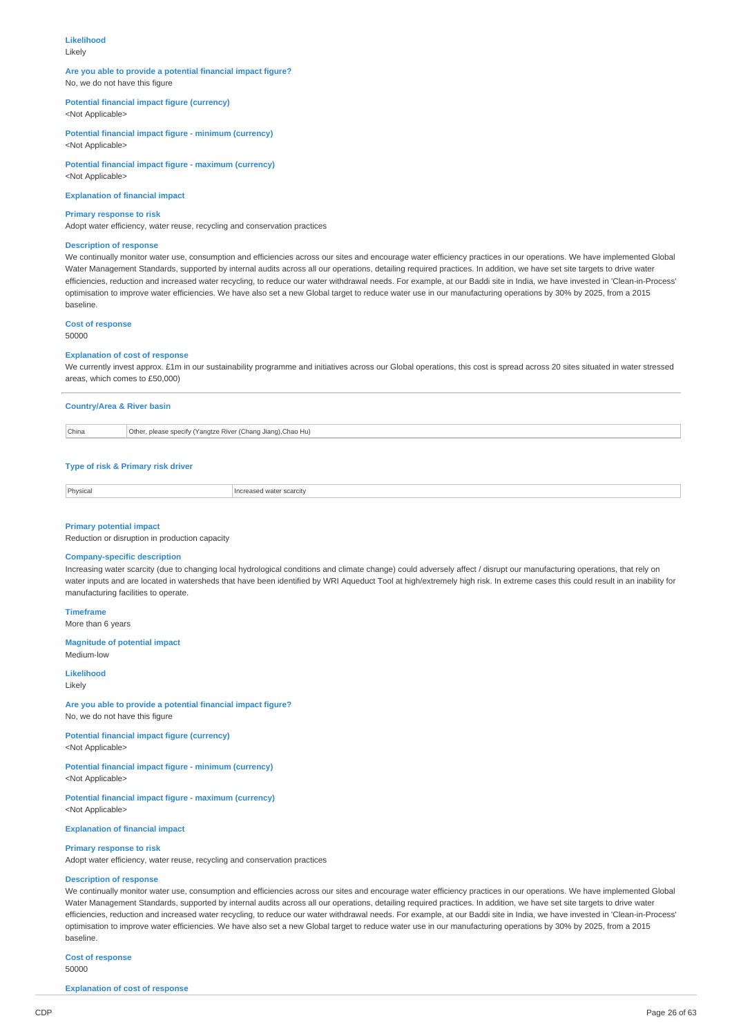**Likelihood**
Likely

**Are you able to provide a potential financial impact figure?**
No, we do not have this figure

**Potential financial impact figure (currency)**
<Not Applicable>

**Potential financial impact figure - minimum (currency)**
<Not Applicable>

**Potential financial impact figure - maximum (currency)**
<Not Applicable>

**Explanation of financial impact**

**Primary response to risk**
Adopt water efficiency, water reuse, recycling and conservation practices

**Description of response**
We continually monitor water use, consumption and efficiencies across our sites and encourage water efficiency practices in our operations. We have implemented Global Water Management Standards, supported by internal audits across all our operations, detailing required practices. In addition, we have set site targets to drive water efficiencies, reduction and increased water recycling, to reduce our water withdrawal needs. For example, at our Baddi site in India, we have invested in 'Clean-in-Process' optimisation to improve water efficiencies. We have also set a new Global target to reduce water use in our manufacturing operations by 30% by 2025, from a 2015 baseline.

**Cost of response**
50000

**Explanation of cost of response**
We currently invest approx. £1m in our sustainability programme and initiatives across our Global operations, this cost is spread across 20 sites situated in water stressed areas, which comes to £50,000)

---

**Country/Area & River basin**

| China | Other, please specify (Yangtze River (Chang Jiang),Chao Hu) |
|---|---|

**Type of risk & Primary risk driver**

| Physical | Increased water scarcity |
|---|---|

**Primary potential impact**
Reduction or disruption in production capacity

**Company-specific description**
Increasing water scarcity (due to changing local hydrological conditions and climate change) could adversely affect / disrupt our manufacturing operations, that rely on water inputs and are located in watersheds that have been identified by WRI Aqueduct Tool at high/extremely high risk. In extreme cases this could result in an inability for manufacturing facilities to operate.

**Timeframe**
More than 6 years

**Magnitude of potential impact**
Medium-low

**Likelihood**
Likely

**Are you able to provide a potential financial impact figure?**
No, we do not have this figure

**Potential financial impact figure (currency)**
<Not Applicable>

**Potential financial impact figure - minimum (currency)**
<Not Applicable>

**Potential financial impact figure - maximum (currency)**
<Not Applicable>

**Explanation of financial impact**

**Primary response to risk**
Adopt water efficiency, water reuse, recycling and conservation practices

**Description of response**
We continually monitor water use, consumption and efficiencies across our sites and encourage water efficiency practices in our operations. We have implemented Global Water Management Standards, supported by internal audits across all our operations, detailing required practices. In addition, we have set site targets to drive water efficiencies, reduction and increased water recycling, to reduce our water withdrawal needs. For example, at our Baddi site in India, we have invested in 'Clean-in-Process' optimisation to improve water efficiencies. We have also set a new Global target to reduce water use in our manufacturing operations by 30% by 2025, from a 2015 baseline.

**Cost of response**
50000

**Explanation of cost of response**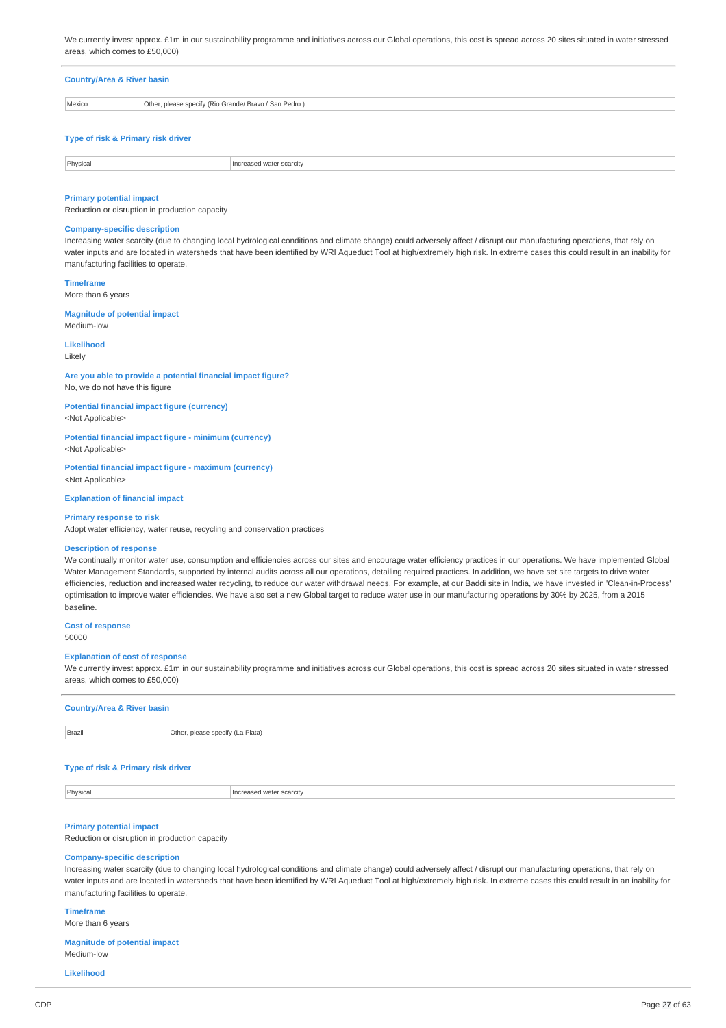We currently invest approx. £1m in our sustainability programme and initiatives across our Global operations, this cost is spread across 20 sites situated in water stressed areas, which comes to £50,000)

---

**Country/Area & River basin**

| Mexico | Other, please specify (Rio Grande/ Bravo / San Pedro ) |
|---|---|

**Type of risk & Primary risk driver**

| Physical | Increased water scarcity |
|---|---|

**Primary potential impact**
Reduction or disruption in production capacity

**Company-specific description**
Increasing water scarcity (due to changing local hydrological conditions and climate change) could adversely affect / disrupt our manufacturing operations, that rely on water inputs and are located in watersheds that have been identified by WRI Aqueduct Tool at high/extremely high risk. In extreme cases this could result in an inability for manufacturing facilities to operate.

**Timeframe**
More than 6 years

**Magnitude of potential impact**
Medium-low

**Likelihood**
Likely

**Are you able to provide a potential financial impact figure?**
No, we do not have this figure

**Potential financial impact figure (currency)**
<Not Applicable>

**Potential financial impact figure - minimum (currency)**
<Not Applicable>

**Potential financial impact figure - maximum (currency)**
<Not Applicable>

**Explanation of financial impact**

**Primary response to risk**
Adopt water efficiency, water reuse, recycling and conservation practices

**Description of response**
We continually monitor water use, consumption and efficiencies across our sites and encourage water efficiency practices in our operations. We have implemented Global Water Management Standards, supported by internal audits across all our operations, detailing required practices. In addition, we have set site targets to drive water efficiencies, reduction and increased water recycling, to reduce our water withdrawal needs. For example, at our Baddi site in India, we have invested in 'Clean-in-Process' optimisation to improve water efficiencies. We have also set a new Global target to reduce water use in our manufacturing operations by 30% by 2025, from a 2015 baseline.

**Cost of response**
50000

**Explanation of cost of response**
We currently invest approx. £1m in our sustainability programme and initiatives across our Global operations, this cost is spread across 20 sites situated in water stressed areas, which comes to £50,000)

---

**Country/Area & River basin**

| Brazil | Other, please specify (La Plata) |
|---|---|

**Type of risk & Primary risk driver**

| Physical | Increased water scarcity |
|---|---|

**Primary potential impact**
Reduction or disruption in production capacity

**Company-specific description**
Increasing water scarcity (due to changing local hydrological conditions and climate change) could adversely affect / disrupt our manufacturing operations, that rely on water inputs and are located in watersheds that have been identified by WRI Aqueduct Tool at high/extremely high risk. In extreme cases this could result in an inability for manufacturing facilities to operate.

**Timeframe**
More than 6 years

**Magnitude of potential impact**
Medium-low

**Likelihood**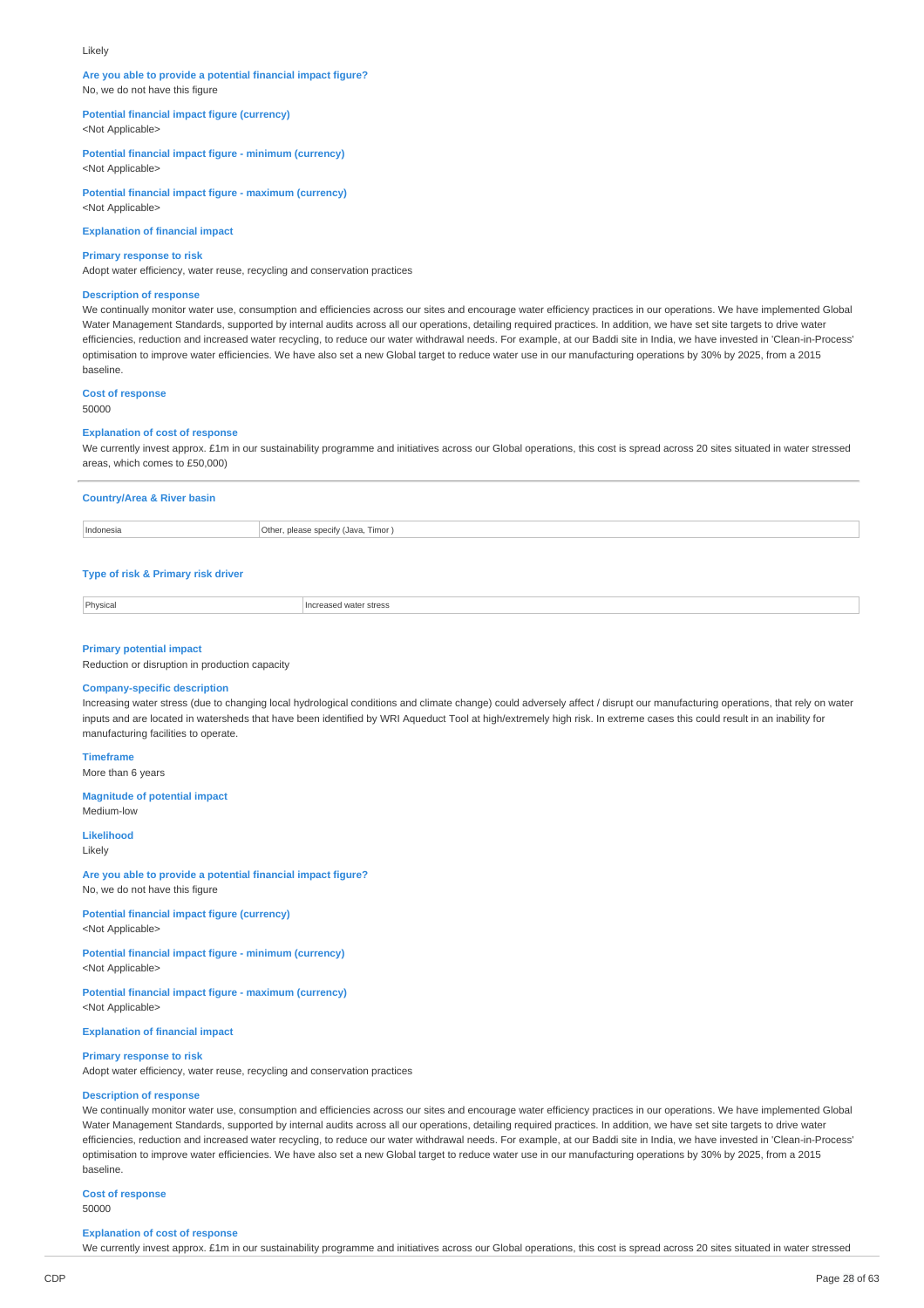Likely

**Are you able to provide a potential financial impact figure?**
No, we do not have this figure

**Potential financial impact figure (currency)**
<Not Applicable>

**Potential financial impact figure - minimum (currency)**
<Not Applicable>

**Potential financial impact figure - maximum (currency)**
<Not Applicable>

**Explanation of financial impact**

**Primary response to risk**
Adopt water efficiency, water reuse, recycling and conservation practices

**Description of response**
We continually monitor water use, consumption and efficiencies across our sites and encourage water efficiency practices in our operations. We have implemented Global Water Management Standards, supported by internal audits across all our operations, detailing required practices. In addition, we have set site targets to drive water efficiencies, reduction and increased water recycling, to reduce our water withdrawal needs. For example, at our Baddi site in India, we have invested in 'Clean-in-Process' optimisation to improve water efficiencies. We have also set a new Global target to reduce water use in our manufacturing operations by 30% by 2025, from a 2015 baseline.

**Cost of response**
50000

**Explanation of cost of response**
We currently invest approx. £1m in our sustainability programme and initiatives across our Global operations, this cost is spread across 20 sites situated in water stressed areas, which comes to £50,000)

---

**Country/Area & River basin**

| | |
|---|---|
| Indonesia | Other, please specify (Java, Timor ) |

**Type of risk & Primary risk driver**

| | |
|---|---|
| Physical | Increased water stress |

**Primary potential impact**
Reduction or disruption in production capacity

**Company-specific description**
Increasing water stress (due to changing local hydrological conditions and climate change) could adversely affect / disrupt our manufacturing operations, that rely on water inputs and are located in watersheds that have been identified by WRI Aqueduct Tool at high/extremely high risk. In extreme cases this could result in an inability for manufacturing facilities to operate.

**Timeframe**
More than 6 years

**Magnitude of potential impact**
Medium-low

**Likelihood**
Likely

**Are you able to provide a potential financial impact figure?**
No, we do not have this figure

**Potential financial impact figure (currency)**
<Not Applicable>

**Potential financial impact figure - minimum (currency)**
<Not Applicable>

**Potential financial impact figure - maximum (currency)**
<Not Applicable>

**Explanation of financial impact**

**Primary response to risk**
Adopt water efficiency, water reuse, recycling and conservation practices

**Description of response**
We continually monitor water use, consumption and efficiencies across our sites and encourage water efficiency practices in our operations. We have implemented Global Water Management Standards, supported by internal audits across all our operations, detailing required practices. In addition, we have set site targets to drive water efficiencies, reduction and increased water recycling, to reduce our water withdrawal needs. For example, at our Baddi site in India, we have invested in 'Clean-in-Process' optimisation to improve water efficiencies. We have also set a new Global target to reduce water use in our manufacturing operations by 30% by 2025, from a 2015 baseline.

**Cost of response**
50000

**Explanation of cost of response**
We currently invest approx. £1m in our sustainability programme and initiatives across our Global operations, this cost is spread across 20 sites situated in water stressed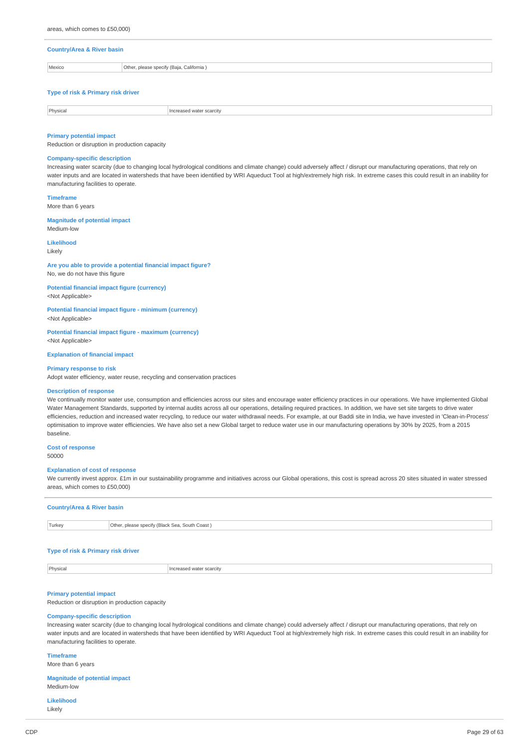areas, which comes to £50,000)

---

**Country/Area & River basin**

| Mexico | Other, please specify (Baja, California ) |
|---|---|

**Type of risk & Primary risk driver**

| Physical | Increased water scarcity |
|---|---|

**Primary potential impact**
Reduction or disruption in production capacity

**Company-specific description**
Increasing water scarcity (due to changing local hydrological conditions and climate change) could adversely affect / disrupt our manufacturing operations, that rely on water inputs and are located in watersheds that have been identified by WRI Aqueduct Tool at high/extremely high risk. In extreme cases this could result in an inability for manufacturing facilities to operate.

**Timeframe**
More than 6 years

**Magnitude of potential impact**
Medium-low

**Likelihood**
Likely

**Are you able to provide a potential financial impact figure?**
No, we do not have this figure

**Potential financial impact figure (currency)**
<Not Applicable>

**Potential financial impact figure - minimum (currency)**
<Not Applicable>

**Potential financial impact figure - maximum (currency)**
<Not Applicable>

**Explanation of financial impact**

**Primary response to risk**
Adopt water efficiency, water reuse, recycling and conservation practices

**Description of response**
We continually monitor water use, consumption and efficiencies across our sites and encourage water efficiency practices in our operations. We have implemented Global Water Management Standards, supported by internal audits across all our operations, detailing required practices. In addition, we have set site targets to drive water efficiencies, reduction and increased water recycling, to reduce our water withdrawal needs. For example, at our Baddi site in India, we have invested in 'Clean-in-Process' optimisation to improve water efficiencies. We have also set a new Global target to reduce water use in our manufacturing operations by 30% by 2025, from a 2015 baseline.

**Cost of response**
50000

**Explanation of cost of response**
We currently invest approx. £1m in our sustainability programme and initiatives across our Global operations, this cost is spread across 20 sites situated in water stressed areas, which comes to £50,000)

---

**Country/Area & River basin**

| Turkey | Other, please specify (Black Sea, South Coast ) |
|---|---|

**Type of risk & Primary risk driver**

| Physical | Increased water scarcity |
|---|---|

**Primary potential impact**
Reduction or disruption in production capacity

**Company-specific description**
Increasing water scarcity (due to changing local hydrological conditions and climate change) could adversely affect / disrupt our manufacturing operations, that rely on water inputs and are located in watersheds that have been identified by WRI Aqueduct Tool at high/extremely high risk. In extreme cases this could result in an inability for manufacturing facilities to operate.

**Timeframe**
More than 6 years

**Magnitude of potential impact**
Medium-low

**Likelihood**
Likely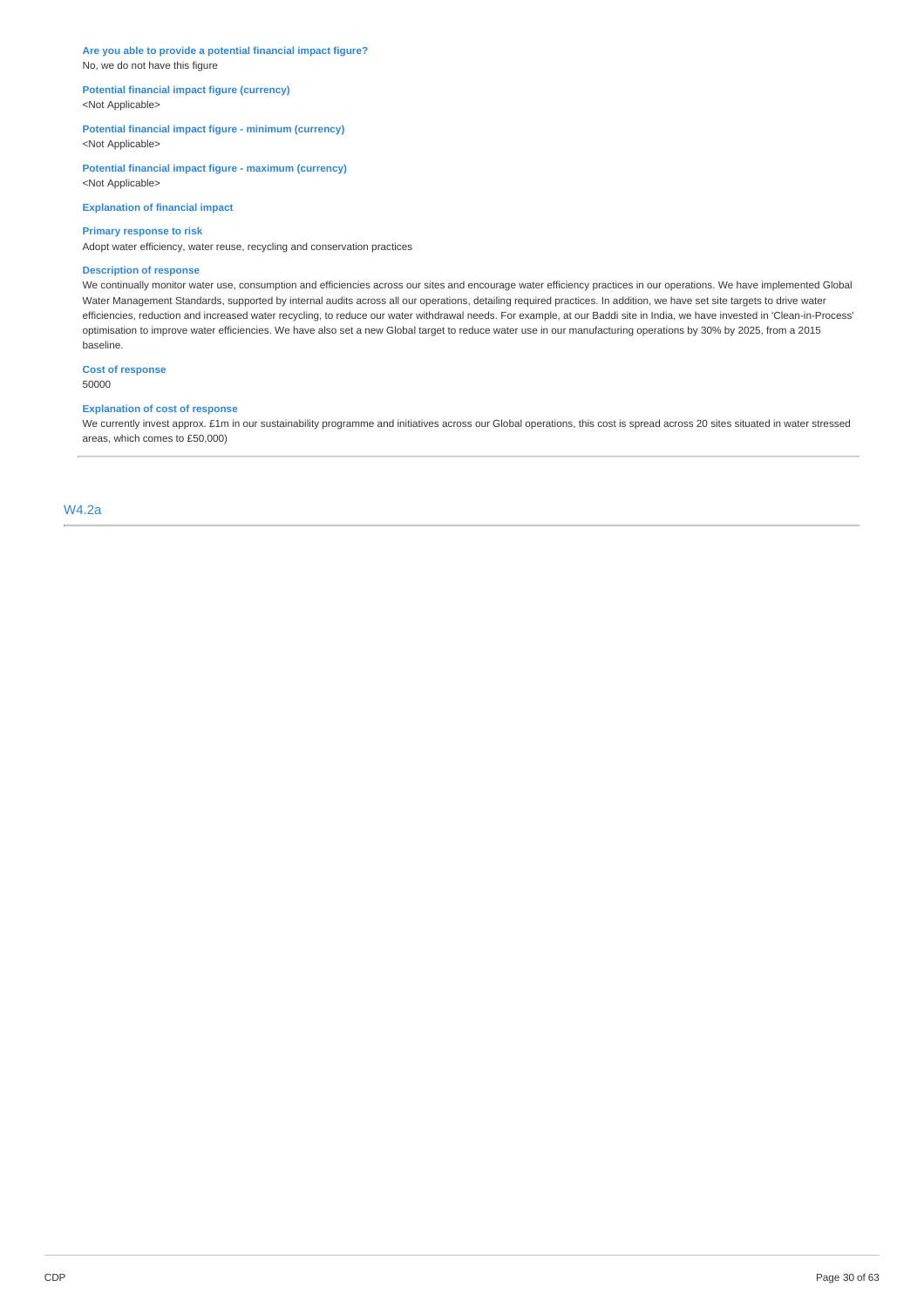**Are you able to provide a potential financial impact figure?**
No, we do not have this figure

**Potential financial impact figure (currency)**
<Not Applicable>

**Potential financial impact figure - minimum (currency)**
<Not Applicable>

**Potential financial impact figure - maximum (currency)**
<Not Applicable>

**Explanation of financial impact**

**Primary response to risk**
Adopt water efficiency, water reuse, recycling and conservation practices

**Description of response**
We continually monitor water use, consumption and efficiencies across our sites and encourage water efficiency practices in our operations. We have implemented Global Water Management Standards, supported by internal audits across all our operations, detailing required practices. In addition, we have set site targets to drive water efficiencies, reduction and increased water recycling, to reduce our water withdrawal needs. For example, at our Baddi site in India, we have invested in 'Clean-in-Process' optimisation to improve water efficiencies. We have also set a new Global target to reduce water use in our manufacturing operations by 30% by 2025, from a 2015 baseline.

**Cost of response**
50000

**Explanation of cost of response**
We currently invest approx. £1m in our sustainability programme and initiatives across our Global operations, this cost is spread across 20 sites situated in water stressed areas, which comes to £50,000)

---

## W4.2a

---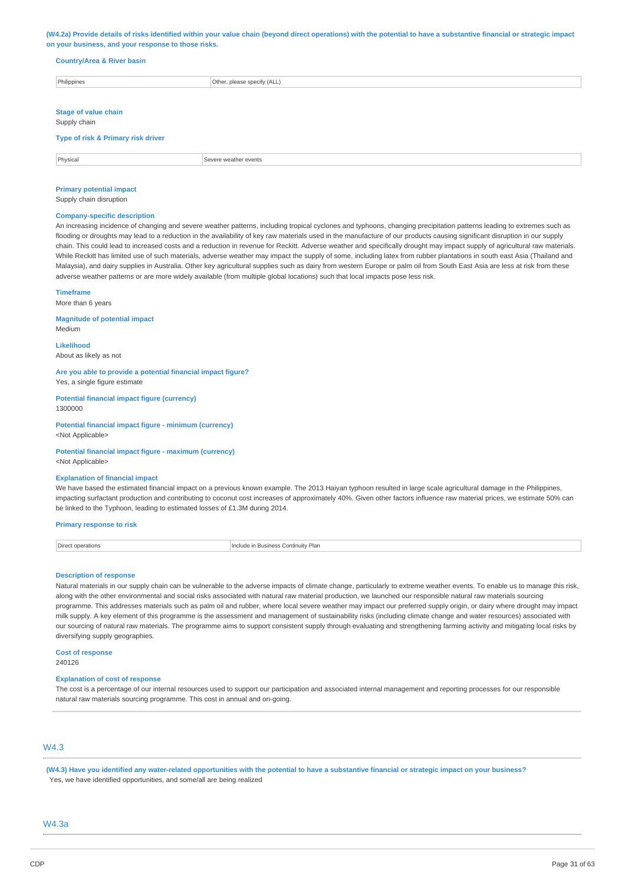**(W4.2a) Provide details of risks identified within your value chain (beyond direct operations) with the potential to have a substantive financial or strategic impact on your business, and your response to those risks.**

**Country/Area & River basin**

| Philippines | Other, please specify (ALL) |
|---|---|

**Stage of value chain**

Supply chain

**Type of risk & Primary risk driver**

| Physical | Severe weather events |
|---|---|

**Primary potential impact**

Supply chain disruption

**Company-specific description**

An increasing incidence of changing and severe weather patterns, including tropical cyclones and typhoons, changing precipitation patterns leading to extremes such as flooding or droughts may lead to a reduction in the availability of key raw materials used in the manufacture of our products causing significant disruption in our supply chain. This could lead to increased costs and a reduction in revenue for Reckitt. Adverse weather and specifically drought may impact supply of agricultural raw materials. While Reckitt has limited use of such materials, adverse weather may impact the supply of some, including latex from rubber plantations in south east Asia (Thailand and Malaysia), and dairy supplies in Australia. Other key agricultural supplies such as dairy from western Europe or palm oil from South East Asia are less at risk from these adverse weather patterns or are more widely available (from multiple global locations) such that local impacts pose less risk.

**Timeframe**

More than 6 years

**Magnitude of potential impact**

Medium

**Likelihood**

About as likely as not

**Are you able to provide a potential financial impact figure?**

Yes, a single figure estimate

**Potential financial impact figure (currency)**

1300000

**Potential financial impact figure - minimum (currency)**

<Not Applicable>

**Potential financial impact figure - maximum (currency)**

<Not Applicable>

**Explanation of financial impact**

We have based the estimated financial impact on a previous known example. The 2013 Haiyan typhoon resulted in large scale agricultural damage in the Philippines, impacting surfactant production and contributing to coconut cost increases of approximately 40%. Given other factors influence raw material prices, we estimate 50% can be linked to the Typhoon, leading to estimated losses of £1.3M during 2014.

**Primary response to risk**

| Direct operations | Include in Business Continuity Plan |
|---|---|

**Description of response**

Natural materials in our supply chain can be vulnerable to the adverse impacts of climate change, particularly to extreme weather events. To enable us to manage this risk, along with the other environmental and social risks associated with natural raw material production, we launched our responsible natural raw materials sourcing programme. This addresses materials such as palm oil and rubber, where local severe weather may impact our preferred supply origin, or dairy where drought may impact milk supply. A key element of this programme is the assessment and management of sustainability risks (including climate change and water resources) associated with our sourcing of natural raw materials. The programme aims to support consistent supply through evaluating and strengthening farming activity and mitigating local risks by diversifying supply geographies.

**Cost of response**

240126

**Explanation of cost of response**

The cost is a percentage of our internal resources used to support our participation and associated internal management and reporting processes for our responsible natural raw materials sourcing programme. This cost in annual and on-going.

## W4.3

**(W4.3) Have you identified any water-related opportunities with the potential to have a substantive financial or strategic impact on your business?**

Yes, we have identified opportunities, and some/all are being realized

## W4.3a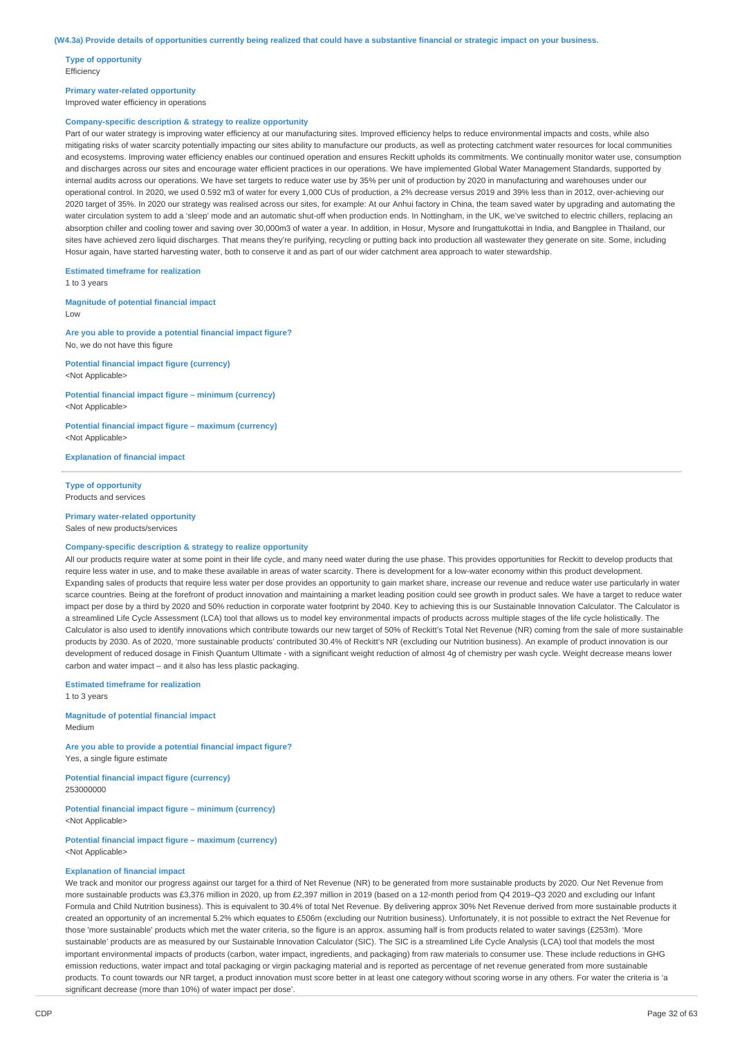**(W4.3a) Provide details of opportunities currently being realized that could have a substantive financial or strategic impact on your business.**

**Type of opportunity**
Efficiency

**Primary water-related opportunity**
Improved water efficiency in operations

**Company-specific description & strategy to realize opportunity**
Part of our water strategy is improving water efficiency at our manufacturing sites. Improved efficiency helps to reduce environmental impacts and costs, while also mitigating risks of water scarcity potentially impacting our sites ability to manufacture our products, as well as protecting catchment water resources for local communities and ecosystems. Improving water efficiency enables our continued operation and ensures Reckitt upholds its commitments. We continually monitor water use, consumption and discharges across our sites and encourage water efficient practices in our operations. We have implemented Global Water Management Standards, supported by internal audits across our operations. We have set targets to reduce water use by 35% per unit of production by 2020 in manufacturing and warehouses under our operational control. In 2020, we used 0.592 m3 of water for every 1,000 CUs of production, a 2% decrease versus 2019 and 39% less than in 2012, over-achieving our 2020 target of 35%. In 2020 our strategy was realised across our sites, for example: At our Anhui factory in China, the team saved water by upgrading and automating the water circulation system to add a 'sleep' mode and an automatic shut-off when production ends. In Nottingham, in the UK, we've switched to electric chillers, replacing an absorption chiller and cooling tower and saving over 30,000m3 of water a year. In addition, in Hosur, Mysore and Irungattukottai in India, and Bangplee in Thailand, our sites have achieved zero liquid discharges. That means they're purifying, recycling or putting back into production all wastewater they generate on site. Some, including Hosur again, have started harvesting water, both to conserve it and as part of our wider catchment area approach to water stewardship.

**Estimated timeframe for realization**
1 to 3 years

**Magnitude of potential financial impact**
Low

**Are you able to provide a potential financial impact figure?**
No, we do not have this figure

**Potential financial impact figure (currency)**
<Not Applicable>

**Potential financial impact figure – minimum (currency)**
<Not Applicable>

**Potential financial impact figure – maximum (currency)**
<Not Applicable>

**Explanation of financial impact**

---

**Type of opportunity**
Products and services

**Primary water-related opportunity**
Sales of new products/services

**Company-specific description & strategy to realize opportunity**
All our products require water at some point in their life cycle, and many need water during the use phase. This provides opportunities for Reckitt to develop products that require less water in use, and to make these available in areas of water scarcity. There is development for a low-water economy within this product development. Expanding sales of products that require less water per dose provides an opportunity to gain market share, increase our revenue and reduce water use particularly in water scarce countries. Being at the forefront of product innovation and maintaining a market leading position could see growth in product sales. We have a target to reduce water impact per dose by a third by 2020 and 50% reduction in corporate water footprint by 2040. Key to achieving this is our Sustainable Innovation Calculator. The Calculator is a streamlined Life Cycle Assessment (LCA) tool that allows us to model key environmental impacts of products across multiple stages of the life cycle holistically. The Calculator is also used to identify innovations which contribute towards our new target of 50% of Reckitt's Total Net Revenue (NR) coming from the sale of more sustainable products by 2030. As of 2020, 'more sustainable products' contributed 30.4% of Reckitt's NR (excluding our Nutrition business). An example of product innovation is our development of reduced dosage in Finish Quantum Ultimate - with a significant weight reduction of almost 4g of chemistry per wash cycle. Weight decrease means lower carbon and water impact – and it also has less plastic packaging.

**Estimated timeframe for realization**
1 to 3 years

**Magnitude of potential financial impact**
Medium

**Are you able to provide a potential financial impact figure?**
Yes, a single figure estimate

**Potential financial impact figure (currency)**
253000000

**Potential financial impact figure – minimum (currency)**
<Not Applicable>

**Potential financial impact figure – maximum (currency)**
<Not Applicable>

**Explanation of financial impact**
We track and monitor our progress against our target for a third of Net Revenue (NR) to be generated from more sustainable products by 2020. Our Net Revenue from more sustainable products was £3,376 million in 2020, up from £2,397 million in 2019 (based on a 12-month period from Q4 2019–Q3 2020 and excluding our Infant Formula and Child Nutrition business). This is equivalent to 30.4% of total Net Revenue. By delivering approx 30% Net Revenue derived from more sustainable products it created an opportunity of an incremental 5.2% which equates to £506m (excluding our Nutrition business). Unfortunately, it is not possible to extract the Net Revenue for those 'more sustainable' products which met the water criteria, so the figure is an approx. assuming half is from products related to water savings (£253m). 'More sustainable' products are as measured by our Sustainable Innovation Calculator (SIC). The SIC is a streamlined Life Cycle Analysis (LCA) tool that models the most important environmental impacts of products (carbon, water impact, ingredients, and packaging) from raw materials to consumer use. These include reductions in GHG emission reductions, water impact and total packaging or virgin packaging material and is reported as percentage of net revenue generated from more sustainable products. To count towards our NR target, a product innovation must score better in at least one category without scoring worse in any others. For water the criteria is 'a significant decrease (more than 10%) of water impact per dose'.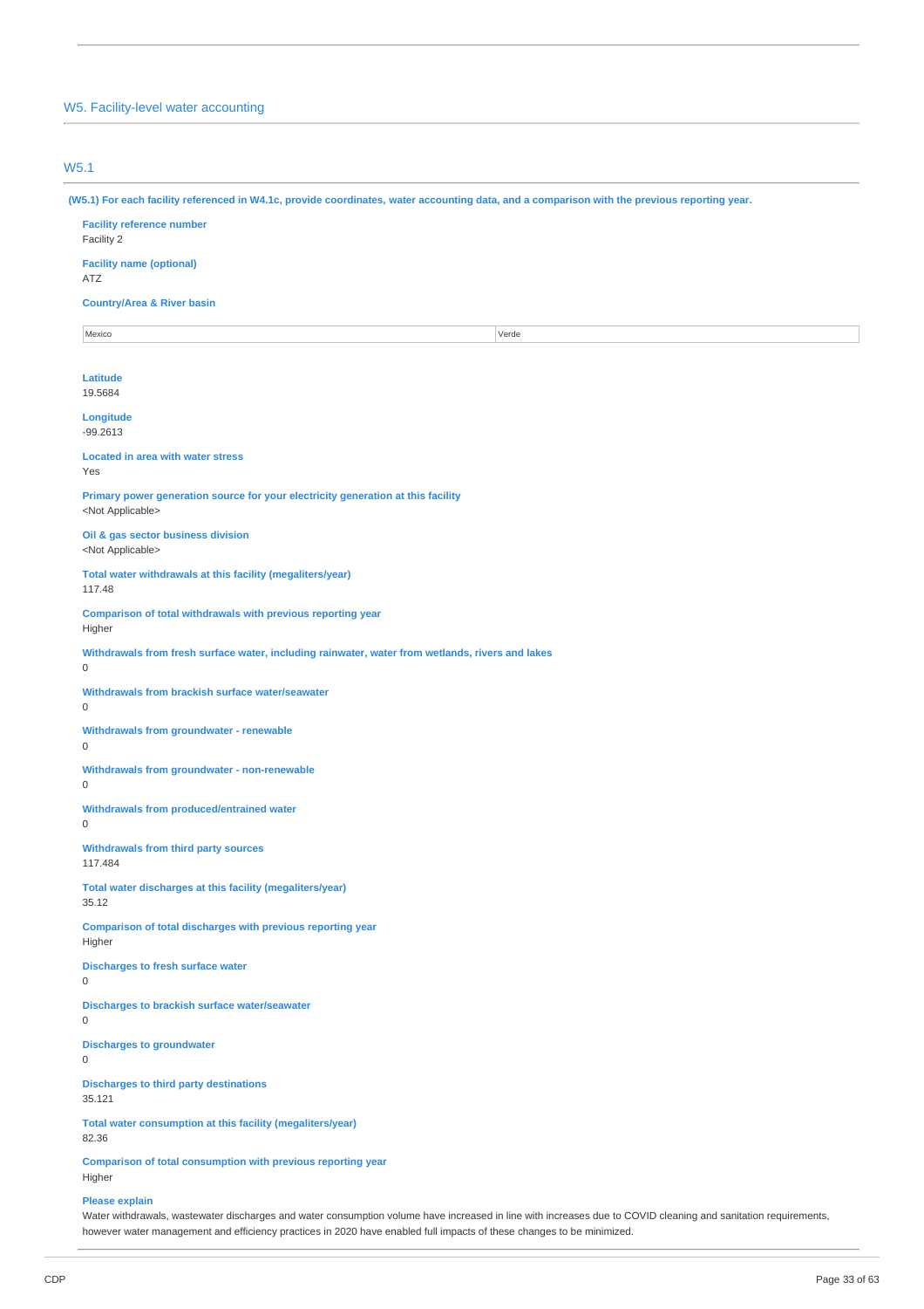## W5. Facility-level water accounting

### W5.1

**(W5.1) For each facility referenced in W4.1c, provide coordinates, water accounting data, and a comparison with the previous reporting year.**

**Facility reference number**
Facility 2

**Facility name (optional)**
ATZ

**Country/Area & River basin**

| Mexico | Verde |
|---|---|

**Latitude**
19.5684

**Longitude**
-99.2613

**Located in area with water stress**
Yes

**Primary power generation source for your electricity generation at this facility**
<Not Applicable>

**Oil & gas sector business division**
<Not Applicable>

**Total water withdrawals at this facility (megaliters/year)**
117.48

**Comparison of total withdrawals with previous reporting year**
Higher

**Withdrawals from fresh surface water, including rainwater, water from wetlands, rivers and lakes**
0

**Withdrawals from brackish surface water/seawater**
0

**Withdrawals from groundwater - renewable**
0

**Withdrawals from groundwater - non-renewable**
0

**Withdrawals from produced/entrained water**
0

**Withdrawals from third party sources**
117.484

**Total water discharges at this facility (megaliters/year)**
35.12

**Comparison of total discharges with previous reporting year**
Higher

**Discharges to fresh surface water**
0

**Discharges to brackish surface water/seawater**
0

**Discharges to groundwater**
0

**Discharges to third party destinations**
35.121

**Total water consumption at this facility (megaliters/year)**
82.36

**Comparison of total consumption with previous reporting year**
Higher

**Please explain**
Water withdrawals, wastewater discharges and water consumption volume have increased in line with increases due to COVID cleaning and sanitation requirements, however water management and efficiency practices in 2020 have enabled full impacts of these changes to be minimized.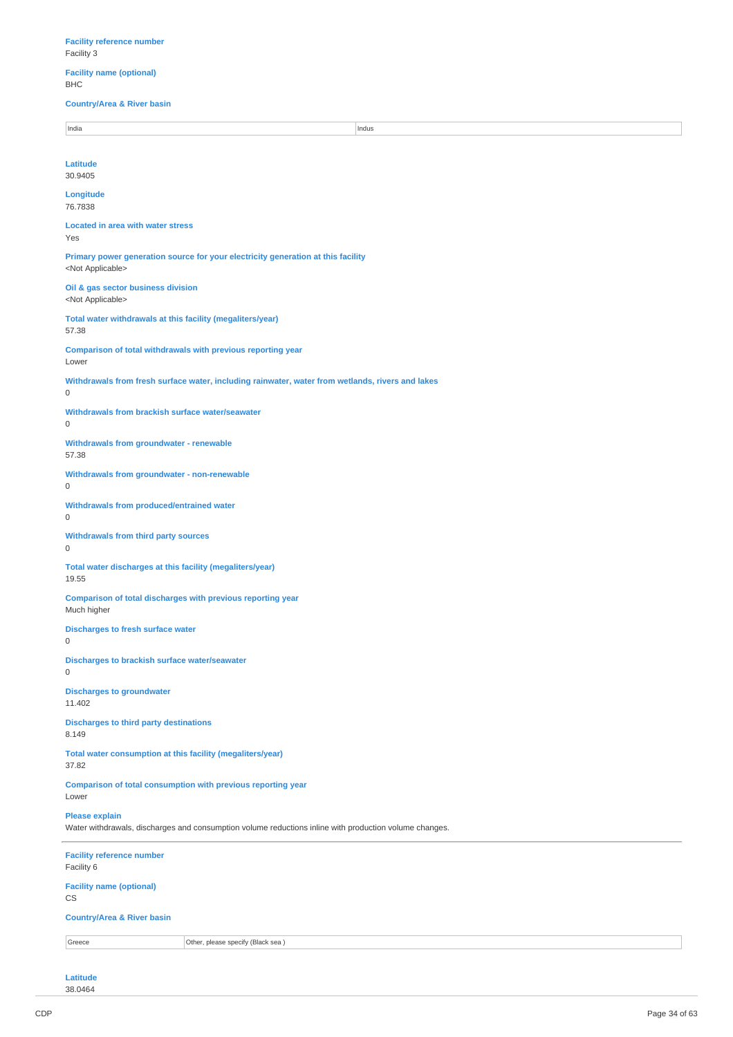**Facility reference number**
Facility 3

**Facility name (optional)**
BHC

**Country/Area & River basin**

| India | Indus |
|---|---|

**Latitude**
30.9405

**Longitude**
76.7838

**Located in area with water stress**
Yes

**Primary power generation source for your electricity generation at this facility**
<Not Applicable>

**Oil & gas sector business division**
<Not Applicable>

**Total water withdrawals at this facility (megaliters/year)**
57.38

**Comparison of total withdrawals with previous reporting year**
Lower

**Withdrawals from fresh surface water, including rainwater, water from wetlands, rivers and lakes**
0

**Withdrawals from brackish surface water/seawater**
0

**Withdrawals from groundwater - renewable**
57.38

**Withdrawals from groundwater - non-renewable**
0

**Withdrawals from produced/entrained water**
0

**Withdrawals from third party sources**
0

**Total water discharges at this facility (megaliters/year)**
19.55

**Comparison of total discharges with previous reporting year**
Much higher

**Discharges to fresh surface water**
0

**Discharges to brackish surface water/seawater**
0

**Discharges to groundwater**
11.402

**Discharges to third party destinations**
8.149

**Total water consumption at this facility (megaliters/year)**
37.82

**Comparison of total consumption with previous reporting year**
Lower

**Please explain**
Water withdrawals, discharges and consumption volume reductions inline with production volume changes.

---

**Facility reference number**
Facility 6

**Facility name (optional)**
CS

**Country/Area & River basin**

| Greece | Other, please specify (Black sea ) |
|---|---|

**Latitude**
38.0464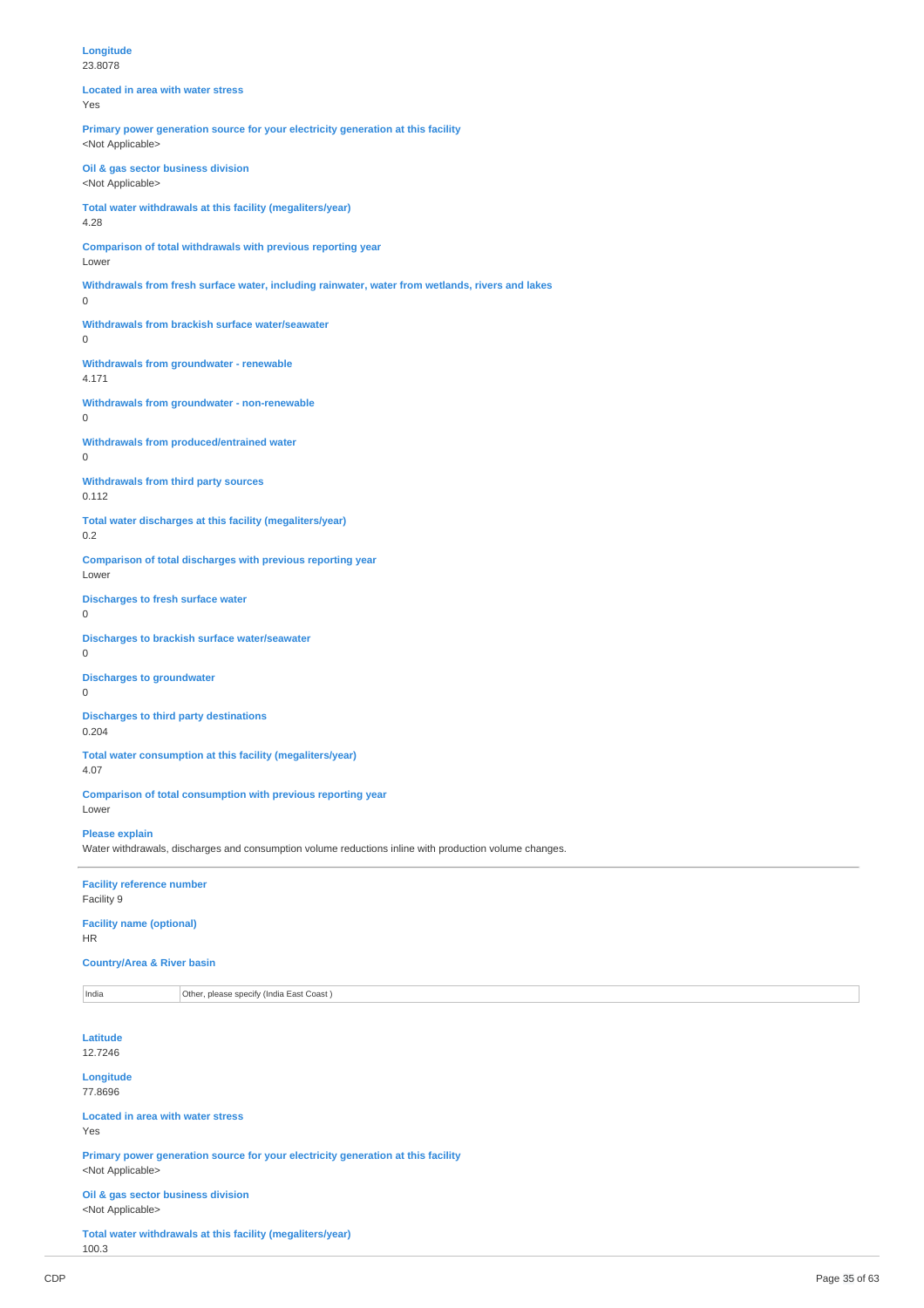**Longitude**
23.8078

**Located in area with water stress**
Yes

**Primary power generation source for your electricity generation at this facility**
<Not Applicable>

**Oil & gas sector business division**
<Not Applicable>

**Total water withdrawals at this facility (megaliters/year)**
4.28

**Comparison of total withdrawals with previous reporting year**
Lower

**Withdrawals from fresh surface water, including rainwater, water from wetlands, rivers and lakes**
0

**Withdrawals from brackish surface water/seawater**
0

**Withdrawals from groundwater - renewable**
4.171

**Withdrawals from groundwater - non-renewable**
0

**Withdrawals from produced/entrained water**
0

**Withdrawals from third party sources**
0.112

**Total water discharges at this facility (megaliters/year)**
0.2

**Comparison of total discharges with previous reporting year**
Lower

**Discharges to fresh surface water**
0

**Discharges to brackish surface water/seawater**
0

**Discharges to groundwater**
0

**Discharges to third party destinations**
0.204

**Total water consumption at this facility (megaliters/year)**
4.07

**Comparison of total consumption with previous reporting year**
Lower

**Please explain**
Water withdrawals, discharges and consumption volume reductions inline with production volume changes.

---

**Facility reference number**
Facility 9

**Facility name (optional)**
HR

**Country/Area & River basin**

| | |
|---|---|
| India | Other, please specify (India East Coast ) |

**Latitude**
12.7246

**Longitude**
77.8696

**Located in area with water stress**
Yes

**Primary power generation source for your electricity generation at this facility**
<Not Applicable>

**Oil & gas sector business division**
<Not Applicable>

**Total water withdrawals at this facility (megaliters/year)**
100.3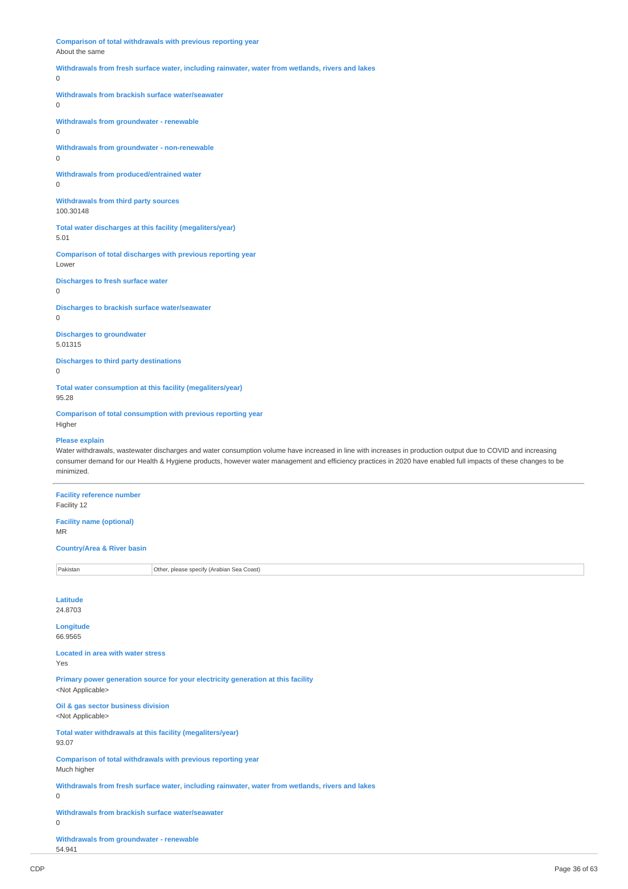**Comparison of total withdrawals with previous reporting year**
About the same

**Withdrawals from fresh surface water, including rainwater, water from wetlands, rivers and lakes**
0

**Withdrawals from brackish surface water/seawater**
0

**Withdrawals from groundwater - renewable**
0

**Withdrawals from groundwater - non-renewable**
0

**Withdrawals from produced/entrained water**
0

**Withdrawals from third party sources**
100.30148

**Total water discharges at this facility (megaliters/year)**
5.01

**Comparison of total discharges with previous reporting year**
Lower

**Discharges to fresh surface water**
0

**Discharges to brackish surface water/seawater**
0

**Discharges to groundwater**
5.01315

**Discharges to third party destinations**
0

**Total water consumption at this facility (megaliters/year)**
95.28

**Comparison of total consumption with previous reporting year**
Higher

**Please explain**
Water withdrawals, wastewater discharges and water consumption volume have increased in line with increases in production output due to COVID and increasing consumer demand for our Health & Hygiene products, however water management and efficiency practices in 2020 have enabled full impacts of these changes to be minimized.

---

**Facility reference number**
Facility 12

**Facility name (optional)**
MR

**Country/Area & River basin**

| | |
|---|---|
| Pakistan | Other, please specify (Arabian Sea Coast) |

**Latitude**
24.8703

**Longitude**
66.9565

**Located in area with water stress**
Yes

**Primary power generation source for your electricity generation at this facility**
<Not Applicable>

**Oil & gas sector business division**
<Not Applicable>

**Total water withdrawals at this facility (megaliters/year)**
93.07

**Comparison of total withdrawals with previous reporting year**
Much higher

**Withdrawals from fresh surface water, including rainwater, water from wetlands, rivers and lakes**
0

**Withdrawals from brackish surface water/seawater**
0

**Withdrawals from groundwater - renewable**
54.941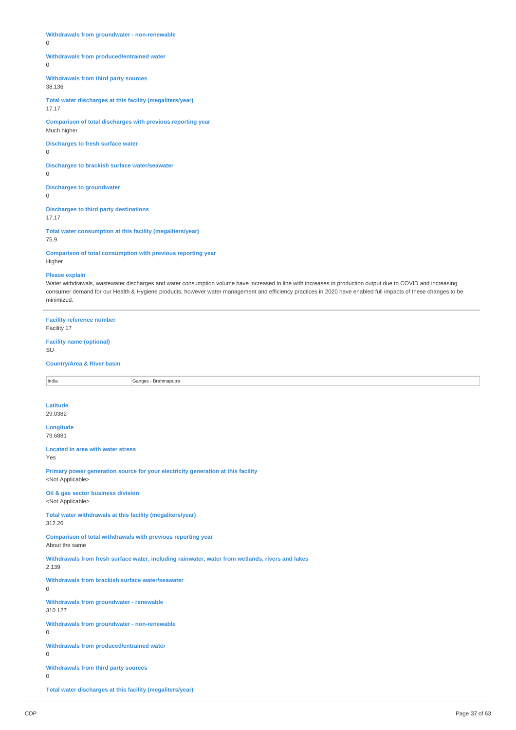**Withdrawals from groundwater - non-renewable**
0

**Withdrawals from produced/entrained water**
0

**Withdrawals from third party sources**
38.136

**Total water discharges at this facility (megaliters/year)**
17.17

**Comparison of total discharges with previous reporting year**
Much higher

**Discharges to fresh surface water**
0

**Discharges to brackish surface water/seawater**
0

**Discharges to groundwater**
0

**Discharges to third party destinations**
17.17

**Total water consumption at this facility (megaliters/year)**
75.9

**Comparison of total consumption with previous reporting year**
Higher

**Please explain**
Water withdrawals, wastewater discharges and water consumption volume have increased in line with increases in production output due to COVID and increasing consumer demand for our Health & Hygiene products, however water management and efficiency practices in 2020 have enabled full impacts of these changes to be minimized.

---

**Facility reference number**
Facility 17

**Facility name (optional)**
SU

**Country/Area & River basin**

| India | Ganges - Brahmaputra |
|---|---|

**Latitude**
29.0382

**Longitude**
79.6881

**Located in area with water stress**
Yes

**Primary power generation source for your electricity generation at this facility**
<Not Applicable>

**Oil & gas sector business division**
<Not Applicable>

**Total water withdrawals at this facility (megaliters/year)**
312.26

**Comparison of total withdrawals with previous reporting year**
About the same

**Withdrawals from fresh surface water, including rainwater, water from wetlands, rivers and lakes**
2.139

**Withdrawals from brackish surface water/seawater**
0

**Withdrawals from groundwater - renewable**
310.127

**Withdrawals from groundwater - non-renewable**
0

**Withdrawals from produced/entrained water**
0

**Withdrawals from third party sources**
0

**Total water discharges at this facility (megaliters/year)**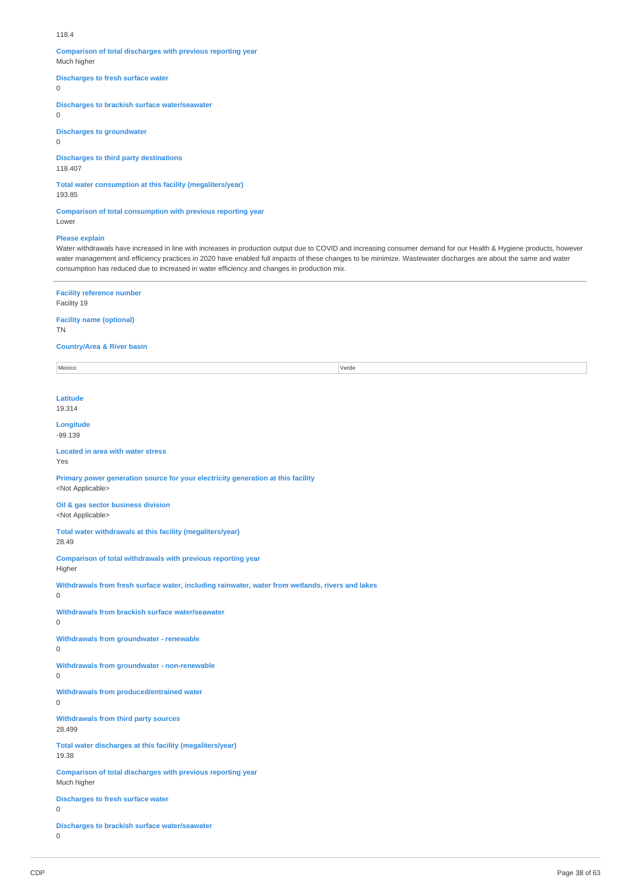118.4

**Comparison of total discharges with previous reporting year**
Much higher

**Discharges to fresh surface water**
0

**Discharges to brackish surface water/seawater**
0

**Discharges to groundwater**
0

**Discharges to third party destinations**
118.407

**Total water consumption at this facility (megaliters/year)**
193.85

**Comparison of total consumption with previous reporting year**
Lower

**Please explain**
Water withdrawals have increased in line with increases in production output due to COVID and increasing consumer demand for our Health & Hygiene products, however water management and efficiency practices in 2020 have enabled full impacts of these changes to be minimize. Wastewater discharges are about the same and water consumption has reduced due to increased in water efficiency and changes in production mix.

---

**Facility reference number**
Facility 19

**Facility name (optional)**
TN

**Country/Area & River basin**

| Mexico | Verde |
|---|---|

**Latitude**
19.314

**Longitude**
-99.139

**Located in area with water stress**
Yes

**Primary power generation source for your electricity generation at this facility**
<Not Applicable>

**Oil & gas sector business division**
<Not Applicable>

**Total water withdrawals at this facility (megaliters/year)**
28.49

**Comparison of total withdrawals with previous reporting year**
Higher

**Withdrawals from fresh surface water, including rainwater, water from wetlands, rivers and lakes**
0

**Withdrawals from brackish surface water/seawater**
0

**Withdrawals from groundwater - renewable**
0

**Withdrawals from groundwater - non-renewable**
0

**Withdrawals from produced/entrained water**
0

**Withdrawals from third party sources**
28.499

**Total water discharges at this facility (megaliters/year)**
19.38

**Comparison of total discharges with previous reporting year**
Much higher

**Discharges to fresh surface water**
0

**Discharges to brackish surface water/seawater**
0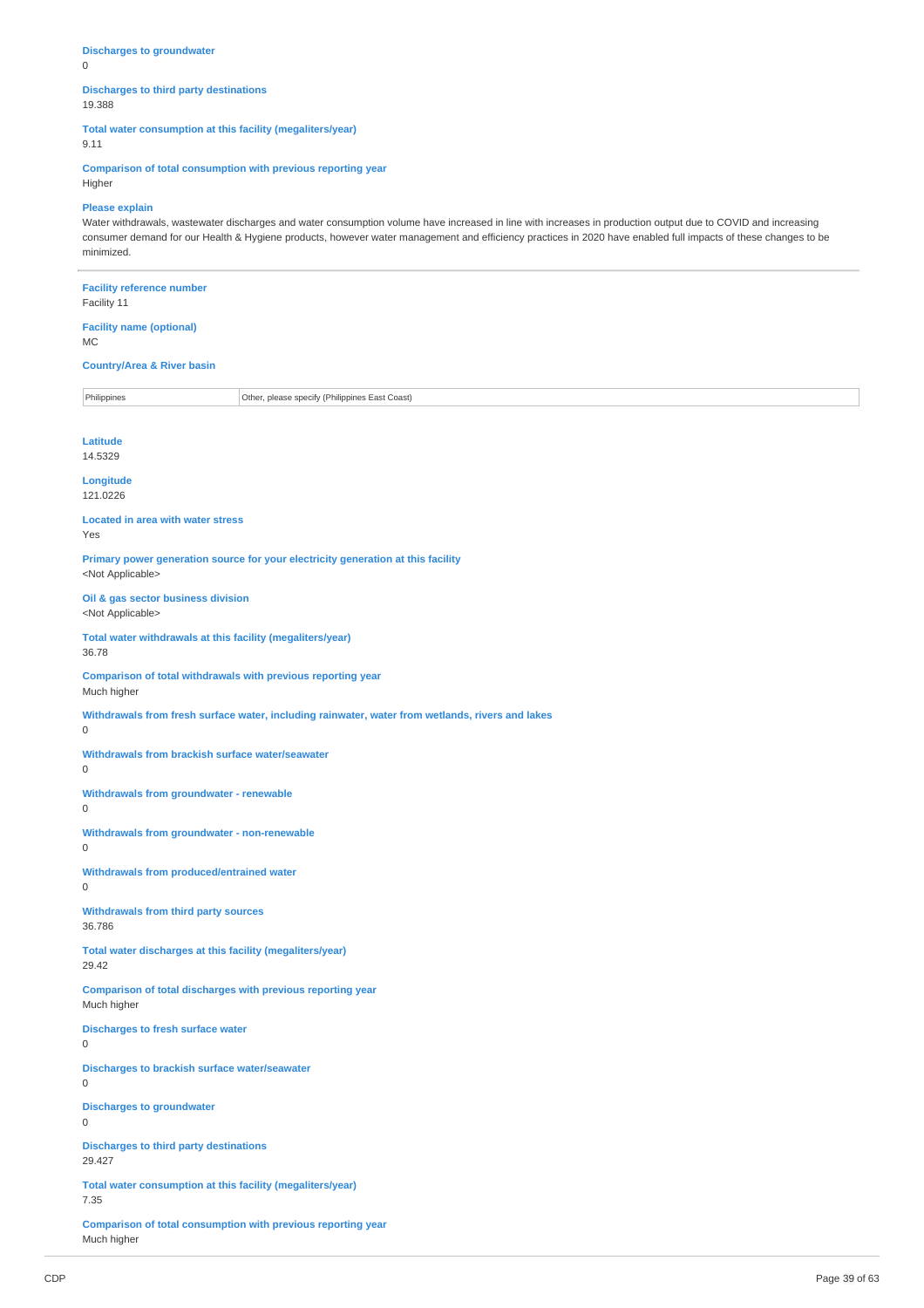**Discharges to groundwater**
0

**Discharges to third party destinations**
19.388

**Total water consumption at this facility (megaliters/year)**
9.11

**Comparison of total consumption with previous reporting year**
Higher

**Please explain**
Water withdrawals, wastewater discharges and water consumption volume have increased in line with increases in production output due to COVID and increasing consumer demand for our Health & Hygiene products, however water management and efficiency practices in 2020 have enabled full impacts of these changes to be minimized.

---

**Facility reference number**
Facility 11

**Facility name (optional)**
MC

**Country/Area & River basin**

| Philippines | Other, please specify (Philippines East Coast) |
|---|---|

**Latitude**
14.5329

**Longitude**
121.0226

**Located in area with water stress**
Yes

**Primary power generation source for your electricity generation at this facility**
<Not Applicable>

**Oil & gas sector business division**
<Not Applicable>

**Total water withdrawals at this facility (megaliters/year)**
36.78

**Comparison of total withdrawals with previous reporting year**
Much higher

**Withdrawals from fresh surface water, including rainwater, water from wetlands, rivers and lakes**
0

**Withdrawals from brackish surface water/seawater**
0

**Withdrawals from groundwater - renewable**
0

**Withdrawals from groundwater - non-renewable**
0

**Withdrawals from produced/entrained water**
0

**Withdrawals from third party sources**
36.786

**Total water discharges at this facility (megaliters/year)**
29.42

**Comparison of total discharges with previous reporting year**
Much higher

**Discharges to fresh surface water**
0

**Discharges to brackish surface water/seawater**
0

**Discharges to groundwater**
0

**Discharges to third party destinations**
29.427

**Total water consumption at this facility (megaliters/year)**
7.35

**Comparison of total consumption with previous reporting year**
Much higher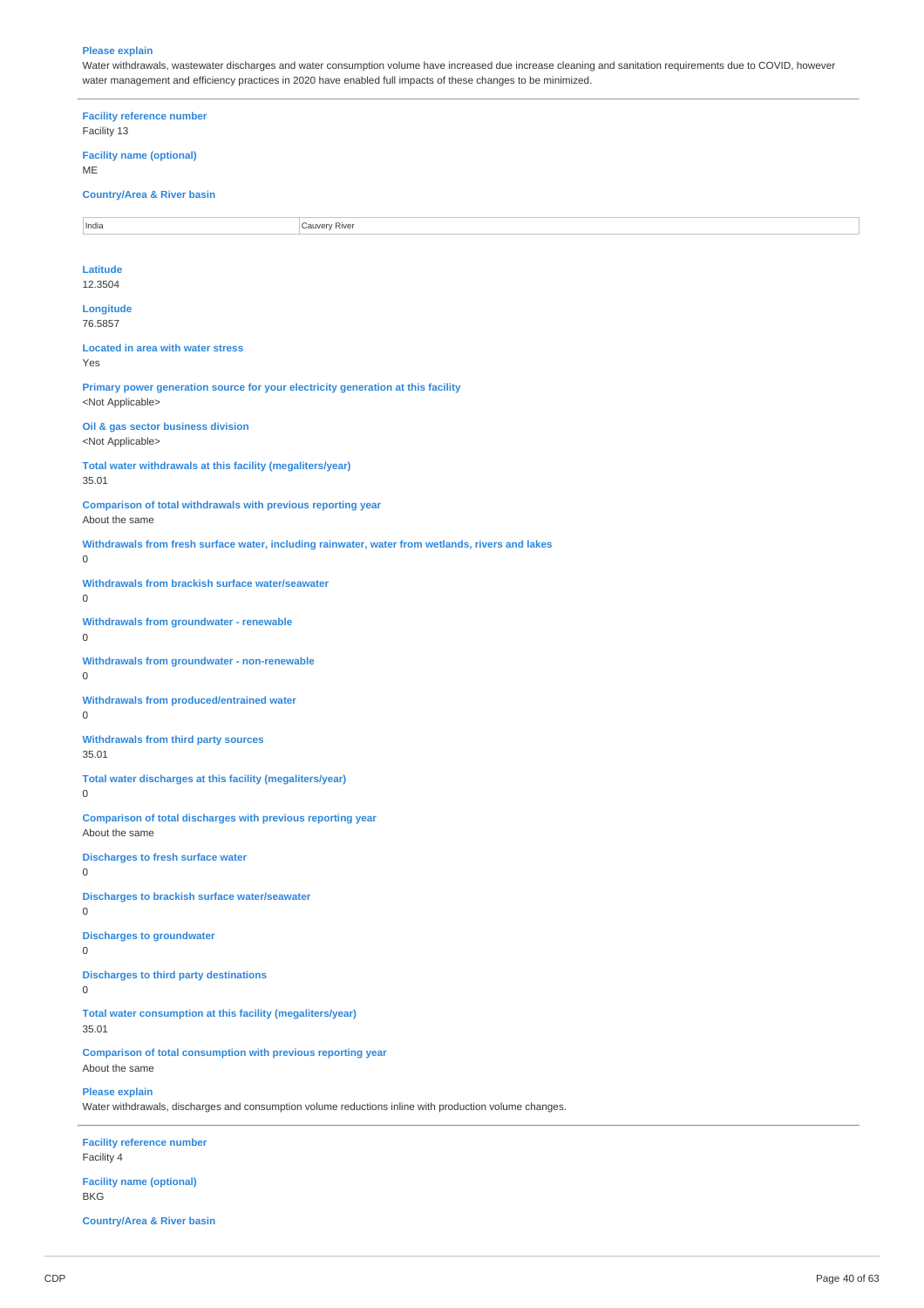**Please explain**

Water withdrawals, wastewater discharges and water consumption volume have increased due increase cleaning and sanitation requirements due to COVID, however water management and efficiency practices in 2020 have enabled full impacts of these changes to be minimized.

---

**Facility reference number**

Facility 13

**Facility name (optional)**

ME

**Country/Area & River basin**

| India | Cauvery River |
|---|---|

**Latitude**

12.3504

**Longitude**

76.5857

**Located in area with water stress**

Yes

**Primary power generation source for your electricity generation at this facility**

<Not Applicable>

**Oil & gas sector business division**

<Not Applicable>

**Total water withdrawals at this facility (megaliters/year)**

35.01

**Comparison of total withdrawals with previous reporting year**

About the same

**Withdrawals from fresh surface water, including rainwater, water from wetlands, rivers and lakes**

0

**Withdrawals from brackish surface water/seawater**

0

**Withdrawals from groundwater - renewable**

0

**Withdrawals from groundwater - non-renewable**

0

**Withdrawals from produced/entrained water**

0

**Withdrawals from third party sources**

35.01

**Total water discharges at this facility (megaliters/year)**

0

**Comparison of total discharges with previous reporting year**

About the same

**Discharges to fresh surface water**

0

**Discharges to brackish surface water/seawater**

0

**Discharges to groundwater**

0

**Discharges to third party destinations**

0

**Total water consumption at this facility (megaliters/year)**

35.01

**Comparison of total consumption with previous reporting year**

About the same

**Please explain**

Water withdrawals, discharges and consumption volume reductions inline with production volume changes.

---

**Facility reference number**

Facility 4

**Facility name (optional)**

BKG

**Country/Area & River basin**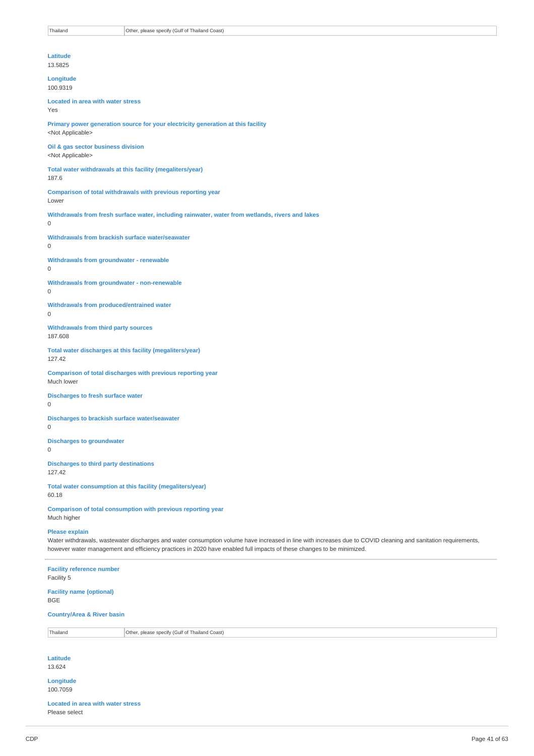| Thailand | Other, please specify (Gulf of Thailand Coast) |
|---|---|

**Latitude**
13.5825

**Longitude**
100.9319

**Located in area with water stress**
Yes

**Primary power generation source for your electricity generation at this facility**
<Not Applicable>

**Oil & gas sector business division**
<Not Applicable>

**Total water withdrawals at this facility (megaliters/year)**
187.6

**Comparison of total withdrawals with previous reporting year**
Lower

**Withdrawals from fresh surface water, including rainwater, water from wetlands, rivers and lakes**
0

**Withdrawals from brackish surface water/seawater**
0

**Withdrawals from groundwater - renewable**
0

**Withdrawals from groundwater - non-renewable**
0

**Withdrawals from produced/entrained water**
0

**Withdrawals from third party sources**
187.608

**Total water discharges at this facility (megaliters/year)**
127.42

**Comparison of total discharges with previous reporting year**
Much lower

**Discharges to fresh surface water**
0

**Discharges to brackish surface water/seawater**
0

**Discharges to groundwater**
0

**Discharges to third party destinations**
127.42

**Total water consumption at this facility (megaliters/year)**
60.18

**Comparison of total consumption with previous reporting year**
Much higher

**Please explain**
Water withdrawals, wastewater discharges and water consumption volume have increased in line with increases due to COVID cleaning and sanitation requirements, however water management and efficiency practices in 2020 have enabled full impacts of these changes to be minimized.

---

**Facility reference number**
Facility 5

**Facility name (optional)**
BGE

**Country/Area & River basin**

| Thailand | Other, please specify (Gulf of Thailand Coast) |
|---|---|

**Latitude**
13.624

**Longitude**
100.7059

**Located in area with water stress**
Please select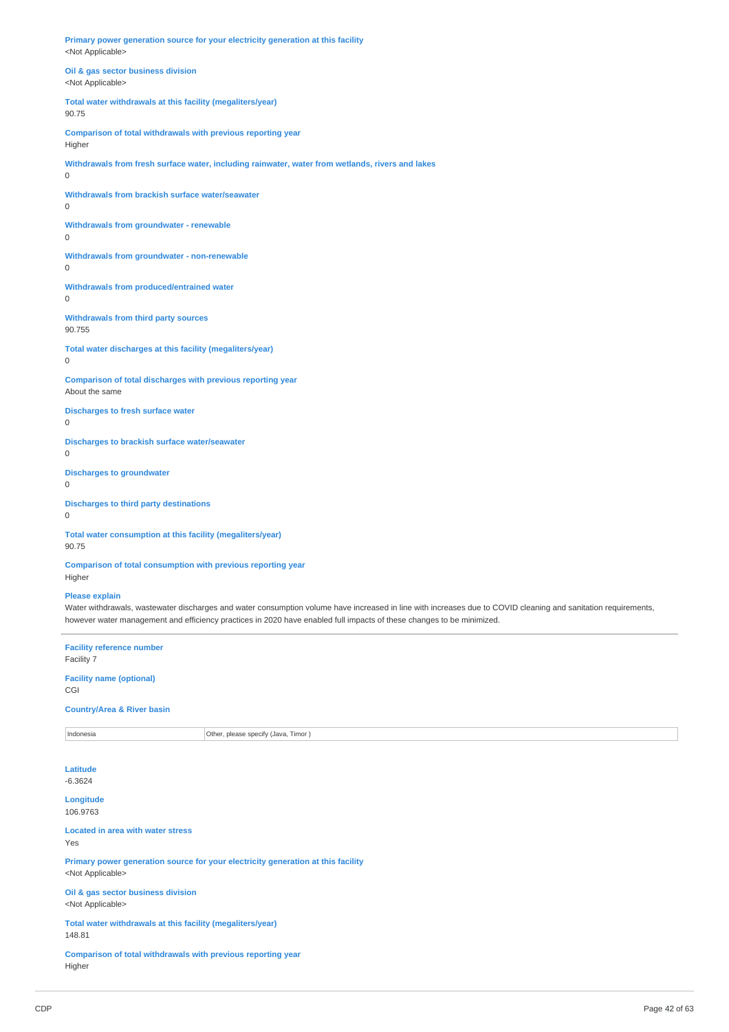**Primary power generation source for your electricity generation at this facility**
<Not Applicable>

**Oil & gas sector business division**
<Not Applicable>

**Total water withdrawals at this facility (megaliters/year)**
90.75

**Comparison of total withdrawals with previous reporting year**
Higher

**Withdrawals from fresh surface water, including rainwater, water from wetlands, rivers and lakes**
0

**Withdrawals from brackish surface water/seawater**
0

**Withdrawals from groundwater - renewable**
0

**Withdrawals from groundwater - non-renewable**
0

**Withdrawals from produced/entrained water**
0

**Withdrawals from third party sources**
90.755

**Total water discharges at this facility (megaliters/year)**
0

**Comparison of total discharges with previous reporting year**
About the same

**Discharges to fresh surface water**
0

**Discharges to brackish surface water/seawater**
0

**Discharges to groundwater**
0

**Discharges to third party destinations**
0

**Total water consumption at this facility (megaliters/year)**
90.75

**Comparison of total consumption with previous reporting year**
Higher

**Please explain**
Water withdrawals, wastewater discharges and water consumption volume have increased in line with increases due to COVID cleaning and sanitation requirements, however water management and efficiency practices in 2020 have enabled full impacts of these changes to be minimized.

---

**Facility reference number**
Facility 7

**Facility name (optional)**
CGI

**Country/Area & River basin**

| Indonesia | Other, please specify (Java, Timor ) |
|---|---|

**Latitude**
-6.3624

**Longitude**
106.9763

**Located in area with water stress**
Yes

**Primary power generation source for your electricity generation at this facility**
<Not Applicable>

**Oil & gas sector business division**
<Not Applicable>

**Total water withdrawals at this facility (megaliters/year)**
148.81

**Comparison of total withdrawals with previous reporting year**
Higher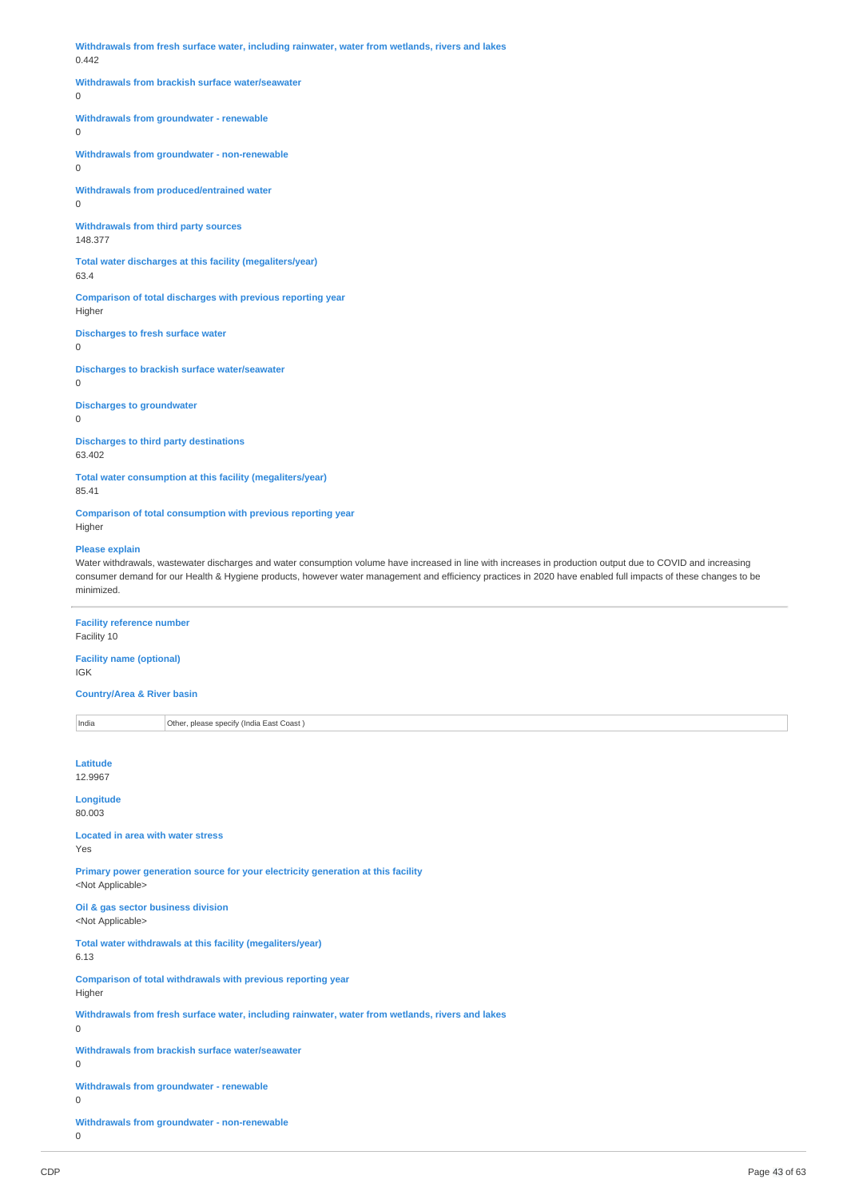**Withdrawals from fresh surface water, including rainwater, water from wetlands, rivers and lakes**
0.442

**Withdrawals from brackish surface water/seawater**
0

**Withdrawals from groundwater - renewable**
0

**Withdrawals from groundwater - non-renewable**
0

**Withdrawals from produced/entrained water**
0

**Withdrawals from third party sources**
148.377

**Total water discharges at this facility (megaliters/year)**
63.4

**Comparison of total discharges with previous reporting year**
Higher

**Discharges to fresh surface water**
0

**Discharges to brackish surface water/seawater**
0

**Discharges to groundwater**
0

**Discharges to third party destinations**
63.402

**Total water consumption at this facility (megaliters/year)**
85.41

**Comparison of total consumption with previous reporting year**
Higher

**Please explain**
Water withdrawals, wastewater discharges and water consumption volume have increased in line with increases in production output due to COVID and increasing consumer demand for our Health & Hygiene products, however water management and efficiency practices in 2020 have enabled full impacts of these changes to be minimized.

---

**Facility reference number**
Facility 10

**Facility name (optional)**
IGK

**Country/Area & River basin**

| | |
|---|---|
| India | Other, please specify (India East Coast ) |

**Latitude**
12.9967

**Longitude**
80.003

**Located in area with water stress**
Yes

**Primary power generation source for your electricity generation at this facility**
<Not Applicable>

**Oil & gas sector business division**
<Not Applicable>

**Total water withdrawals at this facility (megaliters/year)**
6.13

**Comparison of total withdrawals with previous reporting year**
Higher

**Withdrawals from fresh surface water, including rainwater, water from wetlands, rivers and lakes**
0

**Withdrawals from brackish surface water/seawater**
0

**Withdrawals from groundwater - renewable**
0

**Withdrawals from groundwater - non-renewable**
0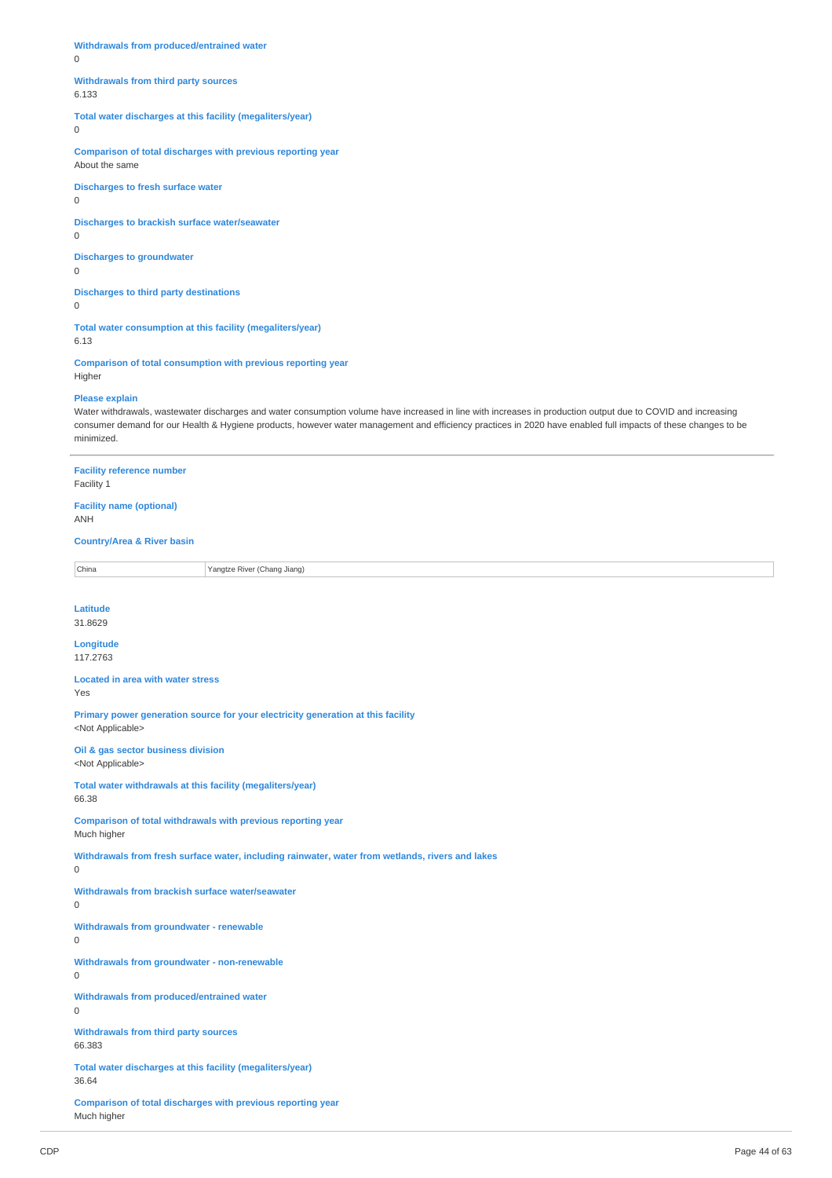**Withdrawals from produced/entrained water**
0

**Withdrawals from third party sources**
6.133

**Total water discharges at this facility (megaliters/year)**
0

**Comparison of total discharges with previous reporting year**
About the same

**Discharges to fresh surface water**
0

**Discharges to brackish surface water/seawater**
0

**Discharges to groundwater**
0

**Discharges to third party destinations**
0

**Total water consumption at this facility (megaliters/year)**
6.13

**Comparison of total consumption with previous reporting year**
Higher

**Please explain**
Water withdrawals, wastewater discharges and water consumption volume have increased in line with increases in production output due to COVID and increasing consumer demand for our Health & Hygiene products, however water management and efficiency practices in 2020 have enabled full impacts of these changes to be minimized.

---

**Facility reference number**
Facility 1

**Facility name (optional)**
ANH

**Country/Area & River basin**

| China | Yangtze River (Chang Jiang) |
|---|---|

**Latitude**
31.8629

**Longitude**
117.2763

**Located in area with water stress**
Yes

**Primary power generation source for your electricity generation at this facility**
<Not Applicable>

**Oil & gas sector business division**
<Not Applicable>

**Total water withdrawals at this facility (megaliters/year)**
66.38

**Comparison of total withdrawals with previous reporting year**
Much higher

**Withdrawals from fresh surface water, including rainwater, water from wetlands, rivers and lakes**
0

**Withdrawals from brackish surface water/seawater**
0

**Withdrawals from groundwater - renewable**
0

**Withdrawals from groundwater - non-renewable**
0

**Withdrawals from produced/entrained water**
0

**Withdrawals from third party sources**
66.383

**Total water discharges at this facility (megaliters/year)**
36.64

**Comparison of total discharges with previous reporting year**
Much higher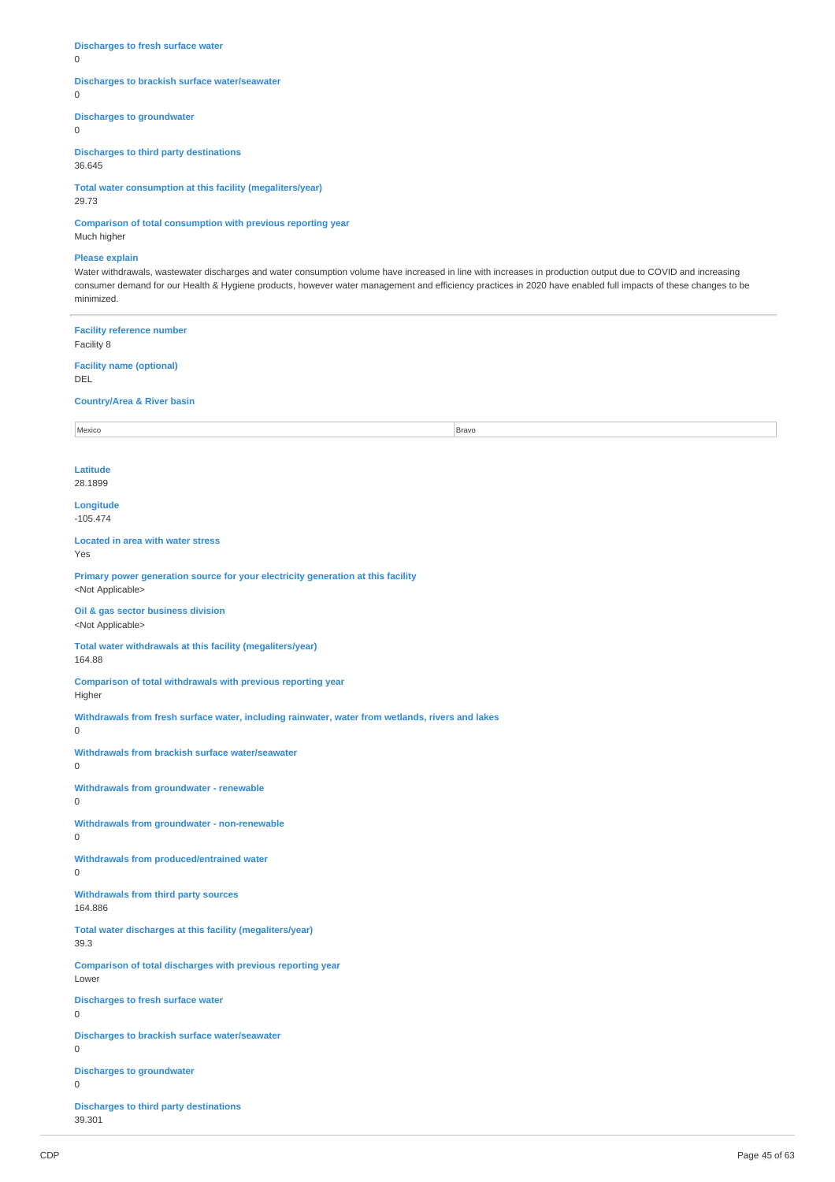**Discharges to fresh surface water**
0

**Discharges to brackish surface water/seawater**
0

**Discharges to groundwater**
0

**Discharges to third party destinations**
36.645

**Total water consumption at this facility (megaliters/year)**
29.73

**Comparison of total consumption with previous reporting year**
Much higher

**Please explain**
Water withdrawals, wastewater discharges and water consumption volume have increased in line with increases in production output due to COVID and increasing consumer demand for our Health & Hygiene products, however water management and efficiency practices in 2020 have enabled full impacts of these changes to be minimized.

---

**Facility reference number**
Facility 8

**Facility name (optional)**
DEL

**Country/Area & River basin**

| Mexico | Bravo |
|---|---|

**Latitude**
28.1899

**Longitude**
-105.474

**Located in area with water stress**
Yes

**Primary power generation source for your electricity generation at this facility**
<Not Applicable>

**Oil & gas sector business division**
<Not Applicable>

**Total water withdrawals at this facility (megaliters/year)**
164.88

**Comparison of total withdrawals with previous reporting year**
Higher

**Withdrawals from fresh surface water, including rainwater, water from wetlands, rivers and lakes**
0

**Withdrawals from brackish surface water/seawater**
0

**Withdrawals from groundwater - renewable**
0

**Withdrawals from groundwater - non-renewable**
0

**Withdrawals from produced/entrained water**
0

**Withdrawals from third party sources**
164.886

**Total water discharges at this facility (megaliters/year)**
39.3

**Comparison of total discharges with previous reporting year**
Lower

**Discharges to fresh surface water**
0

**Discharges to brackish surface water/seawater**
0

**Discharges to groundwater**
0

**Discharges to third party destinations**
39.301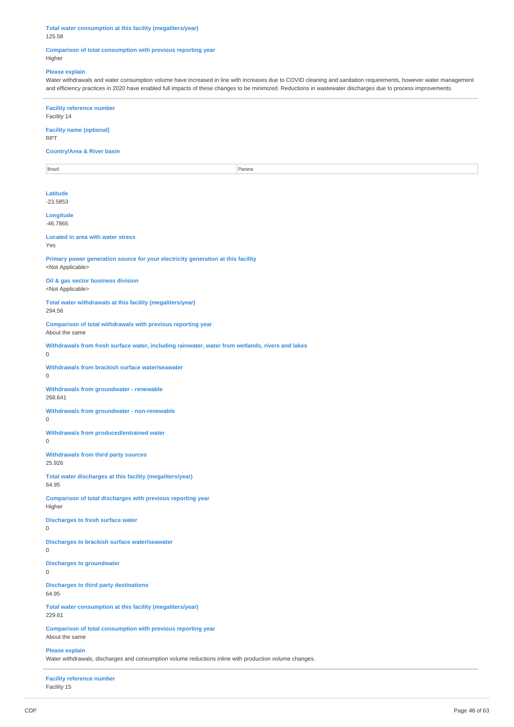**Total water consumption at this facility (megaliters/year)**
125.58

**Comparison of total consumption with previous reporting year**
Higher

**Please explain**
Water withdrawals and water consumption volume have increased in line with increases due to COVID cleaning and sanitation requirements, however water management and efficiency practices in 2020 have enabled full impacts of these changes to be minimized. Reductions in wastewater discharges due to process improvements.

---

**Facility reference number**
Facility 14

**Facility name (optional)**
RPT

**Country/Area & River basin**

| Brazil | Parana |
|---|---|

**Latitude**
-23.5853

**Longitude**
-46.7865

**Located in area with water stress**
Yes

**Primary power generation source for your electricity generation at this facility**
<Not Applicable>

**Oil & gas sector business division**
<Not Applicable>

**Total water withdrawals at this facility (megaliters/year)**
294.56

**Comparison of total withdrawals with previous reporting year**
About the same

**Withdrawals from fresh surface water, including rainwater, water from wetlands, rivers and lakes**
0

**Withdrawals from brackish surface water/seawater**
0

**Withdrawals from groundwater - renewable**
268.641

**Withdrawals from groundwater - non-renewable**
0

**Withdrawals from produced/entrained water**
0

**Withdrawals from third party sources**
25.926

**Total water discharges at this facility (megaliters/year)**
64.95

**Comparison of total discharges with previous reporting year**
Higher

**Discharges to fresh surface water**
0

**Discharges to brackish surface water/seawater**
0

**Discharges to groundwater**
0

**Discharges to third party destinations**
64.95

**Total water consumption at this facility (megaliters/year)**
229.61

**Comparison of total consumption with previous reporting year**
About the same

**Please explain**
Water withdrawals, discharges and consumption volume reductions inline with production volume changes.

---

**Facility reference number**
Facility 15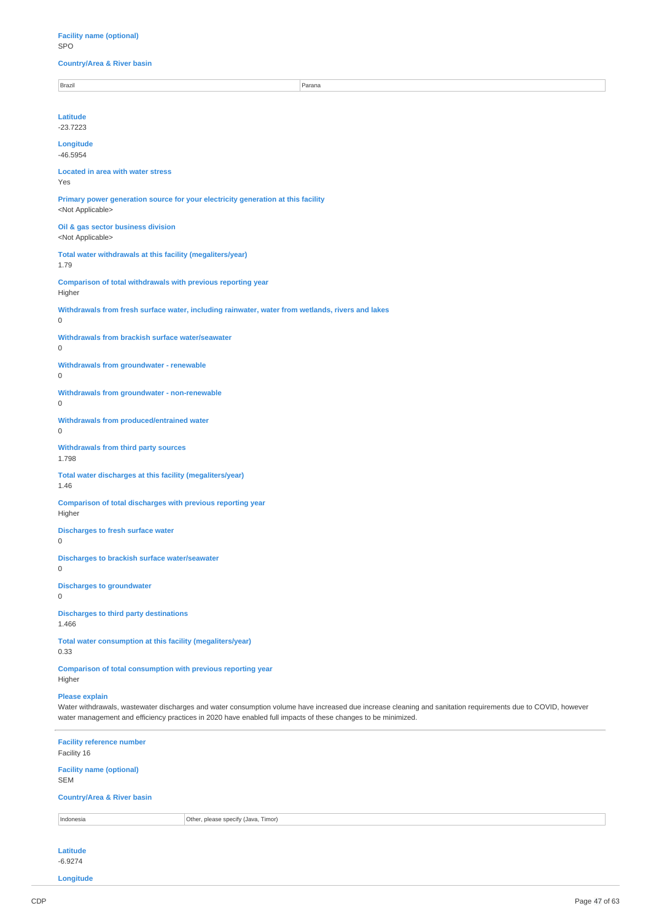**Facility name (optional)**
SPO

**Country/Area & River basin**

| Brazil | Parana |
|---|---|

**Latitude**
-23.7223

**Longitude**
-46.5954

**Located in area with water stress**
Yes

**Primary power generation source for your electricity generation at this facility**
<Not Applicable>

**Oil & gas sector business division**
<Not Applicable>

**Total water withdrawals at this facility (megaliters/year)**
1.79

**Comparison of total withdrawals with previous reporting year**
Higher

**Withdrawals from fresh surface water, including rainwater, water from wetlands, rivers and lakes**
0

**Withdrawals from brackish surface water/seawater**
0

**Withdrawals from groundwater - renewable**
0

**Withdrawals from groundwater - non-renewable**
0

**Withdrawals from produced/entrained water**
0

**Withdrawals from third party sources**
1.798

**Total water discharges at this facility (megaliters/year)**
1.46

**Comparison of total discharges with previous reporting year**
Higher

**Discharges to fresh surface water**
0

**Discharges to brackish surface water/seawater**
0

**Discharges to groundwater**
0

**Discharges to third party destinations**
1.466

**Total water consumption at this facility (megaliters/year)**
0.33

**Comparison of total consumption with previous reporting year**
Higher

**Please explain**
Water withdrawals, wastewater discharges and water consumption volume have increased due increase cleaning and sanitation requirements due to COVID, however water management and efficiency practices in 2020 have enabled full impacts of these changes to be minimized.

---

**Facility reference number**
Facility 16

**Facility name (optional)**
SEM

**Country/Area & River basin**

| Indonesia | Other, please specify (Java, Timor) |
|---|---|

**Latitude**
-6.9274

**Longitude**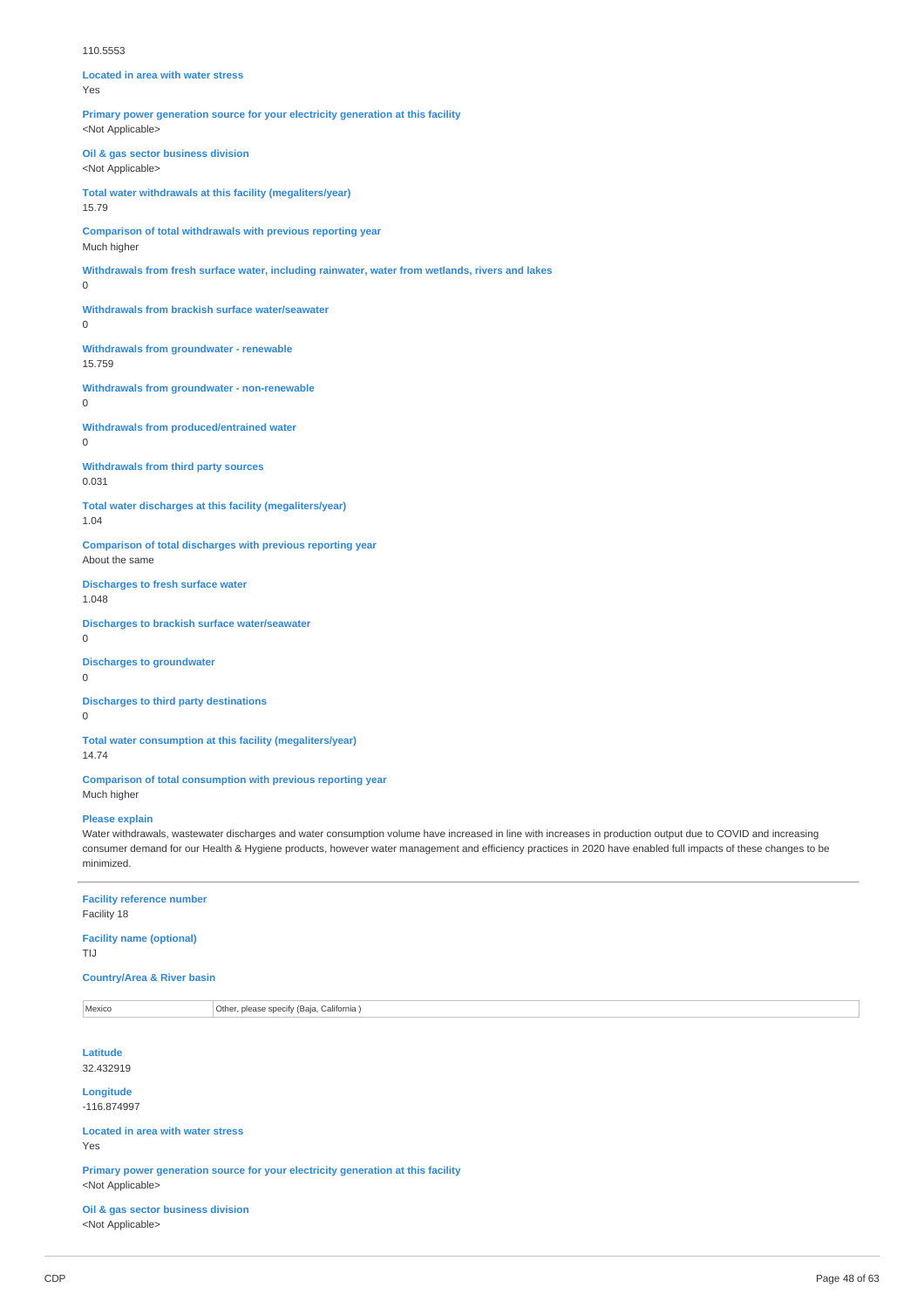110.5553

**Located in area with water stress**
Yes

**Primary power generation source for your electricity generation at this facility**
<Not Applicable>

**Oil & gas sector business division**
<Not Applicable>

**Total water withdrawals at this facility (megaliters/year)**
15.79

**Comparison of total withdrawals with previous reporting year**
Much higher

**Withdrawals from fresh surface water, including rainwater, water from wetlands, rivers and lakes**
0

**Withdrawals from brackish surface water/seawater**
0

**Withdrawals from groundwater - renewable**
15.759

**Withdrawals from groundwater - non-renewable**
0

**Withdrawals from produced/entrained water**
0

**Withdrawals from third party sources**
0.031

**Total water discharges at this facility (megaliters/year)**
1.04

**Comparison of total discharges with previous reporting year**
About the same

**Discharges to fresh surface water**
1.048

**Discharges to brackish surface water/seawater**
0

**Discharges to groundwater**
0

**Discharges to third party destinations**
0

**Total water consumption at this facility (megaliters/year)**
14.74

**Comparison of total consumption with previous reporting year**
Much higher

**Please explain**
Water withdrawals, wastewater discharges and water consumption volume have increased in line with increases in production output due to COVID and increasing consumer demand for our Health & Hygiene products, however water management and efficiency practices in 2020 have enabled full impacts of these changes to be minimized.

---

**Facility reference number**
Facility 18

**Facility name (optional)**
TIJ

**Country/Area & River basin**

| | |
|---|---|
| Mexico | Other, please specify (Baja, California ) |

**Latitude**
32.432919

**Longitude**
-116.874997

**Located in area with water stress**
Yes

**Primary power generation source for your electricity generation at this facility**
<Not Applicable>

**Oil & gas sector business division**
<Not Applicable>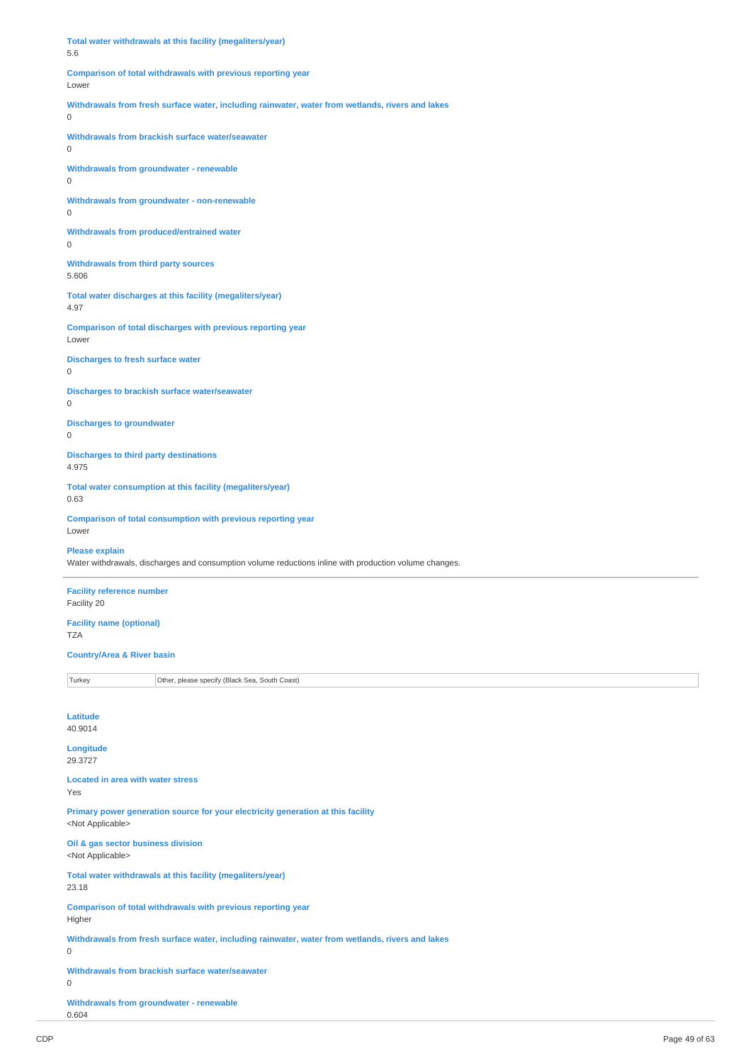**Total water withdrawals at this facility (megaliters/year)**
5.6

**Comparison of total withdrawals with previous reporting year**
Lower

**Withdrawals from fresh surface water, including rainwater, water from wetlands, rivers and lakes**
0

**Withdrawals from brackish surface water/seawater**
0

**Withdrawals from groundwater - renewable**
0

**Withdrawals from groundwater - non-renewable**
0

**Withdrawals from produced/entrained water**
0

**Withdrawals from third party sources**
5.606

**Total water discharges at this facility (megaliters/year)**
4.97

**Comparison of total discharges with previous reporting year**
Lower

**Discharges to fresh surface water**
0

**Discharges to brackish surface water/seawater**
0

**Discharges to groundwater**
0

**Discharges to third party destinations**
4.975

**Total water consumption at this facility (megaliters/year)**
0.63

**Comparison of total consumption with previous reporting year**
Lower

**Please explain**
Water withdrawals, discharges and consumption volume reductions inline with production volume changes.

---

**Facility reference number**
Facility 20

**Facility name (optional)**
TZA

**Country/Area & River basin**

| Turkey | Other, please specify (Black Sea, South Coast) |
|---|---|

**Latitude**
40.9014

**Longitude**
29.3727

**Located in area with water stress**
Yes

**Primary power generation source for your electricity generation at this facility**
<Not Applicable>

**Oil & gas sector business division**
<Not Applicable>

**Total water withdrawals at this facility (megaliters/year)**
23.18

**Comparison of total withdrawals with previous reporting year**
Higher

**Withdrawals from fresh surface water, including rainwater, water from wetlands, rivers and lakes**
0

**Withdrawals from brackish surface water/seawater**
0

**Withdrawals from groundwater - renewable**
0.604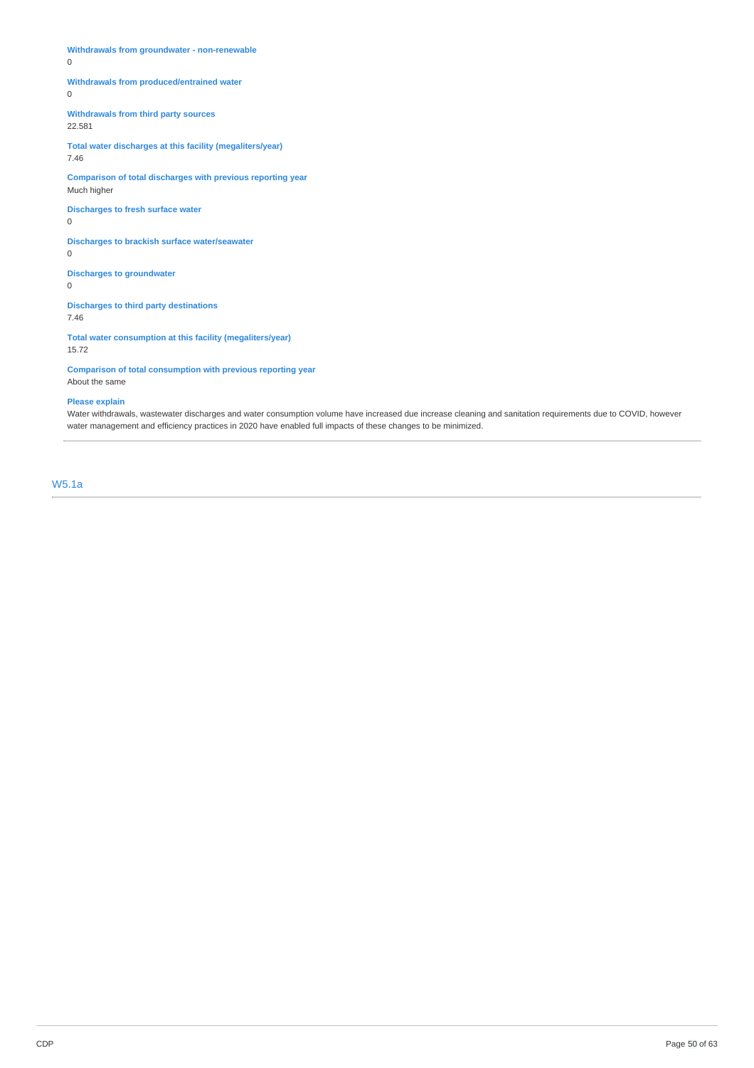**Withdrawals from groundwater - non-renewable**
0

**Withdrawals from produced/entrained water**
0

**Withdrawals from third party sources**
22.581

**Total water discharges at this facility (megaliters/year)**
7.46

**Comparison of total discharges with previous reporting year**
Much higher

**Discharges to fresh surface water**
0

**Discharges to brackish surface water/seawater**
0

**Discharges to groundwater**
0

**Discharges to third party destinations**
7.46

**Total water consumption at this facility (megaliters/year)**
15.72

**Comparison of total consumption with previous reporting year**
About the same

**Please explain**
Water withdrawals, wastewater discharges and water consumption volume have increased due increase cleaning and sanitation requirements due to COVID, however water management and efficiency practices in 2020 have enabled full impacts of these changes to be minimized.

## W5.1a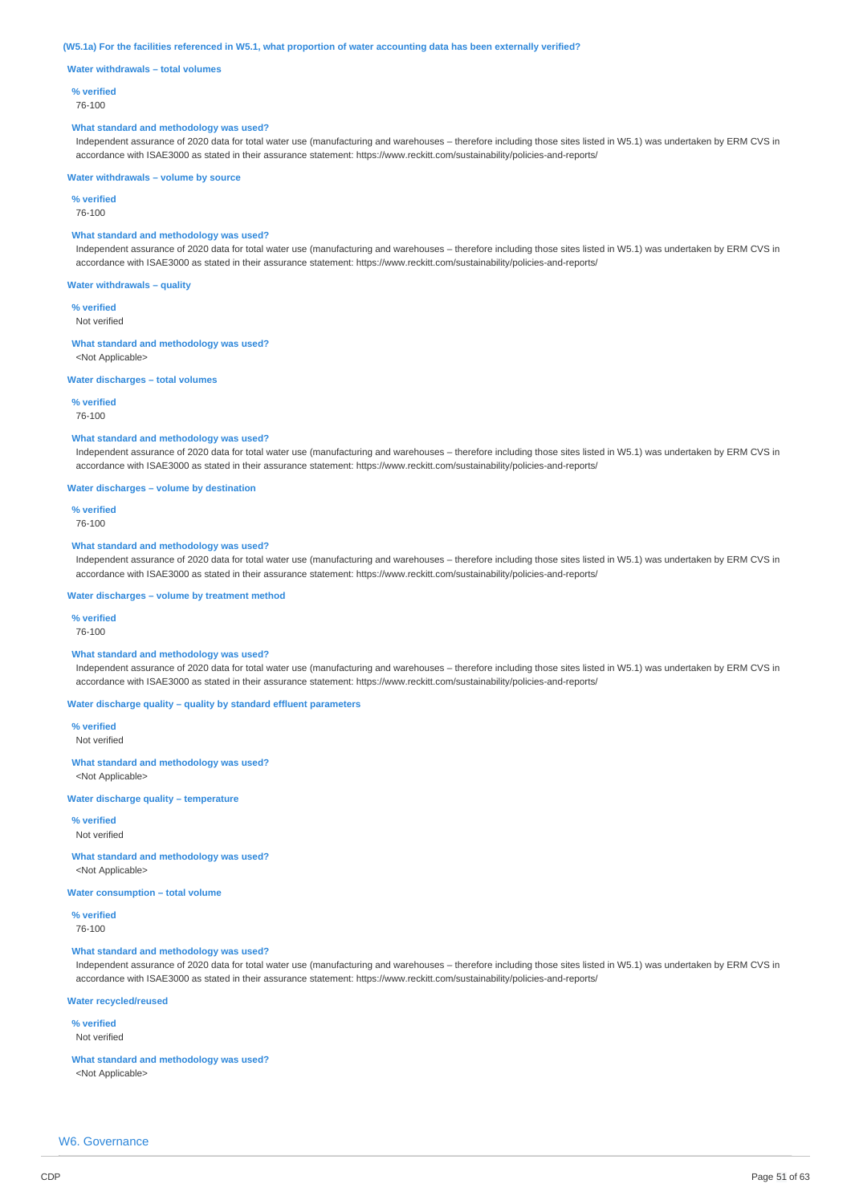**(W5.1a) For the facilities referenced in W5.1, what proportion of water accounting data has been externally verified?**

**Water withdrawals – total volumes**

**% verified**
76-100

**What standard and methodology was used?**
Independent assurance of 2020 data for total water use (manufacturing and warehouses – therefore including those sites listed in W5.1) was undertaken by ERM CVS in accordance with ISAE3000 as stated in their assurance statement: https://www.reckitt.com/sustainability/policies-and-reports/

**Water withdrawals – volume by source**

**% verified**
76-100

**What standard and methodology was used?**
Independent assurance of 2020 data for total water use (manufacturing and warehouses – therefore including those sites listed in W5.1) was undertaken by ERM CVS in accordance with ISAE3000 as stated in their assurance statement: https://www.reckitt.com/sustainability/policies-and-reports/

**Water withdrawals – quality**

**% verified**
Not verified

**What standard and methodology was used?**
<Not Applicable>

**Water discharges – total volumes**

**% verified**
76-100

**What standard and methodology was used?**
Independent assurance of 2020 data for total water use (manufacturing and warehouses – therefore including those sites listed in W5.1) was undertaken by ERM CVS in accordance with ISAE3000 as stated in their assurance statement: https://www.reckitt.com/sustainability/policies-and-reports/

**Water discharges – volume by destination**

**% verified**
76-100

**What standard and methodology was used?**
Independent assurance of 2020 data for total water use (manufacturing and warehouses – therefore including those sites listed in W5.1) was undertaken by ERM CVS in accordance with ISAE3000 as stated in their assurance statement: https://www.reckitt.com/sustainability/policies-and-reports/

**Water discharges – volume by treatment method**

**% verified**
76-100

**What standard and methodology was used?**
Independent assurance of 2020 data for total water use (manufacturing and warehouses – therefore including those sites listed in W5.1) was undertaken by ERM CVS in accordance with ISAE3000 as stated in their assurance statement: https://www.reckitt.com/sustainability/policies-and-reports/

**Water discharge quality – quality by standard effluent parameters**

**% verified**
Not verified

**What standard and methodology was used?**
<Not Applicable>

**Water discharge quality – temperature**

**% verified**
Not verified

**What standard and methodology was used?**
<Not Applicable>

**Water consumption – total volume**

**% verified**
76-100

**What standard and methodology was used?**
Independent assurance of 2020 data for total water use (manufacturing and warehouses – therefore including those sites listed in W5.1) was undertaken by ERM CVS in accordance with ISAE3000 as stated in their assurance statement: https://www.reckitt.com/sustainability/policies-and-reports/

**Water recycled/reused**

**% verified**
Not verified

**What standard and methodology was used?**
<Not Applicable>

## W6. Governance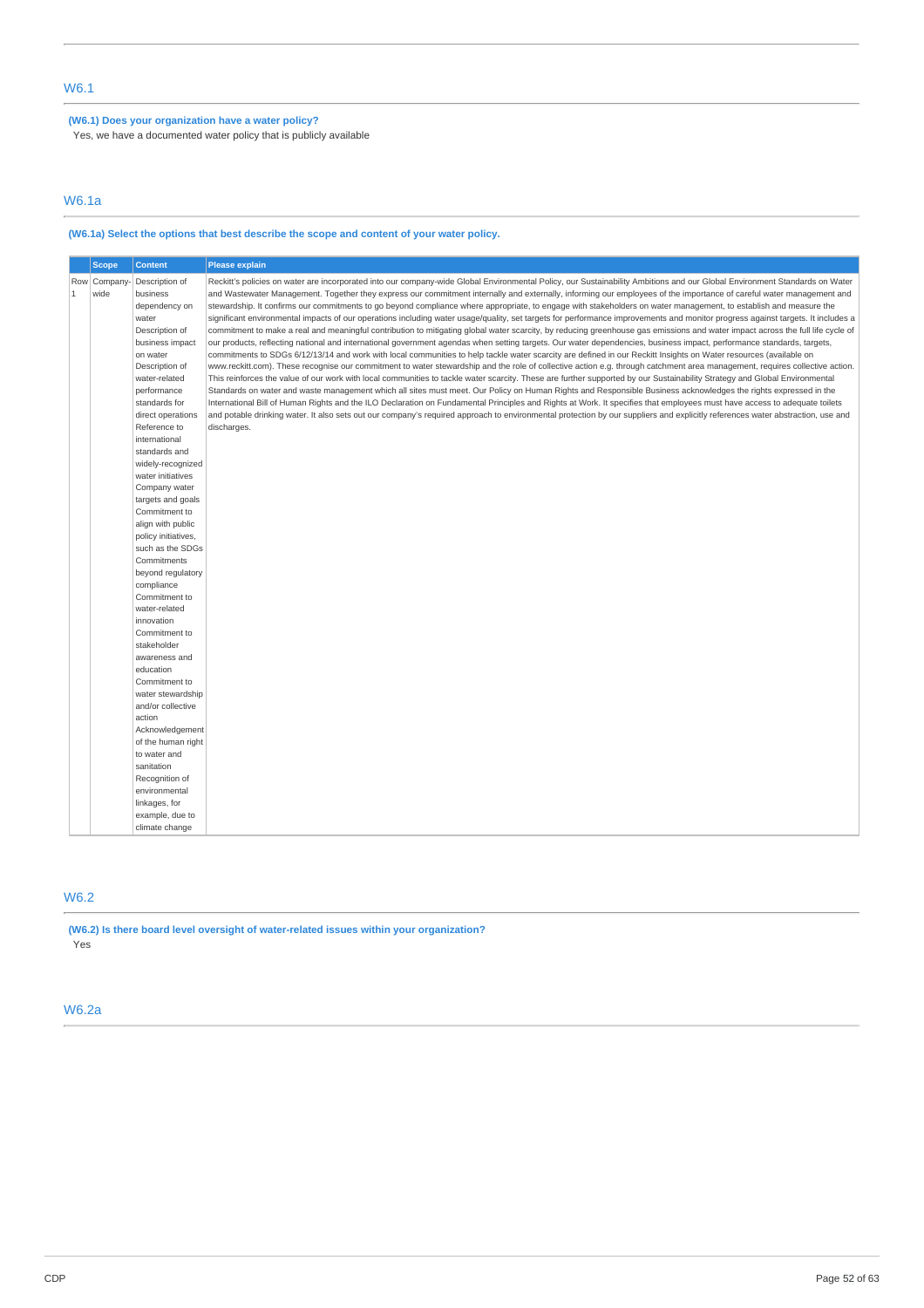## W6.1

**(W6.1) Does your organization have a water policy?**

Yes, we have a documented water policy that is publicly available

## W6.1a

**(W6.1a) Select the options that best describe the scope and content of your water policy.**

| | Scope | Content | Please explain |
|---|---|---|---|
| Row 1 | Company-wide | Description of business dependency on water<br>Description of business impact on water<br>Description of water-related performance standards for direct operations<br>Reference to international standards and widely-recognized water initiatives<br>Company water targets and goals<br>Commitment to align with public policy initiatives, such as the SDGs<br>Commitments beyond regulatory compliance<br>Commitment to water-related innovation<br>Commitment to stakeholder awareness and education<br>Commitment to water stewardship and/or collective action<br>Acknowledgement of the human right to water and sanitation<br>Recognition of environmental linkages, for example, due to climate change | Reckitt's policies on water are incorporated into our company-wide Global Environmental Policy, our Sustainability Ambitions and our Global Environment Standards on Water and Wastewater Management. Together they express our commitment internally and externally, informing our employees of the importance of careful water management and stewardship. It confirms our commitments to go beyond compliance where appropriate, to engage with stakeholders on water management, to establish and measure the significant environmental impacts of our operations including water usage/quality, set targets for performance improvements and monitor progress against targets. It includes a commitment to make a real and meaningful contribution to mitigating global water scarcity, by reducing greenhouse gas emissions and water impact across the full life cycle of our products, reflecting national and international government agendas when setting targets. Our water dependencies, business impact, performance standards, targets, commitments to SDGs 6/12/13/14 and work with local communities to help tackle water scarcity are defined in our Reckitt Insights on Water resources (available on www.reckitt.com). These recognise our commitment to water stewardship and the role of collective action e.g. through catchment area management, requires collective action. This reinforces the value of our work with local communities to tackle water scarcity. These are further supported by our Sustainability Strategy and Global Environmental Standards on water and waste management which all sites must meet. Our Policy on Human Rights and Responsible Business acknowledges the rights expressed in the International Bill of Human Rights and the ILO Declaration on Fundamental Principles and Rights at Work. It specifies that employees must have access to adequate toilets and potable drinking water. It also sets out our company's required approach to environmental protection by our suppliers and explicitly references water abstraction, use and discharges. |

## W6.2

**(W6.2) Is there board level oversight of water-related issues within your organization?**

Yes

## W6.2a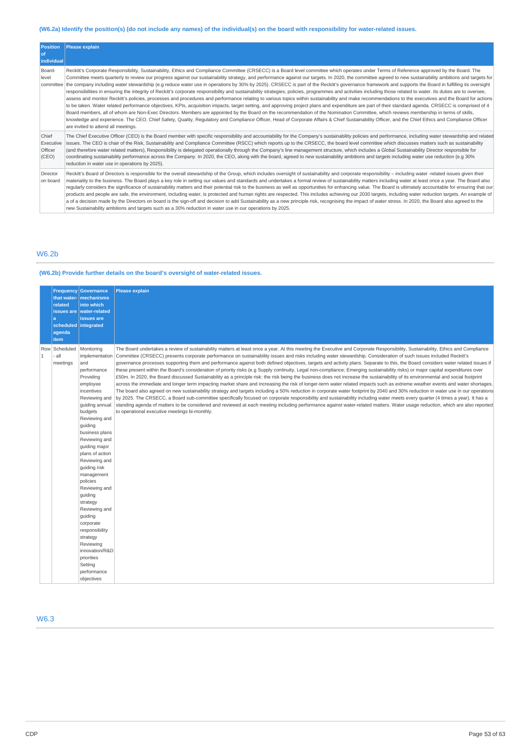#### (W6.2a) Identify the position(s) (do not include any names) of the individual(s) on the board with responsibility for water-related issues.

| Position of individual | Please explain |
|---|---|
| Board-level committee | Reckitt's Corporate Responsibility, Sustainability, Ethics and Compliance Committee (CRSECC) is a Board level committee which operates under Terms of Reference approved by the Board. The Committee meets quarterly to review our progress against our sustainability strategy, and performance against our targets. In 2020, the committee agreed to new sustainability ambitions and targets for the company including water stewardship (e.g reduce water use in operations by 30% by 2025). CRSECC is part of the Reckitt's governance framework and supports the Board in fulfilling its oversight responsibilities in ensuring the integrity of Reckitt's corporate responsibility and sustainability strategies, policies, programmes and activities including those related to water. Its duties are to oversee, assess and monitor Reckitt's policies, processes and procedures and performance relating to various topics within sustainability and make recommendations to the executives and the Board for actions to be taken. Water related performance objectives, KPIs, acquisition impacts, target setting, and approving project plans and expenditure are part of their standard agenda. CRSECC is comprised of 4 Board members, all of whom are Non-Exec Directors. Members are appointed by the Board on the recommendation of the Nomination Committee, which reviews membership in terms of skills, knowledge and experience. The CEO, Chief Safety, Quality, Regulatory and Compliance Officer, Head of Corporate Affairs & Chief Sustainability Officer, and the Chief Ethics and Compliance Officer are invited to attend all meetings. |
| Chief Executive Officer (CEO) | The Chief Executive Officer (CEO) is the Board member with specific responsibility and accountability for the Company's sustainability policies and performance, including water stewardship and related issues. The CEO is chair of the Risk, Sustainability and Compliance Committee (RSCC) which reports up to the CRSECC, the board level committee which discusses matters such as sustainability (and therefore water related matters), Responsibility is delegated operationally through the Company's line management structure, which includes a Global Sustainability Director responsible for coordinating sustainability performance across the Company. In 2020, the CEO, along with the board, agreed to new sustainability ambitions and targets including water use reduction (e.g 30% reduction in water use in operations by 2025). |
| Director on board | Reckitt's Board of Directors is responsible for the overall stewardship of the Group, which includes oversight of sustainability and corporate responsibility – including water -related issues given their materiality to the business. The Board plays a key role in setting our values and standards and undertakes a formal review of sustainability matters including water at least once a year. The Board also regularly considers the significance of sustainability matters and their potential risk to the business as well as opportunities for enhancing value. The Board is ultimately accountable for ensuring that our products and people are safe, the environment, including water, is protected and human rights are respected. This includes achieving our 2030 targets, including water reduction targets. An example of a of a decision made by the Directors on board is the sign-off and decision to add Sustainability as a new principle risk, recognising the impact of water stress. In 2020, the Board also agreed to the new Sustainability ambitions and targets such as a 30% reduction in water use in our operations by 2025. |

## W6.2b

#### (W6.2b) Provide further details on the board's oversight of water-related issues.

| | Frequency that water-related issues are a scheduled agenda item | Governance mechanisms into which water-related issues are integrated | Please explain |
|---|---|---|---|
| Row 1 | Scheduled - all meetings | Monitoring implementation and performance<br>Providing employee incentives<br>Reviewing and guiding annual budgets<br>Reviewing and guiding business plans<br>Reviewing and guiding major plans of action<br>Reviewing and guiding risk management policies<br>Reviewing and guiding strategy<br>Reviewing and guiding corporate responsibility strategy<br>Reviewing innovation/R&D priorities<br>Setting performance objectives | The Board undertakes a review of sustainability matters at least once a year. At this meeting the Executive and Corporate Responsibility, Sustainability, Ethics and Compliance Committee (CRSECC) presents corporate performance on sustainability issues and risks including water stewardship. Consideration of such issues included Reckitt's governance processes supporting them and performance against both defined objectives, targets and activity plans. Separate to this, the Board considers water related issues if these present within the Board's consideration of priority risks (e.g Supply continuity, Legal non-compliance; Emerging sustainability risks) or major capital expenditures over £50m. In 2020, the Board discussed Sustainability as a principle risk: the risk being the business does not increase the sustainability of its environmental and social footprint across the immediate and longer term impacting market share and increasing the risk of longer-term water related impacts such as extreme weather events and water shortages. The board also agreed on new sustainability strategy and targets including a 50% reduction in corporate water footprint by 2040 and 30% reduction in water use in our operations by 2025. The CRSECC, a Board sub-committee specifically focused on corporate responsibility and sustainability including water meets every quarter (4 times a year). It has a standing agenda of matters to be considered and reviewed at each meeting including performance against water-related matters. Water usage reduction, which are also reported to operational executive meetings bi-monthly. |

## W6.3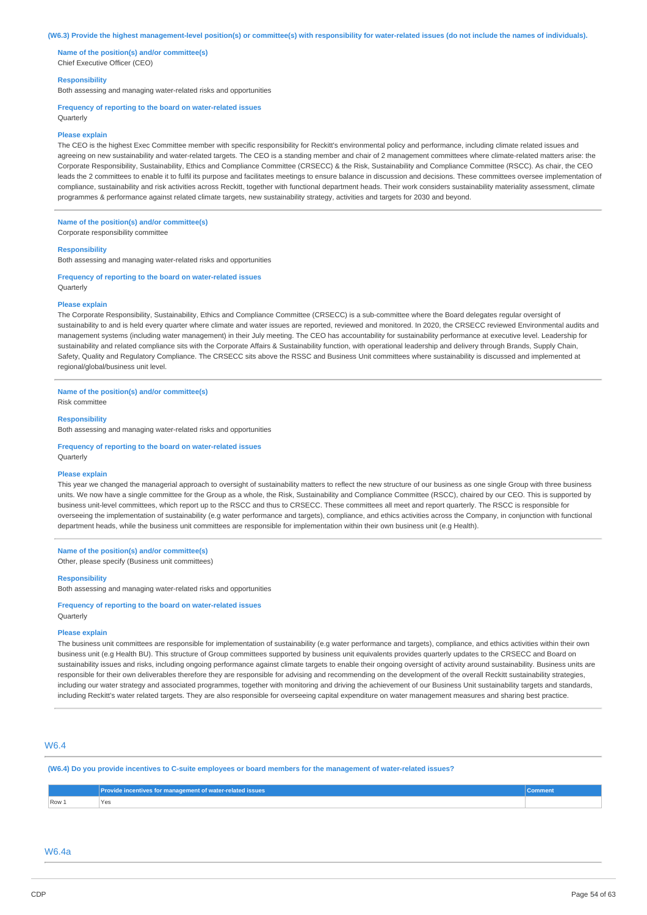**(W6.3) Provide the highest management-level position(s) or committee(s) with responsibility for water-related issues (do not include the names of individuals).**

**Name of the position(s) and/or committee(s)**
Chief Executive Officer (CEO)

**Responsibility**
Both assessing and managing water-related risks and opportunities

**Frequency of reporting to the board on water-related issues**
Quarterly

**Please explain**
The CEO is the highest Exec Committee member with specific responsibility for Reckitt's environmental policy and performance, including climate related issues and agreeing on new sustainability and water-related targets. The CEO is a standing member and chair of 2 management committees where climate-related matters arise: the Corporate Responsibility, Sustainability, Ethics and Compliance Committee (CRSECC) & the Risk, Sustainability and Compliance Committee (RSCC). As chair, the CEO leads the 2 committees to enable it to fulfil its purpose and facilitates meetings to ensure balance in discussion and decisions. These committees oversee implementation of compliance, sustainability and risk activities across Reckitt, together with functional department heads. Their work considers sustainability materiality assessment, climate programmes & performance against related climate targets, new sustainability strategy, activities and targets for 2030 and beyond.

---

**Name of the position(s) and/or committee(s)**
Corporate responsibility committee

**Responsibility**
Both assessing and managing water-related risks and opportunities

**Frequency of reporting to the board on water-related issues**
Quarterly

**Please explain**
The Corporate Responsibility, Sustainability, Ethics and Compliance Committee (CRSECC) is a sub-committee where the Board delegates regular oversight of sustainability to and is held every quarter where climate and water issues are reported, reviewed and monitored. In 2020, the CRSECC reviewed Environmental audits and management systems (including water management) in their July meeting. The CEO has accountability for sustainability performance at executive level. Leadership for sustainability and related compliance sits with the Corporate Affairs & Sustainability function, with operational leadership and delivery through Brands, Supply Chain, Safety, Quality and Regulatory Compliance. The CRSECC sits above the RSSC and Business Unit committees where sustainability is discussed and implemented at regional/global/business unit level.

---

**Name of the position(s) and/or committee(s)**
Risk committee

**Responsibility**
Both assessing and managing water-related risks and opportunities

**Frequency of reporting to the board on water-related issues**
Quarterly

**Please explain**
This year we changed the managerial approach to oversight of sustainability matters to reflect the new structure of our business as one single Group with three business units. We now have a single committee for the Group as a whole, the Risk, Sustainability and Compliance Committee (RSCC), chaired by our CEO. This is supported by business unit-level committees, which report up to the RSCC and thus to CRSECC. These committees all meet and report quarterly. The RSCC is responsible for overseeing the implementation of sustainability (e.g water performance and targets), compliance, and ethics activities across the Company, in conjunction with functional department heads, while the business unit committees are responsible for implementation within their own business unit (e.g Health).

---

**Name of the position(s) and/or committee(s)**
Other, please specify (Business unit committees)

**Responsibility**
Both assessing and managing water-related risks and opportunities

**Frequency of reporting to the board on water-related issues**
Quarterly

**Please explain**
The business unit committees are responsible for implementation of sustainability (e.g water performance and targets), compliance, and ethics activities within their own business unit (e.g Health BU). This structure of Group committees supported by business unit equivalents provides quarterly updates to the CRSECC and Board on sustainability issues and risks, including ongoing performance against climate targets to enable their ongoing oversight of activity around sustainability. Business units are responsible for their own deliverables therefore they are responsible for advising and recommending on the development of the overall Reckitt sustainability strategies, including our water strategy and associated programmes, together with monitoring and driving the achievement of our Business Unit sustainability targets and standards, including Reckitt's water related targets. They are also responsible for overseeing capital expenditure on water management measures and sharing best practice.

## W6.4

**(W6.4) Do you provide incentives to C-suite employees or board members for the management of water-related issues?**

| | Provide incentives for management of water-related issues | Comment |
|---|---|---|
| Row 1 | Yes | |

## W6.4a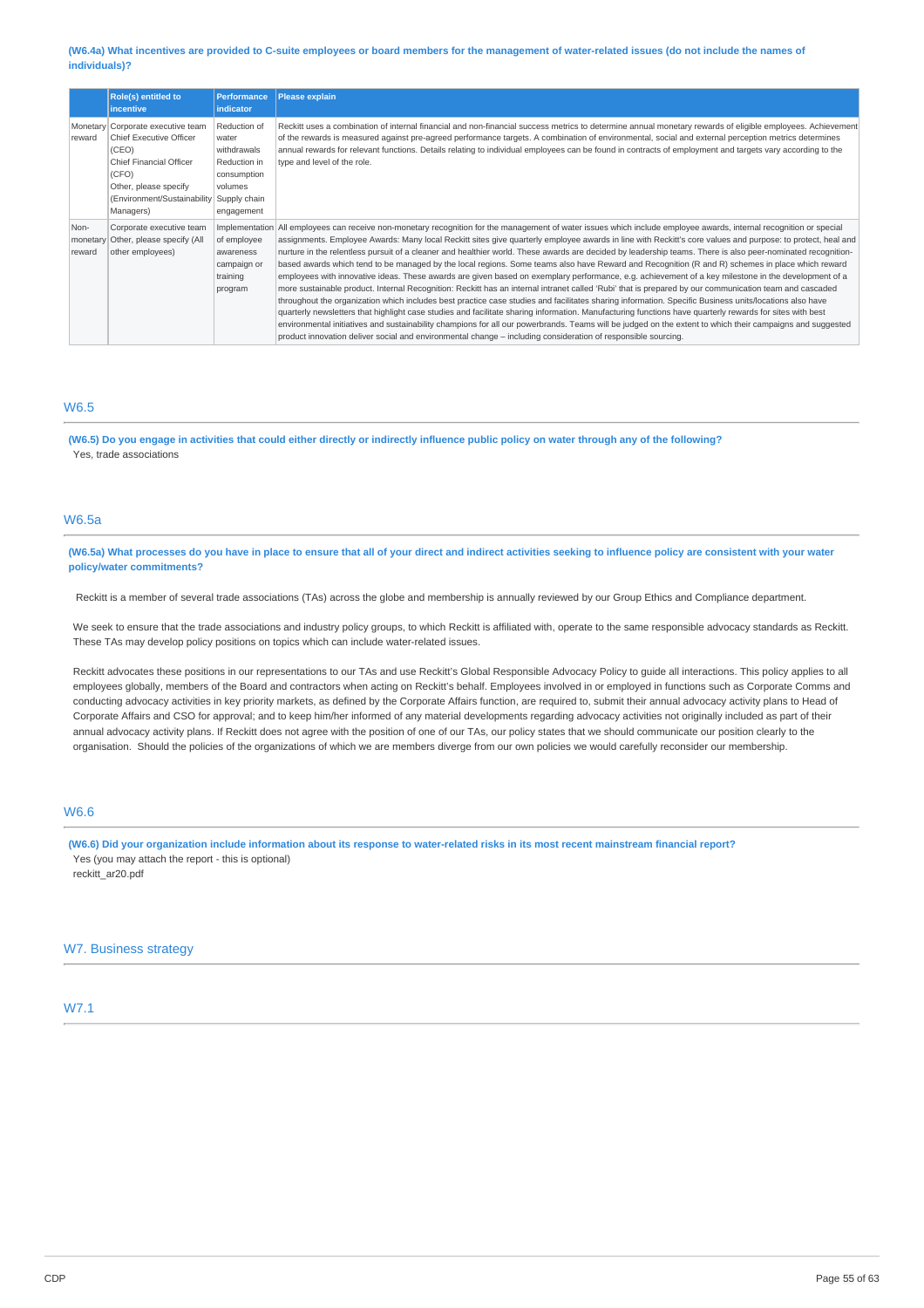**(W6.4a) What incentives are provided to C-suite employees or board members for the management of water-related issues (do not include the names of individuals)?**

| | Role(s) entitled to incentive | Performance indicator | Please explain |
|---|---|---|---|
| Monetary reward | Corporate executive team<br>Chief Executive Officer (CEO)<br>Chief Financial Officer (CFO)<br>Other, please specify (Environment/Sustainability Managers) | Reduction of water withdrawals<br>Reduction in consumption volumes<br>Supply chain engagement | Reckitt uses a combination of internal financial and non-financial success metrics to determine annual monetary rewards of eligible employees. Achievement of the rewards is measured against pre-agreed performance targets. A combination of environmental, social and external perception metrics determines annual rewards for relevant functions. Details relating to individual employees can be found in contracts of employment and targets vary according to the type and level of the role. |
| Non-monetary reward | Corporate executive team<br>Other, please specify (All other employees) | Implementation of employee awareness campaign or training program | All employees can receive non-monetary recognition for the management of water issues which include employee awards, internal recognition or special assignments. Employee Awards: Many local Reckitt sites give quarterly employee awards in line with Reckitt's core values and purpose: to protect, heal and nurture in the relentless pursuit of a cleaner and healthier world. These awards are decided by leadership teams. There is also peer-nominated recognition-based awards which tend to be managed by the local regions. Some teams also have Reward and Recognition (R and R) schemes in place which reward employees with innovative ideas. These awards are given based on exemplary performance, e.g. achievement of a key milestone in the development of a more sustainable product. Internal Recognition: Reckitt has an internal intranet called 'Rubi' that is prepared by our communication team and cascaded throughout the organization which includes best practice case studies and facilitates sharing information. Specific Business units/locations also have quarterly newsletters that highlight case studies and facilitate sharing information. Manufacturing functions have quarterly rewards for sites with best environmental initiatives and sustainability champions for all our powerbrands. Teams will be judged on the extent to which their campaigns and suggested product innovation deliver social and environmental change – including consideration of responsible sourcing. |

## W6.5

**(W6.5) Do you engage in activities that could either directly or indirectly influence public policy on water through any of the following?**

Yes, trade associations

## W6.5a

**(W6.5a) What processes do you have in place to ensure that all of your direct and indirect activities seeking to influence policy are consistent with your water policy/water commitments?**

Reckitt is a member of several trade associations (TAs) across the globe and membership is annually reviewed by our Group Ethics and Compliance department.

We seek to ensure that the trade associations and industry policy groups, to which Reckitt is affiliated with, operate to the same responsible advocacy standards as Reckitt. These TAs may develop policy positions on topics which can include water-related issues.

Reckitt advocates these positions in our representations to our TAs and use Reckitt's Global Responsible Advocacy Policy to guide all interactions. This policy applies to all employees globally, members of the Board and contractors when acting on Reckitt's behalf. Employees involved in or employed in functions such as Corporate Comms and conducting advocacy activities in key priority markets, as defined by the Corporate Affairs function, are required to, submit their annual advocacy activity plans to Head of Corporate Affairs and CSO for approval; and to keep him/her informed of any material developments regarding advocacy activities not originally included as part of their annual advocacy activity plans. If Reckitt does not agree with the position of one of our TAs, our policy states that we should communicate our position clearly to the organisation. Should the policies of the organizations of which we are members diverge from our own policies we would carefully reconsider our membership.

## W6.6

**(W6.6) Did your organization include information about its response to water-related risks in its most recent mainstream financial report?**

Yes (you may attach the report - this is optional)

reckitt_ar20.pdf

## W7. Business strategy

## W7.1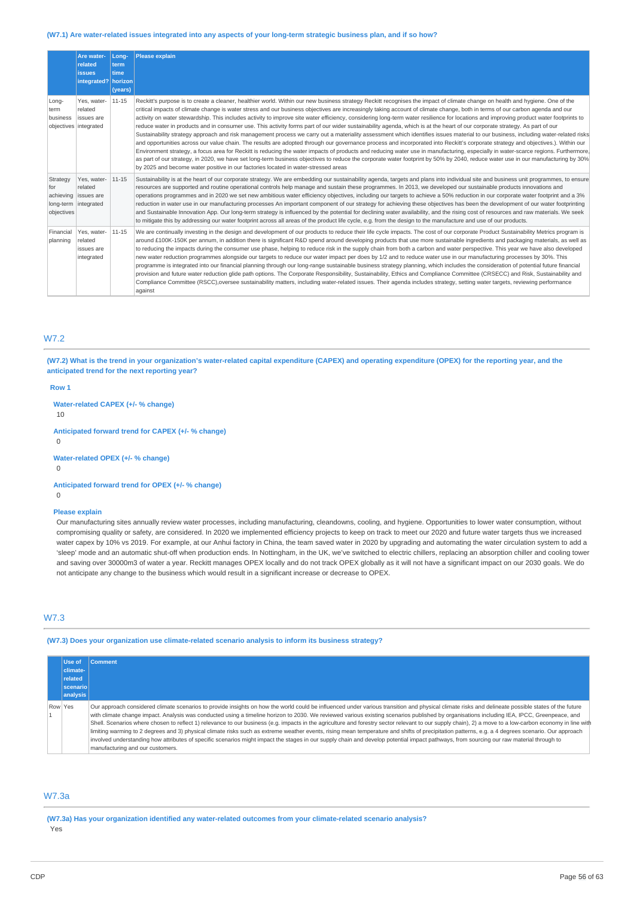(W7.1) Are water-related issues integrated into any aspects of your long-term strategic business plan, and if so how?

| | Are water-related issues integrated? | Long-term time horizon (years) | Please explain |
|---|---|---|---|
| Long-term business objectives | Yes, water-related issues are integrated | 11-15 | Reckitt's purpose is to create a cleaner, healthier world. Within our new business strategy Reckitt recognises the impact of climate change on health and hygiene. One of the critical impacts of climate change is water stress and our business objectives are increasingly taking account of climate change, both in terms of our carbon agenda and our activity on water stewardship. This includes activity to improve site water efficiency, considering long-term water resilience for locations and improving product water footprints to reduce water in products and in consumer use. This activity forms part of our wider sustainability agenda, which is at the heart of our corporate strategy. As part of our Sustainability strategy approach and risk management process we carry out a materiality assessment which identifies issues material to our business, including water-related risks and opportunities across our value chain. The results are adopted through our governance process and incorporated into Reckitt's corporate strategy and objectives.). Within our Environment strategy, a focus area for Reckitt is reducing the water impacts of products and reducing water use in manufacturing, especially in water-scarce regions. Furthermore, as part of our strategy, in 2020, we have set long-term business objectives to reduce the corporate water footprint by 50% by 2040, reduce water use in our manufacturing by 30% by 2025 and become water positive in our factories located in water-stressed areas |
| Strategy for achieving long-term objectives | Yes, water-related issues are integrated | 11-15 | Sustainability is at the heart of our corporate strategy. We are embedding our sustainability agenda, targets and plans into individual site and business unit programmes, to ensure resources are supported and routine operational controls help manage and sustain these programmes. In 2013, we developed our sustainable products innovations and operations programmes and in 2020 we set new ambitious water efficiency objectives, including our targets to achieve a 50% reduction in our corporate water footprint and a 3% reduction in water use in our manufacturing processes An important component of our strategy for achieving these objectives has been the development of our water footprinting and Sustainable Innovation App. Our long-term strategy is influenced by the potential for declining water availability, and the rising cost of resources and raw materials. We seek to mitigate this by addressing our water footprint across all areas of the product life cycle, e.g. from the design to the manufacture and use of our products. |
| Financial planning | Yes, water-related issues are integrated | 11-15 | We are continually investing in the design and development of our products to reduce their life cycle impacts. The cost of our corporate Product Sustainability Metrics program is around £100K-150K per annum, in addition there is significant R&D spend around developing products that use more sustainable ingredients and packaging materials, as well as to reducing the impacts during the consumer use phase, helping to reduce risk in the supply chain from both a carbon and water perspective. This year we have also developed new water reduction programmes alongside our targets to reduce our water impact per does by 1/2 and to reduce water use in our manufacturing processes by 30%. This programme is integrated into our financial planning through our long-range sustainable business strategy planning, which includes the consideration of potential future financial provision and future water reduction glide path options. The Corporate Responsibility, Sustainability, Ethics and Compliance Committee (CRSECC) and Risk, Sustainability and Compliance Committee (RSCC),oversee sustainability matters, including water-related issues. Their agenda includes strategy, setting water targets, reviewing performance against |

## W7.2

(W7.2) What is the trend in your organization's water-related capital expenditure (CAPEX) and operating expenditure (OPEX) for the reporting year, and the anticipated trend for the next reporting year?

**Row 1**

**Water-related CAPEX (+/- % change)**

10

**Anticipated forward trend for CAPEX (+/- % change)**

0

**Water-related OPEX (+/- % change)**

0

**Anticipated forward trend for OPEX (+/- % change)**

0

**Please explain**

Our manufacturing sites annually review water processes, including manufacturing, cleandowns, cooling, and hygiene. Opportunities to lower water consumption, without compromising quality or safety, are considered. In 2020 we implemented efficiency projects to keep on track to meet our 2020 and future water targets thus we increased water capex by 10% vs 2019. For example, at our Anhui factory in China, the team saved water in 2020 by 1/2 by upgrading and automating the water circulation system to add a 'sleep' mode and an automatic shut-off when production ends. In Nottingham, in the UK, we've switched to electric chillers, replacing an absorption chiller and cooling tower and saving over 30000m3 of water a year. Reckitt manages OPEX locally and do not track OPEX globally as it will not have a significant impact on our 2030 goals. We do not anticipate any change to the business which would result in a significant increase or decrease to OPEX.

## W7.3

(W7.3) Does your organization use climate-related scenario analysis to inform its business strategy?

| | Use of climate-related scenario analysis | Comment |
|---|---|---|
| Row 1 | Yes | Our approach considered climate scenarios to provide insights on how the world could be influenced under various transition and physical climate risks and delineate possible states of the future with climate change impact. Analysis was conducted using a timeline horizon to 2030. We reviewed various existing scenarios published by organisations including IEA, IPCC, Greenpeace, and Shell. Scenarios where chosen to reflect 1) relevance to our business (e.g. impacts in the agriculture and forestry sector relevant to our supply chain), 2) a move to a low-carbon economy in line with limiting warming to 2 degrees and 3) physical climate risks such as extreme weather events, rising mean temperature and shifts of precipitation patterns, e.g. a 4 degrees scenario. Our approach involved understanding how attributes of specific scenarios might impact the stages in our supply chain and develop potential impact pathways, from sourcing our raw material through to manufacturing and our customers. |

## W7.3a

(W7.3a) Has your organization identified any water-related outcomes from your climate-related scenario analysis?

Yes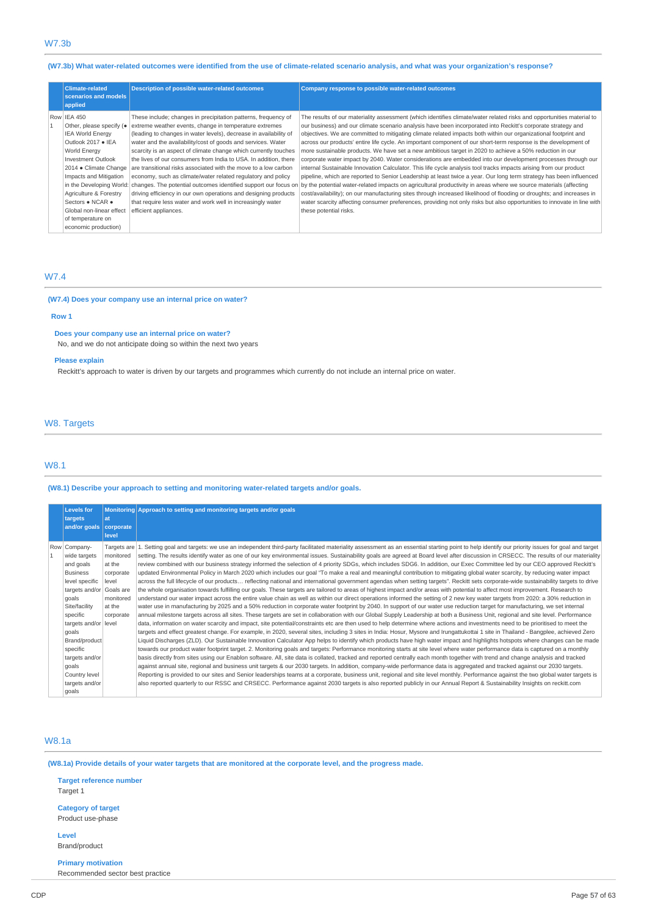## W7.3b

**(W7.3b) What water-related outcomes were identified from the use of climate-related scenario analysis, and what was your organization's response?**

| | Climate-related scenarios and models applied | Description of possible water-related outcomes | Company response to possible water-related outcomes |
|---|---|---|---|
| Row 1 | IEA 450 Other, please specify (● IEA World Energy Outlook 2017 ● IEA World Energy Investment Outlook 2014 ● Climate Change Impacts and Mitigation in the Developing World: Agriculture & Forestry Sectors ● NCAR ● Global non-linear effect of temperature on economic production) | These include; changes in precipitation patterns, frequency of extreme weather events, change in temperature extremes (leading to changes in water levels), decrease in availability of water and the availability/cost of goods and services. Water scarcity is an aspect of climate change which currently touches the lives of our consumers from India to USA. In addition, there are transitional risks associated with the move to a low carbon economy, such as climate/water related regulatory and policy changes. The potential outcomes identified support our focus on driving efficiency in our own operations and designing products that require less water and work well in increasingly water efficient appliances. | The results of our materiality assessment (which identifies climate/water related risks and opportunities material to our business) and our climate scenario analysis have been incorporated into Reckitt's corporate strategy and objectives. We are committed to mitigating climate related impacts both within our organizational footprint and across our products' entire life cycle. An important component of our short-term response is the development of more sustainable products. We have set a new ambitious target in 2020 to achieve a 50% reduction in our corporate water impact by 2040. Water considerations are embedded into our development processes through our internal Sustainable Innovation Calculator. This life cycle analysis tool tracks impacts arising from our product pipeline, which are reported to Senior Leadership at least twice a year. Our long term strategy has been influenced by the potential water-related impacts on agricultural productivity in areas where we source materials (affecting cost/availability); on our manufacturing sites through increased likelihood of flooding or droughts; and increases in water scarcity affecting consumer preferences, providing not only risks but also opportunities to innovate in line with these potential risks. |

## W7.4

**(W7.4) Does your company use an internal price on water?**

**Row 1**

**Does your company use an internal price on water?**
No, and we do not anticipate doing so within the next two years

**Please explain**
Reckitt's approach to water is driven by our targets and programmes which currently do not include an internal price on water.

# W8. Targets

## W8.1

**(W8.1) Describe your approach to setting and monitoring water-related targets and/or goals.**

| | Levels for targets and/or goals | Monitoring at corporate level | Approach to setting and monitoring targets and/or goals |
|---|---|---|---|
| Row 1 | Company-wide targets and goals Business level specific targets and/or goals Site/facility specific targets and/or goals Brand/product specific targets and/or goals Country level targets and/or goals | Targets are monitored at the corporate level Goals are monitored at the corporate level | 1. Setting goal and targets: we use an independent third-party facilitated materiality assessment as an essential starting point to help identify our priority issues for goal and target setting. The results identify water as one of our key environmental issues. Sustainability goals are agreed at Board level after discussion in CRSECC. The results of our materiality review combined with our business strategy informed the selection of 4 priority SDGs, which includes SDG6. In addition, our Exec Committee led by our CEO approved Reckitt's updated Environmental Policy in March 2020 which includes our goal "To make a real and meaningful contribution to mitigating global water scarcity, by reducing water impact across the full lifecycle of our products… reflecting national and international government agendas when setting targets". Reckitt sets corporate-wide sustainability targets to drive the whole organisation towards fulfilling our goals. These targets are tailored to areas of highest impact and/or areas with potential to affect most improvement. Research to understand our water impact across the entire value chain as well as within our direct operations informed the setting of 2 new key water targets from 2020: a 30% reduction in water use in manufacturing by 2025 and a 50% reduction in corporate water footprint by 2040. In support of our water use reduction target for manufacturing, we set internal annual milestone targets across all sites. These targets are set in collaboration with our Global Supply Leadership at both a Business Unit, regional and site level. Performance data, information on water scarcity and impact, site potential/constraints etc are then used to help determine where actions and investments need to be prioritised to meet the targets and effect greatest change. For example, in 2020, several sites, including 3 sites in India: Hosur, Mysore and Irungattukottai 1 site in Thailand - Bangplee, achieved Zero Liquid Discharges (ZLD). Our Sustainable Innovation Calculator App helps to identify which products have high water impact and highlights hotspots where changes can be made towards our product water footprint target. 2. Monitoring goals and targets: Performance monitoring starts at site level where water performance data is captured on a monthly basis directly from sites using our Enablon software. All, site data is collated, tracked and reported centrally each month together with trend and change analysis and tracked against annual site, regional and business unit targets & our 2030 targets. In addition, company-wide performance data is aggregated and tracked against our 2030 targets. Reporting is provided to our sites and Senior leaderships teams at a corporate, business unit, regional and site level monthly. Performance against the two global water targets is also reported quarterly to our RSSC and CRSECC. Performance against 2030 targets is also reported publicly in our Annual Report & Sustainability Insights on reckitt.com |

## W8.1a

**(W8.1a) Provide details of your water targets that are monitored at the corporate level, and the progress made.**

**Target reference number**
Target 1

**Category of target**
Product use-phase

**Level**
Brand/product

**Primary motivation**
Recommended sector best practice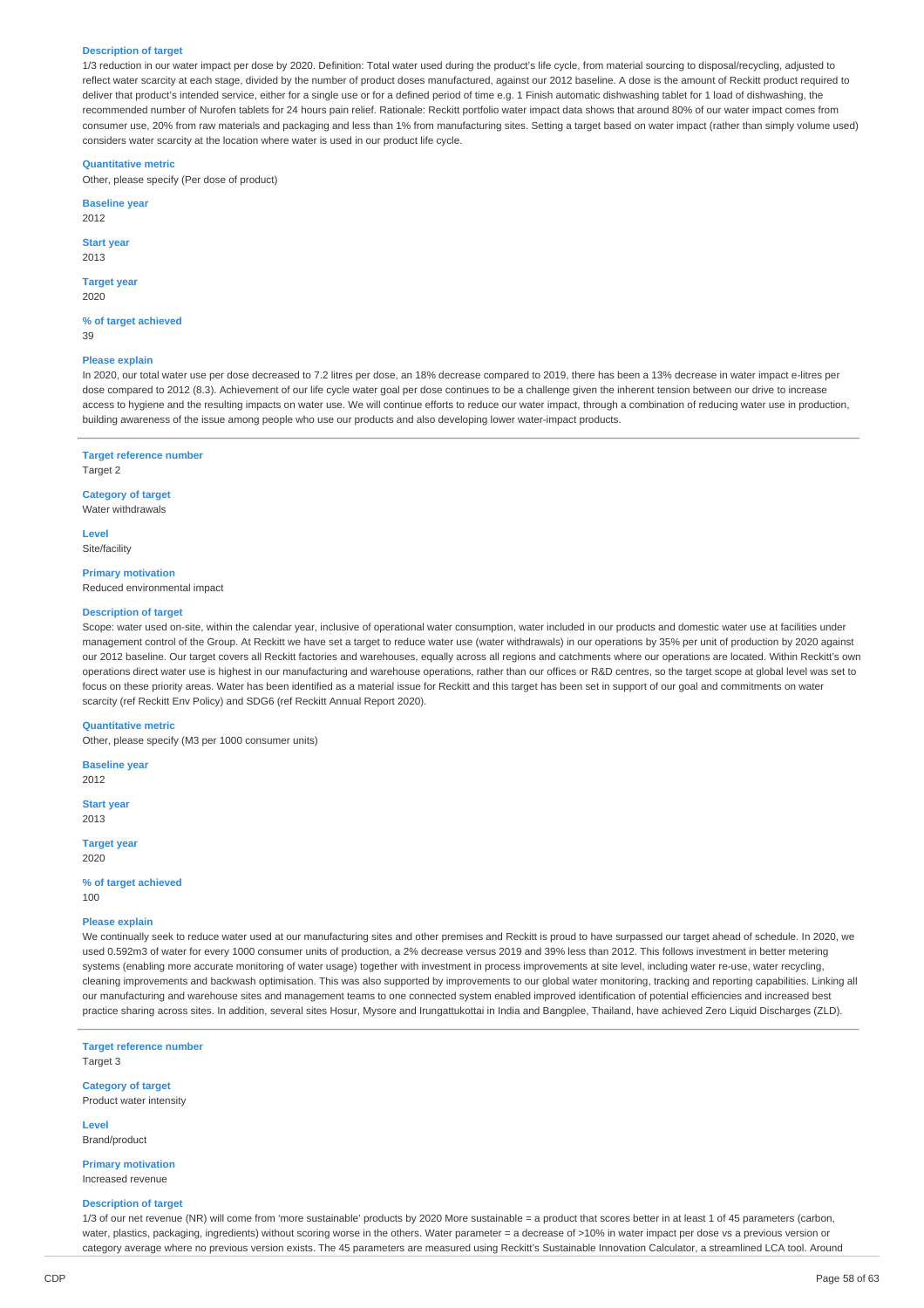**Description of target**

1/3 reduction in our water impact per dose by 2020. Definition: Total water used during the product's life cycle, from material sourcing to disposal/recycling, adjusted to reflect water scarcity at each stage, divided by the number of product doses manufactured, against our 2012 baseline. A dose is the amount of Reckitt product required to deliver that product's intended service, either for a single use or for a defined period of time e.g. 1 Finish automatic dishwashing tablet for 1 load of dishwashing, the recommended number of Nurofen tablets for 24 hours pain relief. Rationale: Reckitt portfolio water impact data shows that around 80% of our water impact comes from consumer use, 20% from raw materials and packaging and less than 1% from manufacturing sites. Setting a target based on water impact (rather than simply volume used) considers water scarcity at the location where water is used in our product life cycle.

**Quantitative metric**

Other, please specify (Per dose of product)

**Baseline year**

2012

**Start year**

2013

**Target year**

2020

**% of target achieved**

39

**Please explain**

In 2020, our total water use per dose decreased to 7.2 litres per dose, an 18% decrease compared to 2019, there has been a 13% decrease in water impact e-litres per dose compared to 2012 (8.3). Achievement of our life cycle water goal per dose continues to be a challenge given the inherent tension between our drive to increase access to hygiene and the resulting impacts on water use. We will continue efforts to reduce our water impact, through a combination of reducing water use in production, building awareness of the issue among people who use our products and also developing lower water-impact products.

---

**Target reference number**

Target 2

**Category of target**

Water withdrawals

**Level**

Site/facility

**Primary motivation**

Reduced environmental impact

**Description of target**

Scope: water used on-site, within the calendar year, inclusive of operational water consumption, water included in our products and domestic water use at facilities under management control of the Group. At Reckitt we have set a target to reduce water use (water withdrawals) in our operations by 35% per unit of production by 2020 against our 2012 baseline. Our target covers all Reckitt factories and warehouses, equally across all regions and catchments where our operations are located. Within Reckitt's own operations direct water use is highest in our manufacturing and warehouse operations, rather than our offices or R&D centres, so the target scope at global level was set to focus on these priority areas. Water has been identified as a material issue for Reckitt and this target has been set in support of our goal and commitments on water scarcity (ref Reckitt Env Policy) and SDG6 (ref Reckitt Annual Report 2020).

**Quantitative metric**

Other, please specify (M3 per 1000 consumer units)

**Baseline year**

2012

**Start year**

2013

**Target year**

2020

**% of target achieved**

100

**Please explain**

We continually seek to reduce water used at our manufacturing sites and other premises and Reckitt is proud to have surpassed our target ahead of schedule. In 2020, we used 0.592m3 of water for every 1000 consumer units of production, a 2% decrease versus 2019 and 39% less than 2012. This follows investment in better metering systems (enabling more accurate monitoring of water usage) together with investment in process improvements at site level, including water re-use, water recycling, cleaning improvements and backwash optimisation. This was also supported by improvements to our global water monitoring, tracking and reporting capabilities. Linking all our manufacturing and warehouse sites and management teams to one connected system enabled improved identification of potential efficiencies and increased best practice sharing across sites. In addition, several sites Hosur, Mysore and Irungattukottai in India and Bangplee, Thailand, have achieved Zero Liquid Discharges (ZLD).

---

**Target reference number**

Target 3

**Category of target**

Product water intensity

**Level**

Brand/product

**Primary motivation**

Increased revenue

**Description of target**

1/3 of our net revenue (NR) will come from 'more sustainable' products by 2020 More sustainable = a product that scores better in at least 1 of 45 parameters (carbon, water, plastics, packaging, ingredients) without scoring worse in the others. Water parameter = a decrease of >10% in water impact per dose vs a previous version or category average where no previous version exists. The 45 parameters are measured using Reckitt's Sustainable Innovation Calculator, a streamlined LCA tool. Around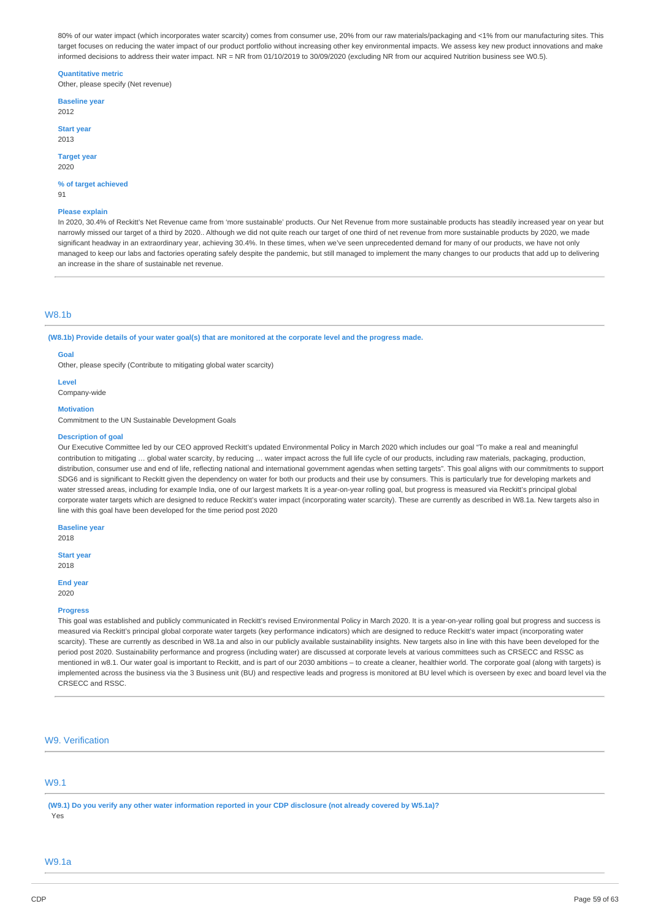80% of our water impact (which incorporates water scarcity) comes from consumer use, 20% from our raw materials/packaging and <1% from our manufacturing sites. This target focuses on reducing the water impact of our product portfolio without increasing other key environmental impacts. We assess key new product innovations and make informed decisions to address their water impact. NR = NR from 01/10/2019 to 30/09/2020 (excluding NR from our acquired Nutrition business see W0.5).

**Quantitative metric**
Other, please specify (Net revenue)

**Baseline year**
2012

**Start year**
2013

**Target year**
2020

**% of target achieved**
91

**Please explain**
In 2020, 30.4% of Reckitt's Net Revenue came from 'more sustainable' products. Our Net Revenue from more sustainable products has steadily increased year on year but narrowly missed our target of a third by 2020.. Although we did not quite reach our target of one third of net revenue from more sustainable products by 2020, we made significant headway in an extraordinary year, achieving 30.4%. In these times, when we've seen unprecedented demand for many of our products, we have not only managed to keep our labs and factories operating safely despite the pandemic, but still managed to implement the many changes to our products that add up to delivering an increase in the share of sustainable net revenue.

## W8.1b

**(W8.1b) Provide details of your water goal(s) that are monitored at the corporate level and the progress made.**

**Goal**
Other, please specify (Contribute to mitigating global water scarcity)

**Level**
Company-wide

**Motivation**
Commitment to the UN Sustainable Development Goals

**Description of goal**
Our Executive Committee led by our CEO approved Reckitt's updated Environmental Policy in March 2020 which includes our goal "To make a real and meaningful contribution to mitigating … global water scarcity, by reducing … water impact across the full life cycle of our products, including raw materials, packaging, production, distribution, consumer use and end of life, reflecting national and international government agendas when setting targets". This goal aligns with our commitments to support SDG6 and is significant to Reckitt given the dependency on water for both our products and their use by consumers. This is particularly true for developing markets and water stressed areas, including for example India, one of our largest markets It is a year-on-year rolling goal, but progress is measured via Reckitt's principal global corporate water targets which are designed to reduce Reckitt's water impact (incorporating water scarcity). These are currently as described in W8.1a. New targets also in line with this goal have been developed for the time period post 2020

**Baseline year**
2018

**Start year**
2018

**End year**
2020

**Progress**
This goal was established and publicly communicated in Reckitt's revised Environmental Policy in March 2020. It is a year-on-year rolling goal but progress and success is measured via Reckitt's principal global corporate water targets (key performance indicators) which are designed to reduce Reckitt's water impact (incorporating water scarcity). These are currently as described in W8.1a and also in our publicly available sustainability insights. New targets also in line with this have been developed for the period post 2020. Sustainability performance and progress (including water) are discussed at corporate levels at various committees such as CRSECC and RSSC as mentioned in w8.1. Our water goal is important to Reckitt, and is part of our 2030 ambitions – to create a cleaner, healthier world. The corporate goal (along with targets) is implemented across the business via the 3 Business unit (BU) and respective leads and progress is monitored at BU level which is overseen by exec and board level via the CRSECC and RSSC.

# W9. Verification

## W9.1

**(W9.1) Do you verify any other water information reported in your CDP disclosure (not already covered by W5.1a)?**
Yes

## W9.1a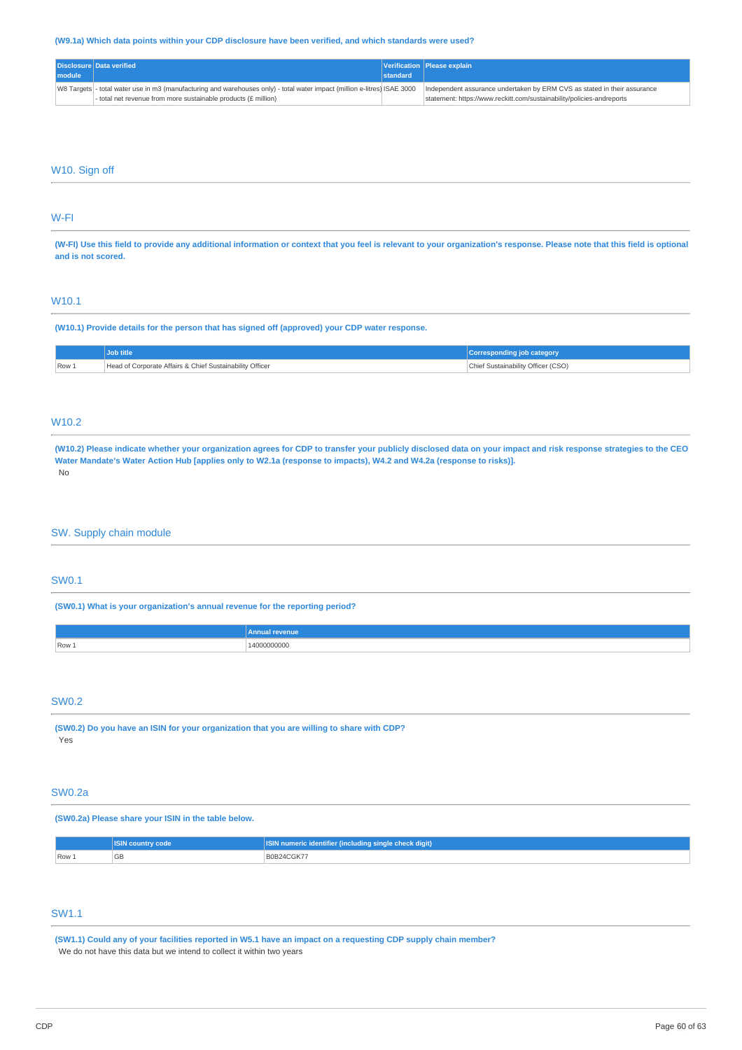**(W9.1a) Which data points within your CDP disclosure have been verified, and which standards were used?**

| Disclosure module | Data verified | Verification standard | Please explain |
|---|---|---|---|
| W8 Targets | - total water use in m3 (manufacturing and warehouses only) - total water impact (million e-litres) - total net revenue from more sustainable products (£ million) | ISAE 3000 | Independent assurance undertaken by ERM CVS as stated in their assurance statement: https://www.reckitt.com/sustainability/policies-andreports |

## W10. Sign off

## W-FI

**(W-FI) Use this field to provide any additional information or context that you feel is relevant to your organization's response. Please note that this field is optional and is not scored.**

## W10.1

**(W10.1) Provide details for the person that has signed off (approved) your CDP water response.**

| | Job title | Corresponding job category |
|---|---|---|
| Row 1 | Head of Corporate Affairs & Chief Sustainability Officer | Chief Sustainability Officer (CSO) |

## W10.2

**(W10.2) Please indicate whether your organization agrees for CDP to transfer your publicly disclosed data on your impact and risk response strategies to the CEO Water Mandate's Water Action Hub [applies only to W2.1a (response to impacts), W4.2 and W4.2a (response to risks)].**

No

## SW. Supply chain module

## SW0.1

**(SW0.1) What is your organization's annual revenue for the reporting period?**

| | Annual revenue |
|---|---|
| Row 1 | 14000000000 |

## SW0.2

**(SW0.2) Do you have an ISIN for your organization that you are willing to share with CDP?**

Yes

## SW0.2a

**(SW0.2a) Please share your ISIN in the table below.**

| | ISIN country code | ISIN numeric identifier (including single check digit) |
|---|---|---|
| Row 1 | GB | B0B24CGK77 |

## SW1.1

**(SW1.1) Could any of your facilities reported in W5.1 have an impact on a requesting CDP supply chain member?**

We do not have this data but we intend to collect it within two years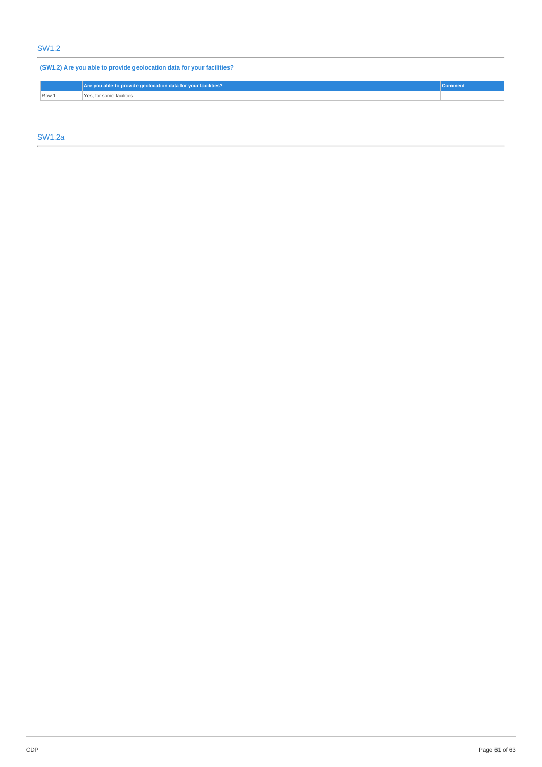## SW1.2

**(SW1.2) Are you able to provide geolocation data for your facilities?**

| | Are you able to provide geolocation data for your facilities? | Comment |
|---|---|---|
| Row 1 | Yes, for some facilities | |

## SW1.2a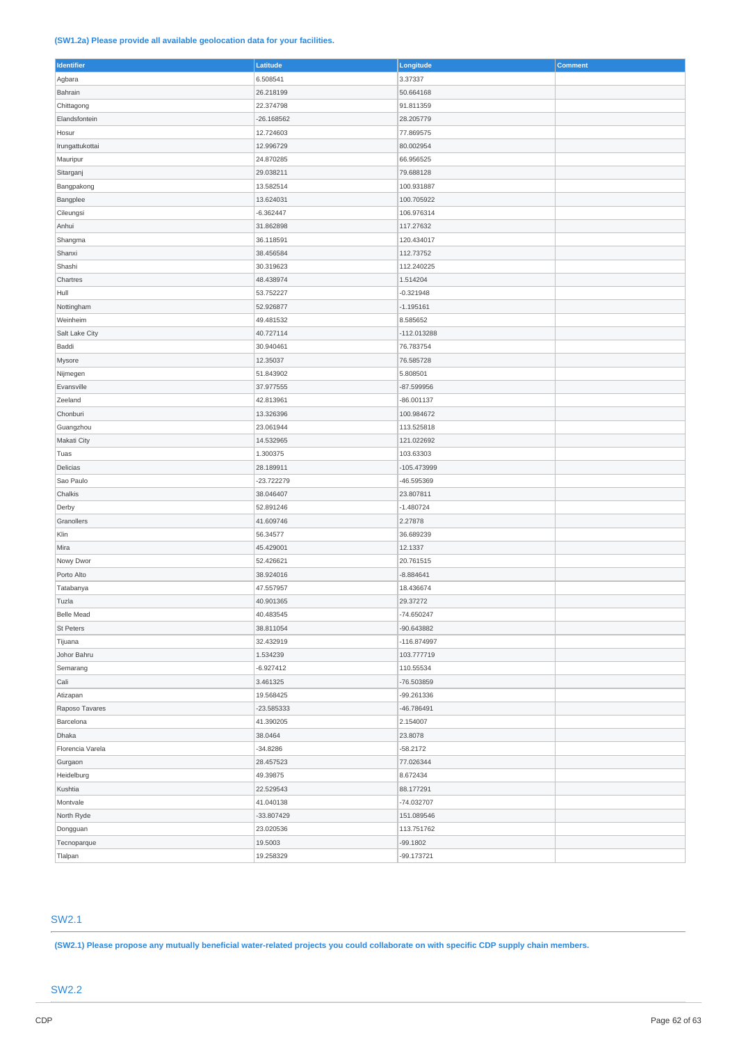**(SW1.2a) Please provide all available geolocation data for your facilities.**

| Identifier | Latitude | Longitude | Comment |
| --- | --- | --- | --- |
| Agbara | 6.508541 | 3.37337 | |
| Bahrain | 26.218199 | 50.664168 | |
| Chittagong | 22.374798 | 91.811359 | |
| Elandsfontein | -26.168562 | 28.205779 | |
| Hosur | 12.724603 | 77.869575 | |
| Irungattukottai | 12.996729 | 80.002954 | |
| Mauripur | 24.870285 | 66.956525 | |
| Sitarganj | 29.038211 | 79.688128 | |
| Bangpakong | 13.582514 | 100.931887 | |
| Bangplee | 13.624031 | 100.705922 | |
| Cileungsi | -6.362447 | 106.976314 | |
| Anhui | 31.862898 | 117.27632 | |
| Shangma | 36.118591 | 120.434017 | |
| Shanxi | 38.456584 | 112.73752 | |
| Shashi | 30.319623 | 112.240225 | |
| Chartres | 48.438974 | 1.514204 | |
| Hull | 53.752227 | -0.321948 | |
| Nottingham | 52.926877 | -1.195161 | |
| Weinheim | 49.481532 | 8.585652 | |
| Salt Lake City | 40.727114 | -112.013288 | |
| Baddi | 30.940461 | 76.783754 | |
| Mysore | 12.35037 | 76.585728 | |
| Nijmegen | 51.843902 | 5.808501 | |
| Evansville | 37.977555 | -87.599956 | |
| Zeeland | 42.813961 | -86.001137 | |
| Chonburi | 13.326396 | 100.984672 | |
| Guangzhou | 23.061944 | 113.525818 | |
| Makati City | 14.532965 | 121.022692 | |
| Tuas | 1.300375 | 103.63303 | |
| Delicias | 28.189911 | -105.473999 | |
| Sao Paulo | -23.722279 | -46.595369 | |
| Chalkis | 38.046407 | 23.807811 | |
| Derby | 52.891246 | -1.480724 | |
| Granollers | 41.609746 | 2.27878 | |
| Klin | 56.34577 | 36.689239 | |
| Mira | 45.429001 | 12.1337 | |
| Nowy Dwor | 52.426621 | 20.761515 | |
| Porto Alto | 38.924016 | -8.884641 | |
| Tatabanya | 47.557957 | 18.436674 | |
| Tuzla | 40.901365 | 29.37272 | |
| Belle Mead | 40.483545 | -74.650247 | |
| St Peters | 38.811054 | -90.643882 | |
| Tijuana | 32.432919 | -116.874997 | |
| Johor Bahru | 1.534239 | 103.777719 | |
| Semarang | -6.927412 | 110.55534 | |
| Cali | 3.461325 | -76.503859 | |
| Atizapan | 19.568425 | -99.261336 | |
| Raposo Tavares | -23.585333 | -46.786491 | |
| Barcelona | 41.390205 | 2.154007 | |
| Dhaka | 38.0464 | 23.8078 | |
| Florencia Varela | -34.8286 | -58.2172 | |
| Gurgaon | 28.457523 | 77.026344 | |
| Heidelburg | 49.39875 | 8.672434 | |
| Kushtia | 22.529543 | 88.177291 | |
| Montvale | 41.040138 | -74.032707 | |
| North Ryde | -33.807429 | 151.089546 | |
| Dongguan | 23.020536 | 113.751762 | |
| Tecnoparque | 19.5003 | -99.1802 | |
| Tlalpan | 19.258329 | -99.173721 | |

## SW2.1

**(SW2.1) Please propose any mutually beneficial water-related projects you could collaborate on with specific CDP supply chain members.**

## SW2.2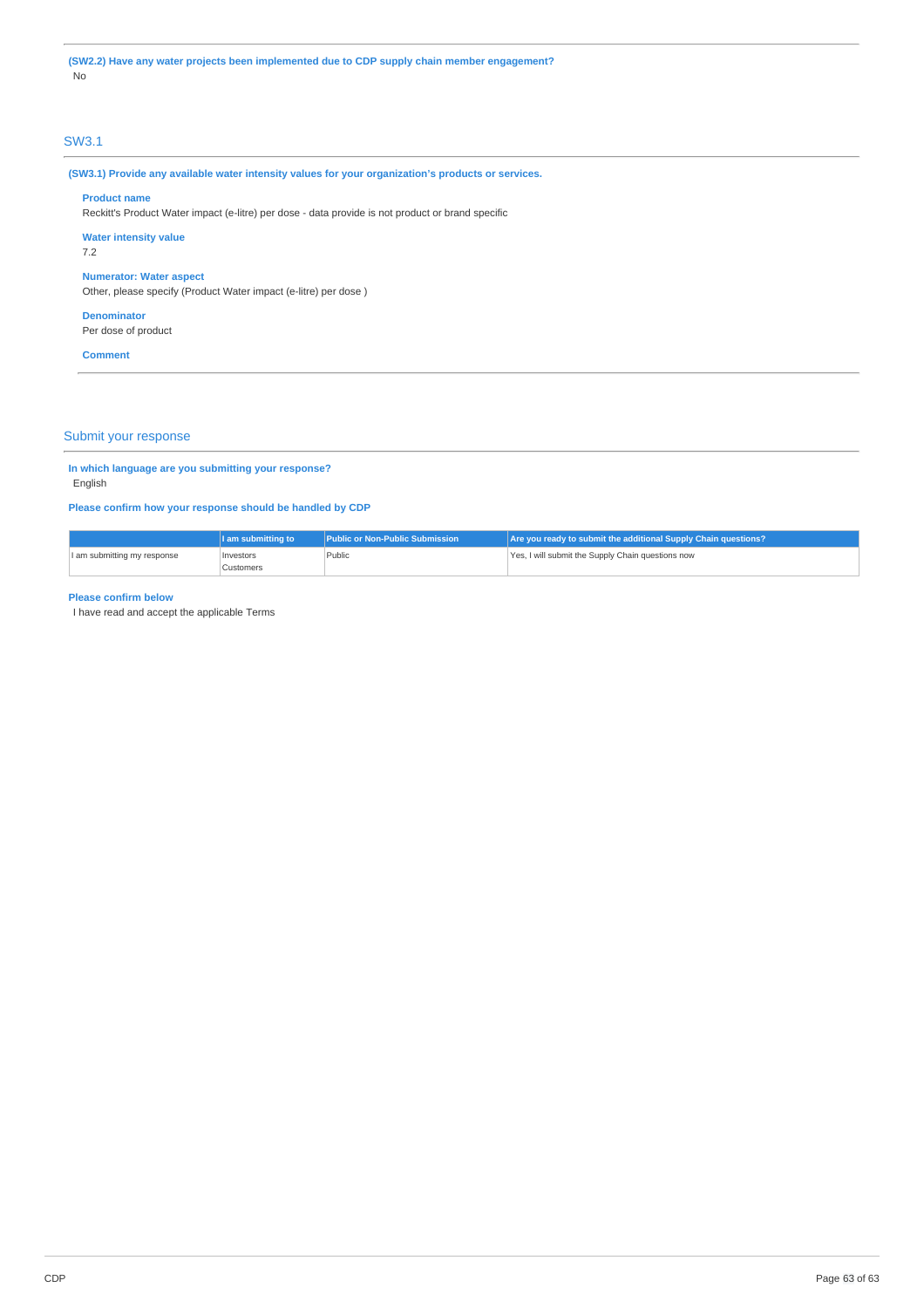**(SW2.2) Have any water projects been implemented due to CDP supply chain member engagement?**

No

## SW3.1

**(SW3.1) Provide any available water intensity values for your organization's products or services.**

**Product name**

Reckitt's Product Water impact (e-litre) per dose - data provide is not product or brand specific

**Water intensity value**

7.2

**Numerator: Water aspect**

Other, please specify (Product Water impact (e-litre) per dose )

**Denominator**

Per dose of product

**Comment**

## Submit your response

**In which language are you submitting your response?**

English

**Please confirm how your response should be handled by CDP**

| | I am submitting to | Public or Non-Public Submission | Are you ready to submit the additional Supply Chain questions? |
|---|---|---|---|
| I am submitting my response | Investors<br>Customers | Public | Yes, I will submit the Supply Chain questions now |

**Please confirm below**

I have read and accept the applicable Terms